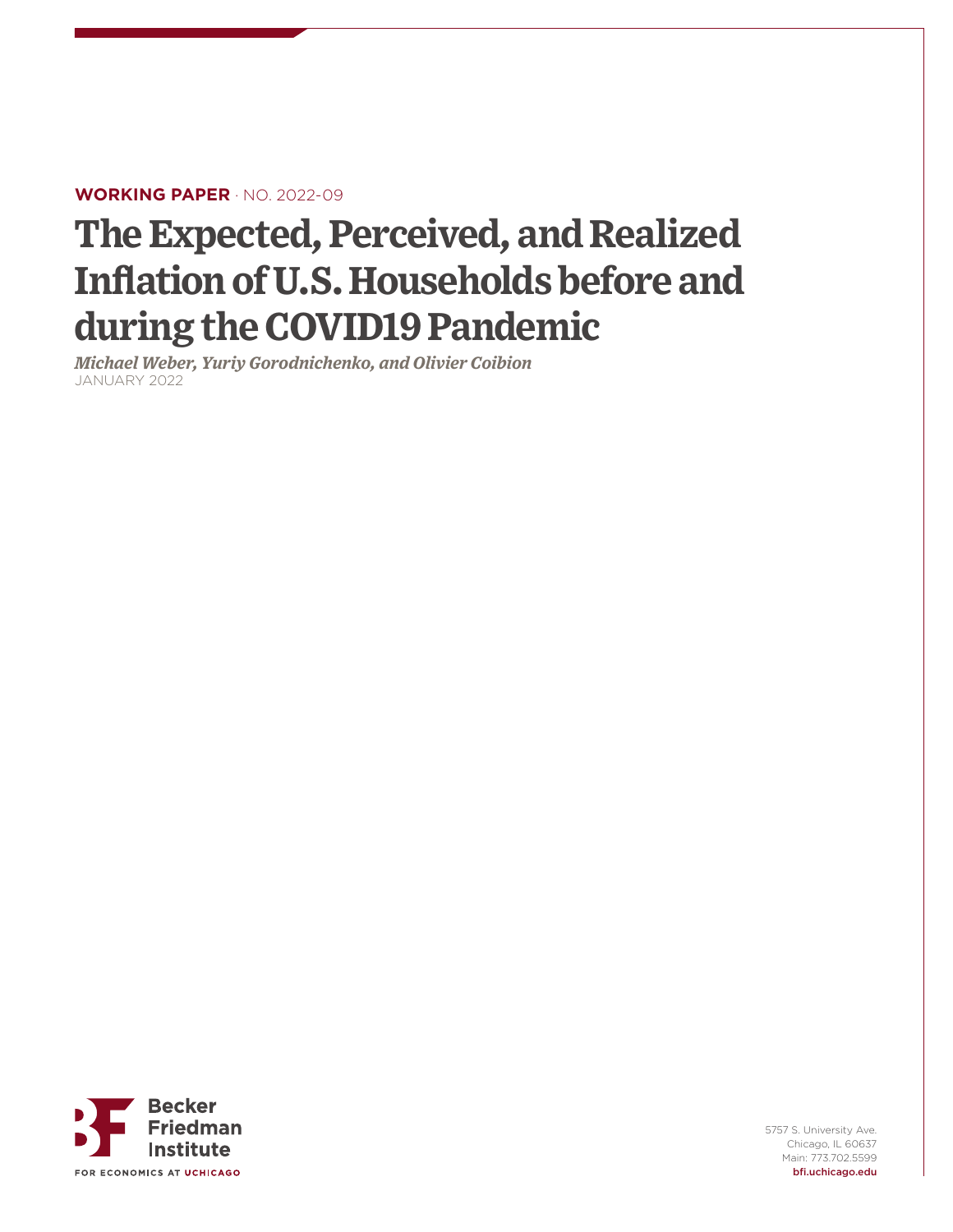**WORKING PAPER** · NO. 2022-09

# The Expected, Perceived, and Realized Inflation of U.S. Households before and during the COVID19 Pandemic

*Michael Weber, Yuriy Gorodnichenko, and Olivier Coibion*

JANUARY 2022

Becker Friedman Institute

FOR ECONOMICS AT UCHICAGO

5757 S. University Ave.
Chicago, IL 60637
Main: 773.702.5599
bfi.uchicago.edu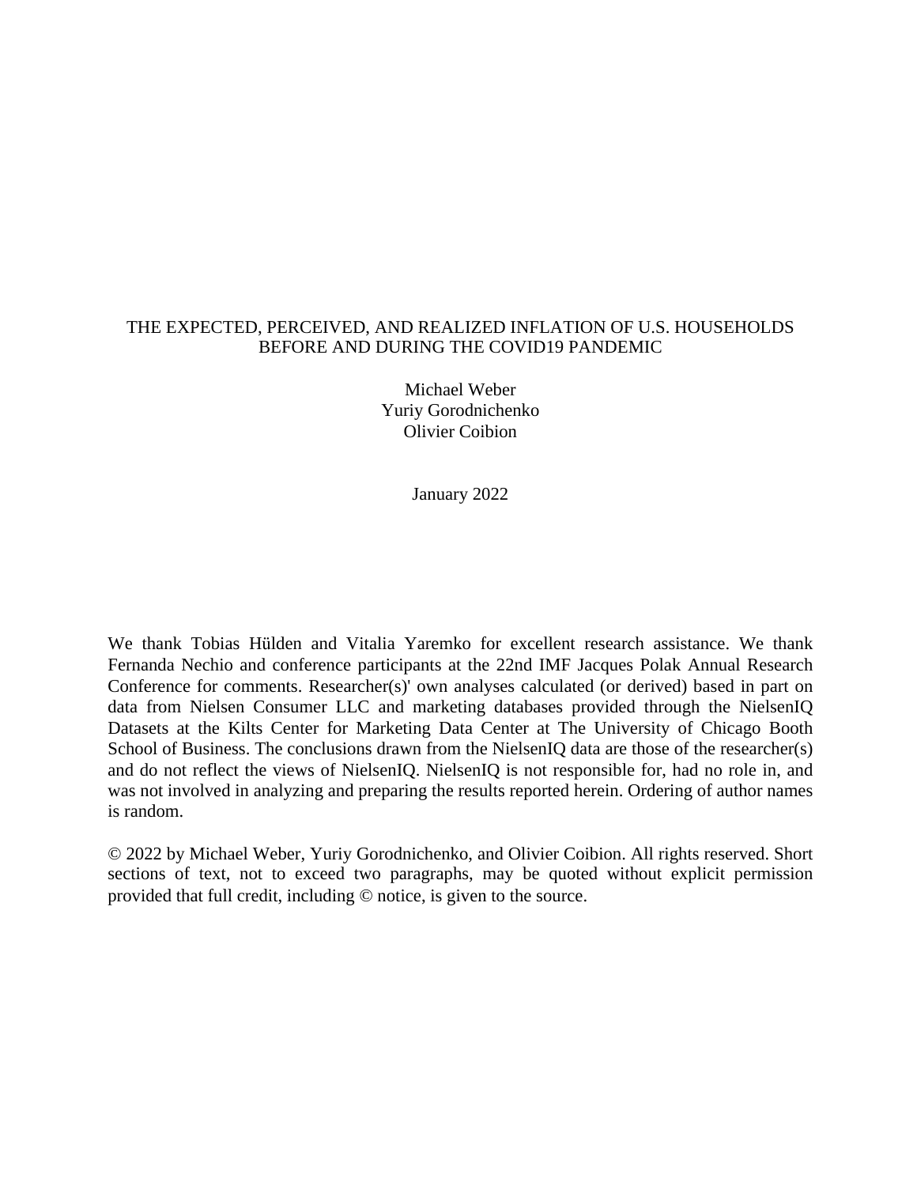# THE EXPECTED, PERCEIVED, AND REALIZED INFLATION OF U.S. HOUSEHOLDS BEFORE AND DURING THE COVID19 PANDEMIC

Michael Weber
Yuriy Gorodnichenko
Olivier Coibion

January 2022

We thank Tobias Hülden and Vitalia Yaremko for excellent research assistance. We thank Fernanda Nechio and conference participants at the 22nd IMF Jacques Polak Annual Research Conference for comments. Researcher(s)' own analyses calculated (or derived) based in part on data from Nielsen Consumer LLC and marketing databases provided through the NielsenIQ Datasets at the Kilts Center for Marketing Data Center at The University of Chicago Booth School of Business. The conclusions drawn from the NielsenIQ data are those of the researcher(s) and do not reflect the views of NielsenIQ. NielsenIQ is not responsible for, had no role in, and was not involved in analyzing and preparing the results reported herein. Ordering of author names is random.

© 2022 by Michael Weber, Yuriy Gorodnichenko, and Olivier Coibion. All rights reserved. Short sections of text, not to exceed two paragraphs, may be quoted without explicit permission provided that full credit, including © notice, is given to the source.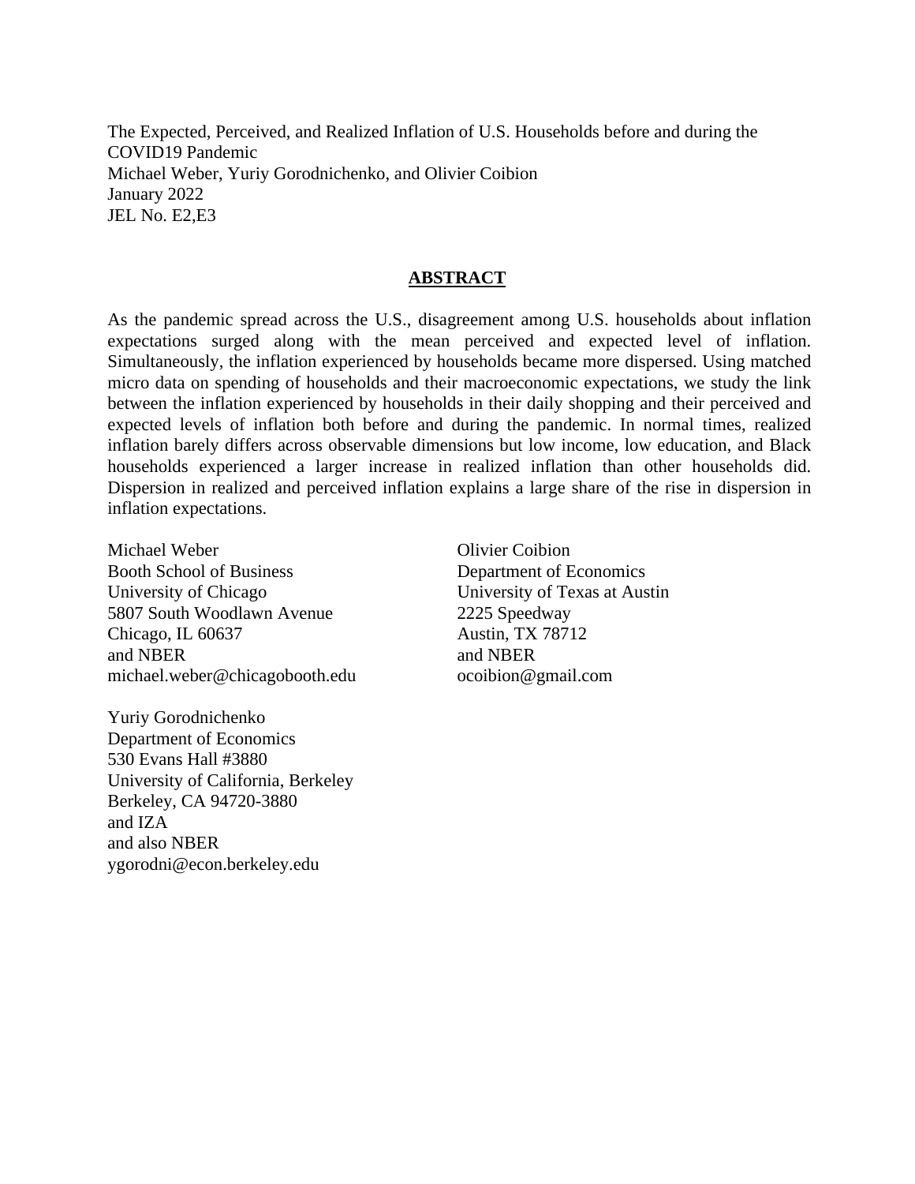The Expected, Perceived, and Realized Inflation of U.S. Households before and during the COVID19 Pandemic
Michael Weber, Yuriy Gorodnichenko, and Olivier Coibion
January 2022
JEL No. E2,E3

## ABSTRACT

As the pandemic spread across the U.S., disagreement among U.S. households about inflation expectations surged along with the mean perceived and expected level of inflation. Simultaneously, the inflation experienced by households became more dispersed. Using matched micro data on spending of households and their macroeconomic expectations, we study the link between the inflation experienced by households in their daily shopping and their perceived and expected levels of inflation both before and during the pandemic. In normal times, realized inflation barely differs across observable dimensions but low income, low education, and Black households experienced a larger increase in realized inflation than other households did. Dispersion in realized and perceived inflation explains a large share of the rise in dispersion in inflation expectations.

Michael Weber
Booth School of Business
University of Chicago
5807 South Woodlawn Avenue
Chicago, IL 60637
and NBER
michael.weber@chicagobooth.edu

Olivier Coibion
Department of Economics
University of Texas at Austin
2225 Speedway
Austin, TX 78712
and NBER
ocoibion@gmail.com

Yuriy Gorodnichenko
Department of Economics
530 Evans Hall #3880
University of California, Berkeley
Berkeley, CA 94720-3880
and IZA
and also NBER
ygorodni@econ.berkeley.edu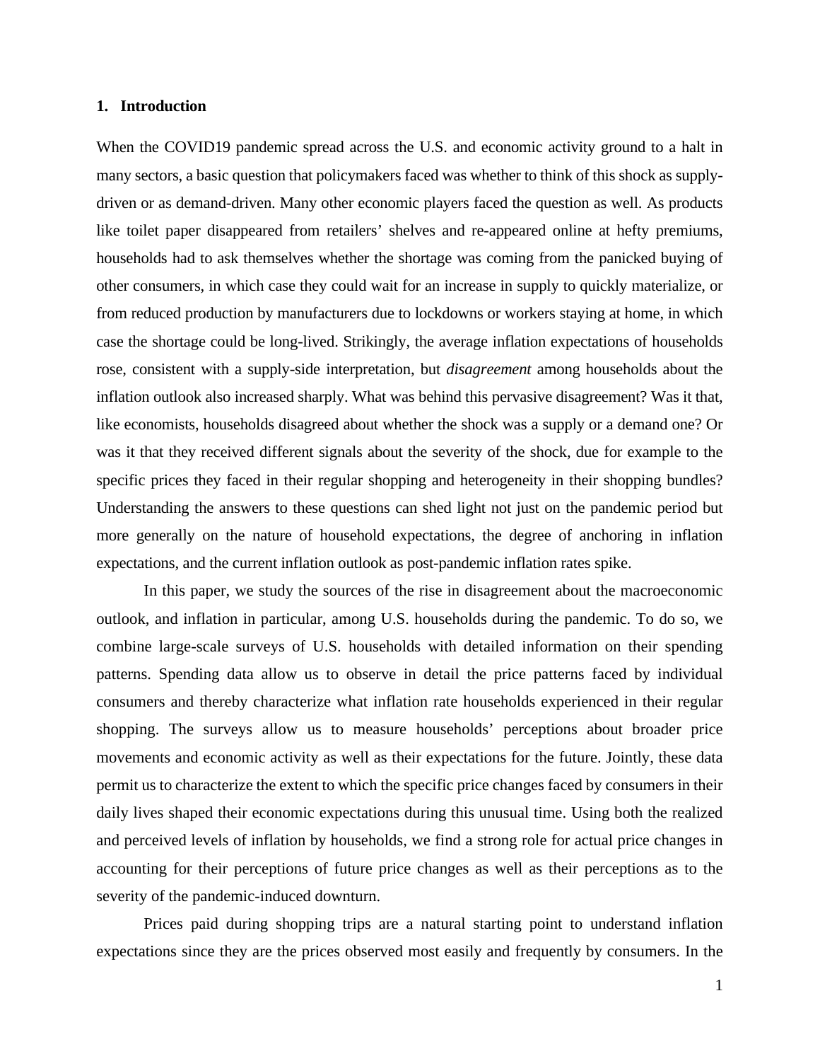## 1. Introduction

When the COVID19 pandemic spread across the U.S. and economic activity ground to a halt in many sectors, a basic question that policymakers faced was whether to think of this shock as supply-driven or as demand-driven. Many other economic players faced the question as well. As products like toilet paper disappeared from retailers' shelves and re-appeared online at hefty premiums, households had to ask themselves whether the shortage was coming from the panicked buying of other consumers, in which case they could wait for an increase in supply to quickly materialize, or from reduced production by manufacturers due to lockdowns or workers staying at home, in which case the shortage could be long-lived. Strikingly, the average inflation expectations of households rose, consistent with a supply-side interpretation, but *disagreement* among households about the inflation outlook also increased sharply. What was behind this pervasive disagreement? Was it that, like economists, households disagreed about whether the shock was a supply or a demand one? Or was it that they received different signals about the severity of the shock, due for example to the specific prices they faced in their regular shopping and heterogeneity in their shopping bundles? Understanding the answers to these questions can shed light not just on the pandemic period but more generally on the nature of household expectations, the degree of anchoring in inflation expectations, and the current inflation outlook as post-pandemic inflation rates spike.

In this paper, we study the sources of the rise in disagreement about the macroeconomic outlook, and inflation in particular, among U.S. households during the pandemic. To do so, we combine large-scale surveys of U.S. households with detailed information on their spending patterns. Spending data allow us to observe in detail the price patterns faced by individual consumers and thereby characterize what inflation rate households experienced in their regular shopping. The surveys allow us to measure households' perceptions about broader price movements and economic activity as well as their expectations for the future. Jointly, these data permit us to characterize the extent to which the specific price changes faced by consumers in their daily lives shaped their economic expectations during this unusual time. Using both the realized and perceived levels of inflation by households, we find a strong role for actual price changes in accounting for their perceptions of future price changes as well as their perceptions as to the severity of the pandemic-induced downturn.

Prices paid during shopping trips are a natural starting point to understand inflation expectations since they are the prices observed most easily and frequently by consumers. In the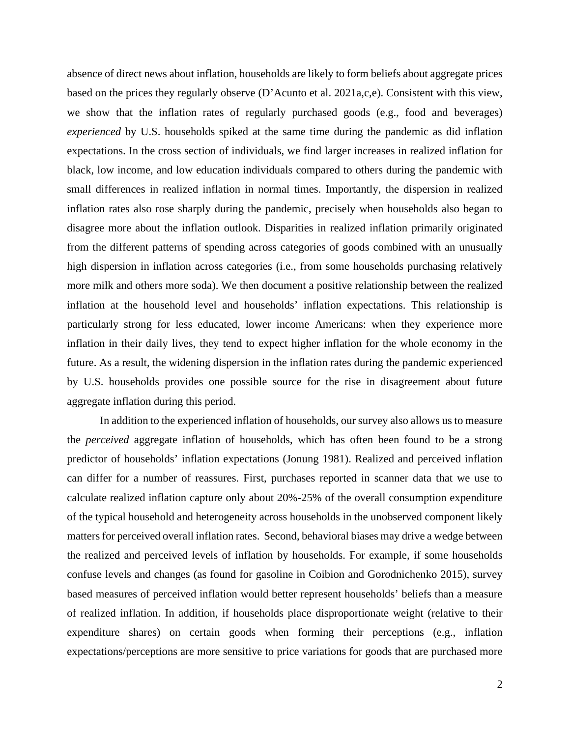absence of direct news about inflation, households are likely to form beliefs about aggregate prices based on the prices they regularly observe (D'Acunto et al. 2021a,c,e). Consistent with this view, we show that the inflation rates of regularly purchased goods (e.g., food and beverages) *experienced* by U.S. households spiked at the same time during the pandemic as did inflation expectations. In the cross section of individuals, we find larger increases in realized inflation for black, low income, and low education individuals compared to others during the pandemic with small differences in realized inflation in normal times. Importantly, the dispersion in realized inflation rates also rose sharply during the pandemic, precisely when households also began to disagree more about the inflation outlook. Disparities in realized inflation primarily originated from the different patterns of spending across categories of goods combined with an unusually high dispersion in inflation across categories (i.e., from some households purchasing relatively more milk and others more soda). We then document a positive relationship between the realized inflation at the household level and households' inflation expectations. This relationship is particularly strong for less educated, lower income Americans: when they experience more inflation in their daily lives, they tend to expect higher inflation for the whole economy in the future. As a result, the widening dispersion in the inflation rates during the pandemic experienced by U.S. households provides one possible source for the rise in disagreement about future aggregate inflation during this period.

In addition to the experienced inflation of households, our survey also allows us to measure the *perceived* aggregate inflation of households, which has often been found to be a strong predictor of households' inflation expectations (Jonung 1981). Realized and perceived inflation can differ for a number of reassures. First, purchases reported in scanner data that we use to calculate realized inflation capture only about 20%-25% of the overall consumption expenditure of the typical household and heterogeneity across households in the unobserved component likely matters for perceived overall inflation rates. Second, behavioral biases may drive a wedge between the realized and perceived levels of inflation by households. For example, if some households confuse levels and changes (as found for gasoline in Coibion and Gorodnichenko 2015), survey based measures of perceived inflation would better represent households' beliefs than a measure of realized inflation. In addition, if households place disproportionate weight (relative to their expenditure shares) on certain goods when forming their perceptions (e.g., inflation expectations/perceptions are more sensitive to price variations for goods that are purchased more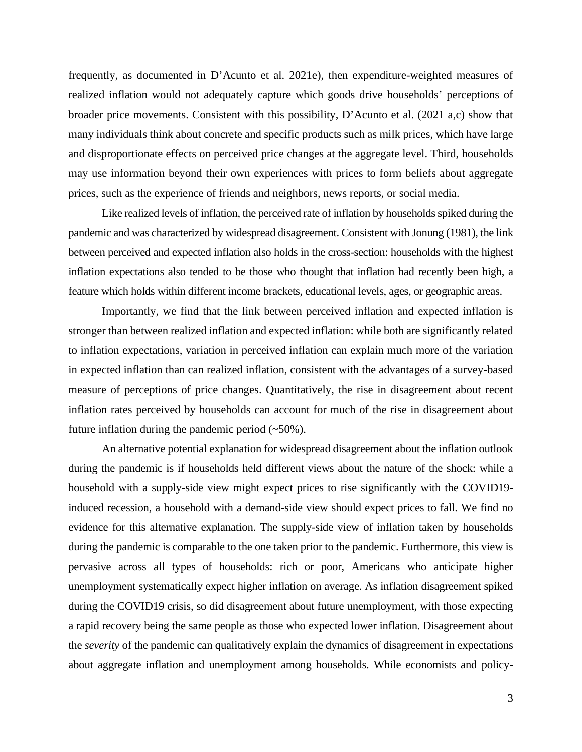frequently, as documented in D'Acunto et al. 2021e), then expenditure-weighted measures of realized inflation would not adequately capture which goods drive households' perceptions of broader price movements. Consistent with this possibility, D'Acunto et al. (2021 a,c) show that many individuals think about concrete and specific products such as milk prices, which have large and disproportionate effects on perceived price changes at the aggregate level. Third, households may use information beyond their own experiences with prices to form beliefs about aggregate prices, such as the experience of friends and neighbors, news reports, or social media.

Like realized levels of inflation, the perceived rate of inflation by households spiked during the pandemic and was characterized by widespread disagreement. Consistent with Jonung (1981), the link between perceived and expected inflation also holds in the cross-section: households with the highest inflation expectations also tended to be those who thought that inflation had recently been high, a feature which holds within different income brackets, educational levels, ages, or geographic areas.

Importantly, we find that the link between perceived inflation and expected inflation is stronger than between realized inflation and expected inflation: while both are significantly related to inflation expectations, variation in perceived inflation can explain much more of the variation in expected inflation than can realized inflation, consistent with the advantages of a survey-based measure of perceptions of price changes. Quantitatively, the rise in disagreement about recent inflation rates perceived by households can account for much of the rise in disagreement about future inflation during the pandemic period (~50%).

An alternative potential explanation for widespread disagreement about the inflation outlook during the pandemic is if households held different views about the nature of the shock: while a household with a supply-side view might expect prices to rise significantly with the COVID19-induced recession, a household with a demand-side view should expect prices to fall. We find no evidence for this alternative explanation. The supply-side view of inflation taken by households during the pandemic is comparable to the one taken prior to the pandemic. Furthermore, this view is pervasive across all types of households: rich or poor, Americans who anticipate higher unemployment systematically expect higher inflation on average. As inflation disagreement spiked during the COVID19 crisis, so did disagreement about future unemployment, with those expecting a rapid recovery being the same people as those who expected lower inflation. Disagreement about the *severity* of the pandemic can qualitatively explain the dynamics of disagreement in expectations about aggregate inflation and unemployment among households. While economists and policy-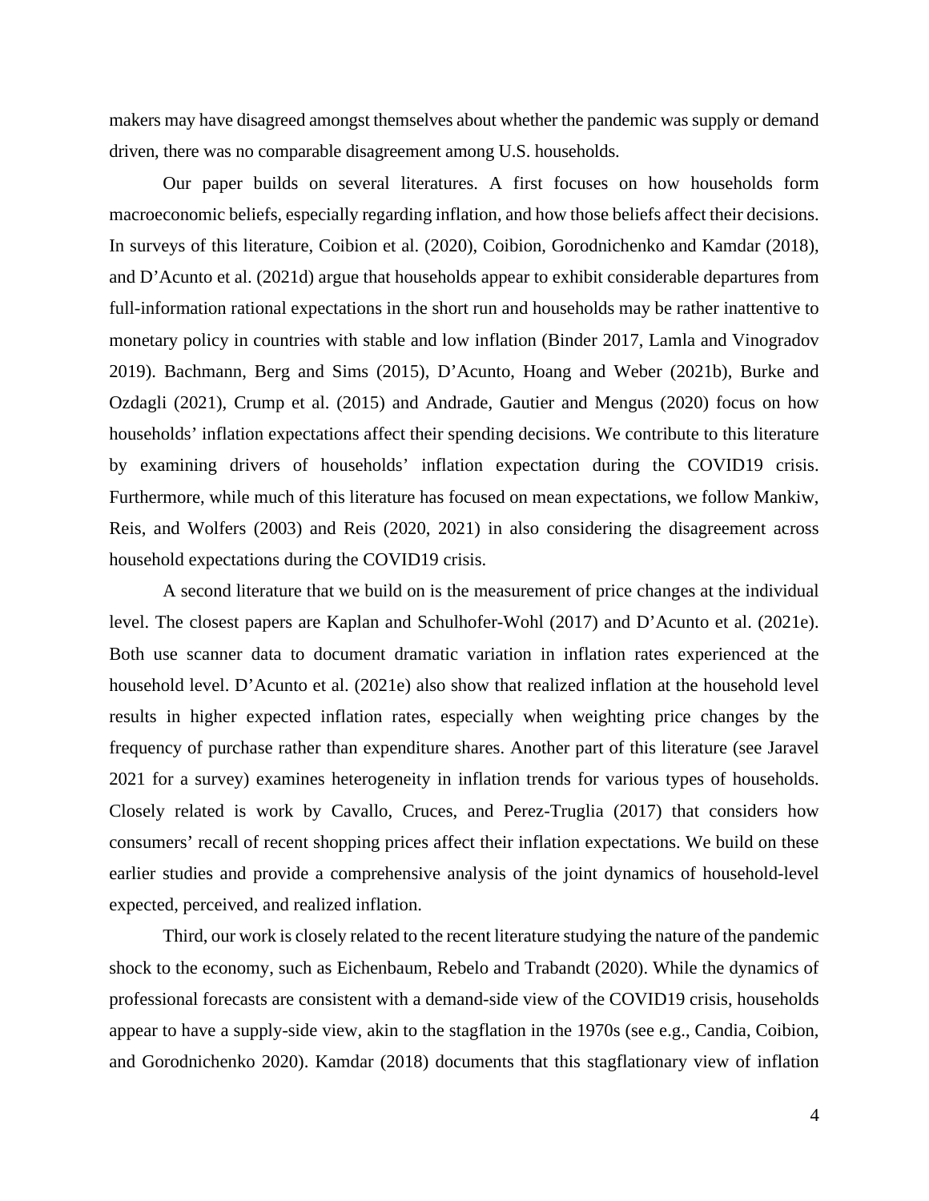makers may have disagreed amongst themselves about whether the pandemic was supply or demand driven, there was no comparable disagreement among U.S. households.

Our paper builds on several literatures. A first focuses on how households form macroeconomic beliefs, especially regarding inflation, and how those beliefs affect their decisions. In surveys of this literature, Coibion et al. (2020), Coibion, Gorodnichenko and Kamdar (2018), and D'Acunto et al. (2021d) argue that households appear to exhibit considerable departures from full-information rational expectations in the short run and households may be rather inattentive to monetary policy in countries with stable and low inflation (Binder 2017, Lamla and Vinogradov 2019). Bachmann, Berg and Sims (2015), D'Acunto, Hoang and Weber (2021b), Burke and Ozdagli (2021), Crump et al. (2015) and Andrade, Gautier and Mengus (2020) focus on how households' inflation expectations affect their spending decisions. We contribute to this literature by examining drivers of households' inflation expectation during the COVID19 crisis. Furthermore, while much of this literature has focused on mean expectations, we follow Mankiw, Reis, and Wolfers (2003) and Reis (2020, 2021) in also considering the disagreement across household expectations during the COVID19 crisis.

A second literature that we build on is the measurement of price changes at the individual level. The closest papers are Kaplan and Schulhofer-Wohl (2017) and D'Acunto et al. (2021e). Both use scanner data to document dramatic variation in inflation rates experienced at the household level. D'Acunto et al. (2021e) also show that realized inflation at the household level results in higher expected inflation rates, especially when weighting price changes by the frequency of purchase rather than expenditure shares. Another part of this literature (see Jaravel 2021 for a survey) examines heterogeneity in inflation trends for various types of households. Closely related is work by Cavallo, Cruces, and Perez-Truglia (2017) that considers how consumers' recall of recent shopping prices affect their inflation expectations. We build on these earlier studies and provide a comprehensive analysis of the joint dynamics of household-level expected, perceived, and realized inflation.

Third, our work is closely related to the recent literature studying the nature of the pandemic shock to the economy, such as Eichenbaum, Rebelo and Trabandt (2020). While the dynamics of professional forecasts are consistent with a demand-side view of the COVID19 crisis, households appear to have a supply-side view, akin to the stagflation in the 1970s (see e.g., Candia, Coibion, and Gorodnichenko 2020). Kamdar (2018) documents that this stagflationary view of inflation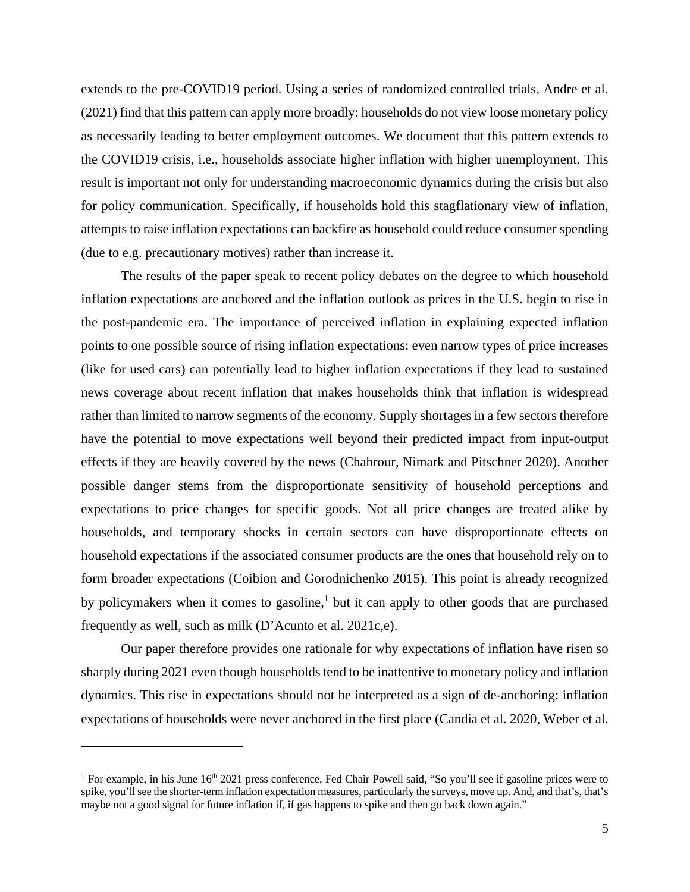extends to the pre-COVID19 period. Using a series of randomized controlled trials, Andre et al. (2021) find that this pattern can apply more broadly: households do not view loose monetary policy as necessarily leading to better employment outcomes. We document that this pattern extends to the COVID19 crisis, i.e., households associate higher inflation with higher unemployment. This result is important not only for understanding macroeconomic dynamics during the crisis but also for policy communication. Specifically, if households hold this stagflationary view of inflation, attempts to raise inflation expectations can backfire as household could reduce consumer spending (due to e.g. precautionary motives) rather than increase it.

The results of the paper speak to recent policy debates on the degree to which household inflation expectations are anchored and the inflation outlook as prices in the U.S. begin to rise in the post-pandemic era. The importance of perceived inflation in explaining expected inflation points to one possible source of rising inflation expectations: even narrow types of price increases (like for used cars) can potentially lead to higher inflation expectations if they lead to sustained news coverage about recent inflation that makes households think that inflation is widespread rather than limited to narrow segments of the economy. Supply shortages in a few sectors therefore have the potential to move expectations well beyond their predicted impact from input-output effects if they are heavily covered by the news (Chahrour, Nimark and Pitschner 2020). Another possible danger stems from the disproportionate sensitivity of household perceptions and expectations to price changes for specific goods. Not all price changes are treated alike by households, and temporary shocks in certain sectors can have disproportionate effects on household expectations if the associated consumer products are the ones that household rely on to form broader expectations (Coibion and Gorodnichenko 2015). This point is already recognized by policymakers when it comes to gasoline,[1] but it can apply to other goods that are purchased frequently as well, such as milk (D'Acunto et al. 2021c,e).

Our paper therefore provides one rationale for why expectations of inflation have risen so sharply during 2021 even though households tend to be inattentive to monetary policy and inflation dynamics. This rise in expectations should not be interpreted as a sign of de-anchoring: inflation expectations of households were never anchored in the first place (Candia et al. 2020, Weber et al.

[1] For example, in his June 16th 2021 press conference, Fed Chair Powell said, "So you'll see if gasoline prices were to spike, you'll see the shorter-term inflation expectation measures, particularly the surveys, move up. And, and that's, that's maybe not a good signal for future inflation if, if gas happens to spike and then go back down again."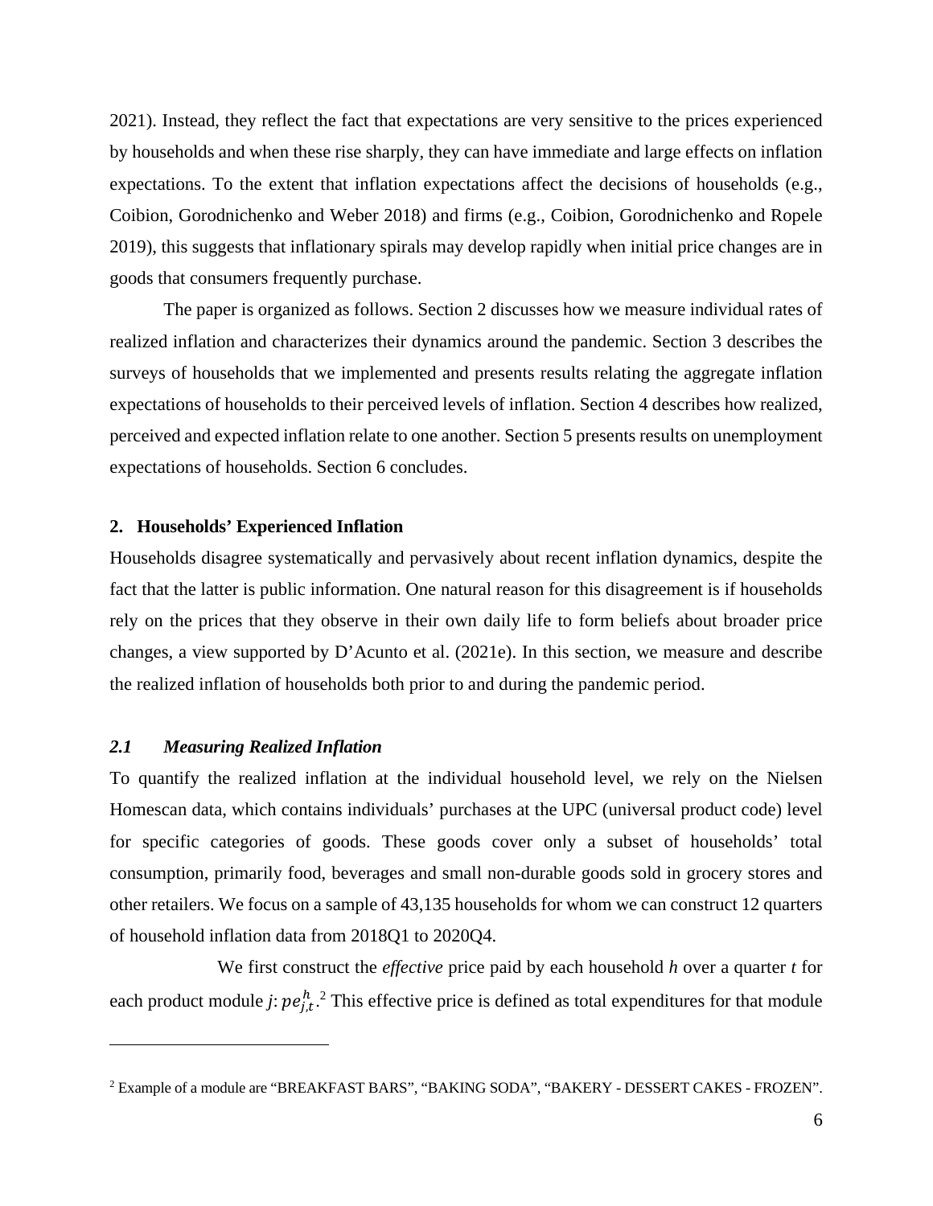2021). Instead, they reflect the fact that expectations are very sensitive to the prices experienced by households and when these rise sharply, they can have immediate and large effects on inflation expectations. To the extent that inflation expectations affect the decisions of households (e.g., Coibion, Gorodnichenko and Weber 2018) and firms (e.g., Coibion, Gorodnichenko and Ropele 2019), this suggests that inflationary spirals may develop rapidly when initial price changes are in goods that consumers frequently purchase.

The paper is organized as follows. Section 2 discusses how we measure individual rates of realized inflation and characterizes their dynamics around the pandemic. Section 3 describes the surveys of households that we implemented and presents results relating the aggregate inflation expectations of households to their perceived levels of inflation. Section 4 describes how realized, perceived and expected inflation relate to one another. Section 5 presents results on unemployment expectations of households. Section 6 concludes.

## 2. Households' Experienced Inflation

Households disagree systematically and pervasively about recent inflation dynamics, despite the fact that the latter is public information. One natural reason for this disagreement is if households rely on the prices that they observe in their own daily life to form beliefs about broader price changes, a view supported by D'Acunto et al. (2021e). In this section, we measure and describe the realized inflation of households both prior to and during the pandemic period.

### *2.1 Measuring Realized Inflation*

To quantify the realized inflation at the individual household level, we rely on the Nielsen Homescan data, which contains individuals' purchases at the UPC (universal product code) level for specific categories of goods. These goods cover only a subset of households' total consumption, primarily food, beverages and small non-durable goods sold in grocery stores and other retailers. We focus on a sample of 43,135 households for whom we can construct 12 quarters of household inflation data from 2018Q1 to 2020Q4.

We first construct the *effective* price paid by each household *h* over a quarter *t* for each product module *j*: $pe_{j,t}^{h}$.[2] This effective price is defined as total expenditures for that module

[2] Example of a module are "BREAKFAST BARS", "BAKING SODA", "BAKERY - DESSERT CAKES - FROZEN".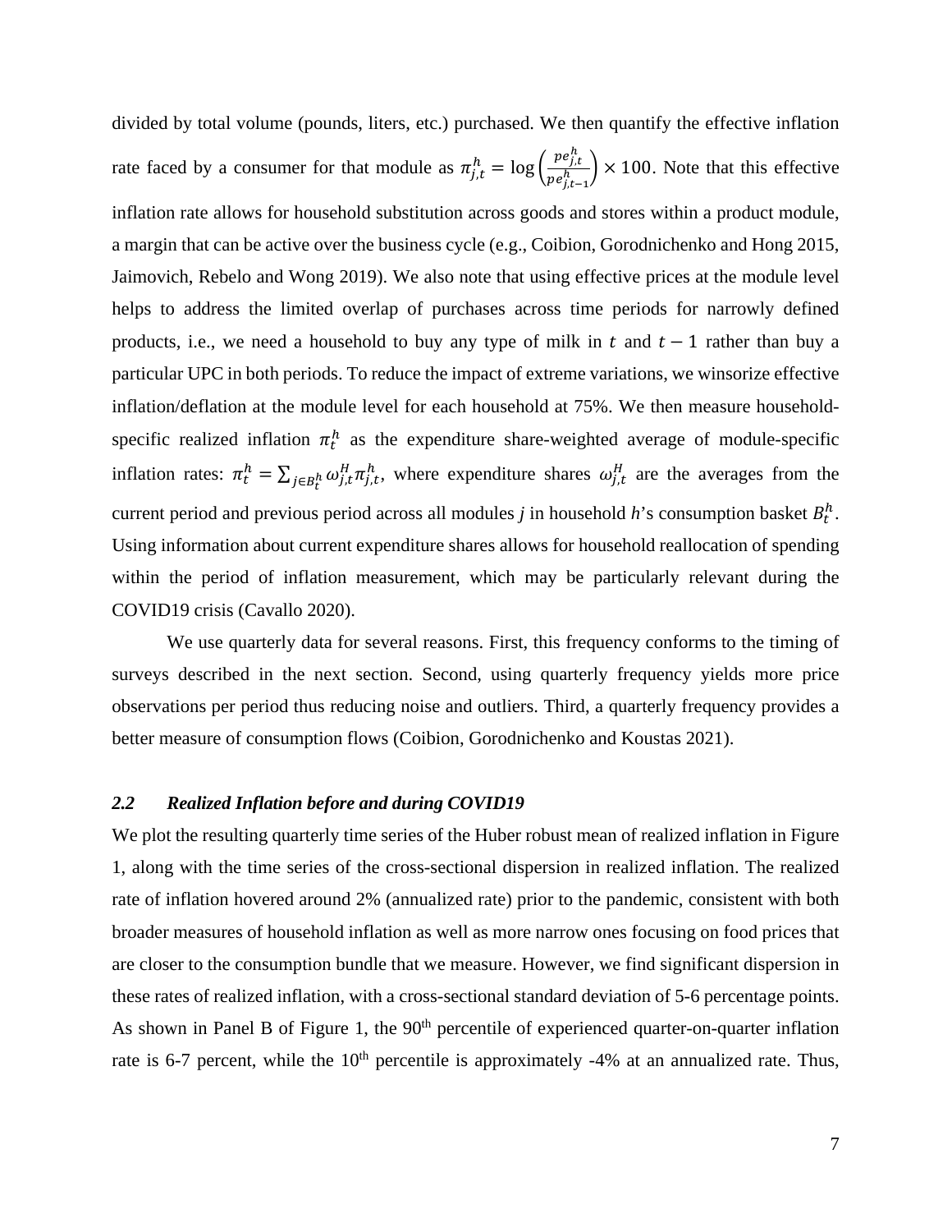divided by total volume (pounds, liters, etc.) purchased. We then quantify the effective inflation rate faced by a consumer for that module as $\pi_{j,t}^{h} = \log\left(\frac{pe_{j,t}^{h}}{pe_{j,t-1}^{h}}\right) \times 100$. Note that this effective inflation rate allows for household substitution across goods and stores within a product module, a margin that can be active over the business cycle (e.g., Coibion, Gorodnichenko and Hong 2015, Jaimovich, Rebelo and Wong 2019). We also note that using effective prices at the module level helps to address the limited overlap of purchases across time periods for narrowly defined products, i.e., we need a household to buy any type of milk in $t$ and $t-1$ rather than buy a particular UPC in both periods. To reduce the impact of extreme variations, we winsorize effective inflation/deflation at the module level for each household at 75%. We then measure household-specific realized inflation $\pi_t^h$ as the expenditure share-weighted average of module-specific inflation rates: $\pi_t^h = \sum_{j \in B_t^h} \omega_{j,t}^{H} \pi_{j,t}^{h}$, where expenditure shares $\omega_{j,t}^{H}$ are the averages from the current period and previous period across all modules $j$ in household $h$'s consumption basket $B_t^h$. Using information about current expenditure shares allows for household reallocation of spending within the period of inflation measurement, which may be particularly relevant during the COVID19 crisis (Cavallo 2020).

We use quarterly data for several reasons. First, this frequency conforms to the timing of surveys described in the next section. Second, using quarterly frequency yields more price observations per period thus reducing noise and outliers. Third, a quarterly frequency provides a better measure of consumption flows (Coibion, Gorodnichenko and Koustas 2021).

## *2.2 Realized Inflation before and during COVID19*

We plot the resulting quarterly time series of the Huber robust mean of realized inflation in Figure 1, along with the time series of the cross-sectional dispersion in realized inflation. The realized rate of inflation hovered around 2% (annualized rate) prior to the pandemic, consistent with both broader measures of household inflation as well as more narrow ones focusing on food prices that are closer to the consumption bundle that we measure. However, we find significant dispersion in these rates of realized inflation, with a cross-sectional standard deviation of 5-6 percentage points. As shown in Panel B of Figure 1, the 90th percentile of experienced quarter-on-quarter inflation rate is 6-7 percent, while the 10th percentile is approximately -4% at an annualized rate. Thus,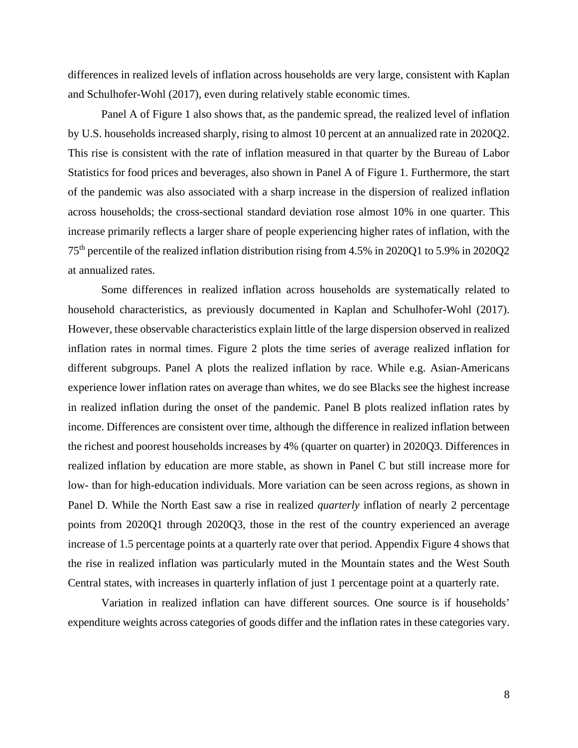differences in realized levels of inflation across households are very large, consistent with Kaplan and Schulhofer-Wohl (2017), even during relatively stable economic times.

Panel A of Figure 1 also shows that, as the pandemic spread, the realized level of inflation by U.S. households increased sharply, rising to almost 10 percent at an annualized rate in 2020Q2. This rise is consistent with the rate of inflation measured in that quarter by the Bureau of Labor Statistics for food prices and beverages, also shown in Panel A of Figure 1. Furthermore, the start of the pandemic was also associated with a sharp increase in the dispersion of realized inflation across households; the cross-sectional standard deviation rose almost 10% in one quarter. This increase primarily reflects a larger share of people experiencing higher rates of inflation, with the 75th percentile of the realized inflation distribution rising from 4.5% in 2020Q1 to 5.9% in 2020Q2 at annualized rates.

Some differences in realized inflation across households are systematically related to household characteristics, as previously documented in Kaplan and Schulhofer-Wohl (2017). However, these observable characteristics explain little of the large dispersion observed in realized inflation rates in normal times. Figure 2 plots the time series of average realized inflation for different subgroups. Panel A plots the realized inflation by race. While e.g. Asian-Americans experience lower inflation rates on average than whites, we do see Blacks see the highest increase in realized inflation during the onset of the pandemic. Panel B plots realized inflation rates by income. Differences are consistent over time, although the difference in realized inflation between the richest and poorest households increases by 4% (quarter on quarter) in 2020Q3. Differences in realized inflation by education are more stable, as shown in Panel C but still increase more for low- than for high-education individuals. More variation can be seen across regions, as shown in Panel D. While the North East saw a rise in realized *quarterly* inflation of nearly 2 percentage points from 2020Q1 through 2020Q3, those in the rest of the country experienced an average increase of 1.5 percentage points at a quarterly rate over that period. Appendix Figure 4 shows that the rise in realized inflation was particularly muted in the Mountain states and the West South Central states, with increases in quarterly inflation of just 1 percentage point at a quarterly rate.

Variation in realized inflation can have different sources. One source is if households' expenditure weights across categories of goods differ and the inflation rates in these categories vary.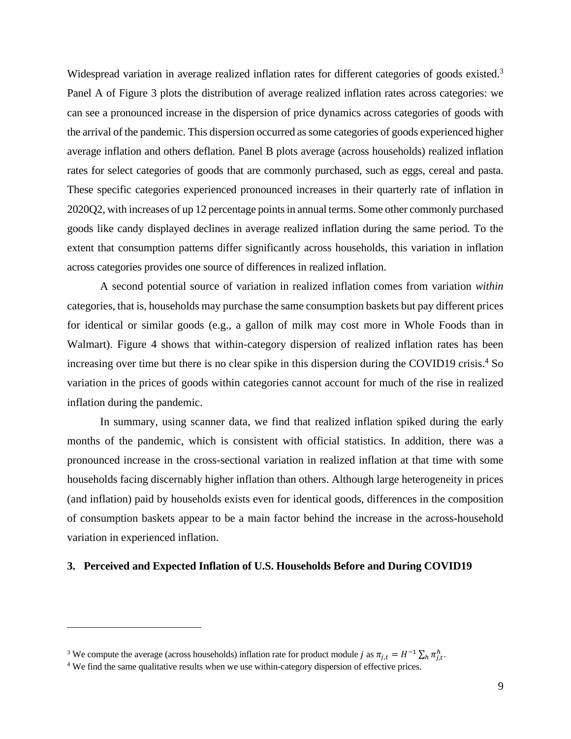Widespread variation in average realized inflation rates for different categories of goods existed.[3] Panel A of Figure 3 plots the distribution of average realized inflation rates across categories: we can see a pronounced increase in the dispersion of price dynamics across categories of goods with the arrival of the pandemic. This dispersion occurred as some categories of goods experienced higher average inflation and others deflation. Panel B plots average (across households) realized inflation rates for select categories of goods that are commonly purchased, such as eggs, cereal and pasta. These specific categories experienced pronounced increases in their quarterly rate of inflation in 2020Q2, with increases of up 12 percentage points in annual terms. Some other commonly purchased goods like candy displayed declines in average realized inflation during the same period. To the extent that consumption patterns differ significantly across households, this variation in inflation across categories provides one source of differences in realized inflation.

A second potential source of variation in realized inflation comes from variation *within* categories, that is, households may purchase the same consumption baskets but pay different prices for identical or similar goods (e.g., a gallon of milk may cost more in Whole Foods than in Walmart). Figure 4 shows that within-category dispersion of realized inflation rates has been increasing over time but there is no clear spike in this dispersion during the COVID19 crisis.[4] So variation in the prices of goods within categories cannot account for much of the rise in realized inflation during the pandemic.

In summary, using scanner data, we find that realized inflation spiked during the early months of the pandemic, which is consistent with official statistics. In addition, there was a pronounced increase in the cross-sectional variation in realized inflation at that time with some households facing discernably higher inflation than others. Although large heterogeneity in prices (and inflation) paid by households exists even for identical goods, differences in the composition of consumption baskets appear to be a main factor behind the increase in the across-household variation in experienced inflation.

## 3. Perceived and Expected Inflation of U.S. Households Before and During COVID19

---

[3] We compute the average (across households) inflation rate for product module $j$ as $\pi_{j,t} = H^{-1} \sum_h \pi^h_{j,t}$.

[4] We find the same qualitative results when we use within-category dispersion of effective prices.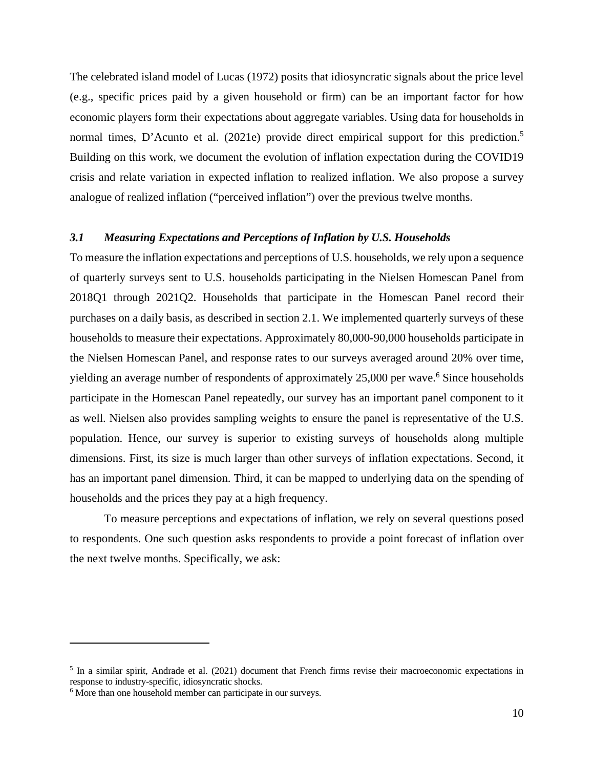The celebrated island model of Lucas (1972) posits that idiosyncratic signals about the price level (e.g., specific prices paid by a given household or firm) can be an important factor for how economic players form their expectations about aggregate variables. Using data for households in normal times, D'Acunto et al. (2021e) provide direct empirical support for this prediction.[5] Building on this work, we document the evolution of inflation expectation during the COVID19 crisis and relate variation in expected inflation to realized inflation. We also propose a survey analogue of realized inflation ("perceived inflation") over the previous twelve months.

### *3.1 Measuring Expectations and Perceptions of Inflation by U.S. Households*

To measure the inflation expectations and perceptions of U.S. households, we rely upon a sequence of quarterly surveys sent to U.S. households participating in the Nielsen Homescan Panel from 2018Q1 through 2021Q2. Households that participate in the Homescan Panel record their purchases on a daily basis, as described in section 2.1. We implemented quarterly surveys of these households to measure their expectations. Approximately 80,000-90,000 households participate in the Nielsen Homescan Panel, and response rates to our surveys averaged around 20% over time, yielding an average number of respondents of approximately 25,000 per wave.[6] Since households participate in the Homescan Panel repeatedly, our survey has an important panel component to it as well. Nielsen also provides sampling weights to ensure the panel is representative of the U.S. population. Hence, our survey is superior to existing surveys of households along multiple dimensions. First, its size is much larger than other surveys of inflation expectations. Second, it has an important panel dimension. Third, it can be mapped to underlying data on the spending of households and the prices they pay at a high frequency.

To measure perceptions and expectations of inflation, we rely on several questions posed to respondents. One such question asks respondents to provide a point forecast of inflation over the next twelve months. Specifically, we ask:

---

[5] In a similar spirit, Andrade et al. (2021) document that French firms revise their macroeconomic expectations in response to industry-specific, idiosyncratic shocks.

[6] More than one household member can participate in our surveys.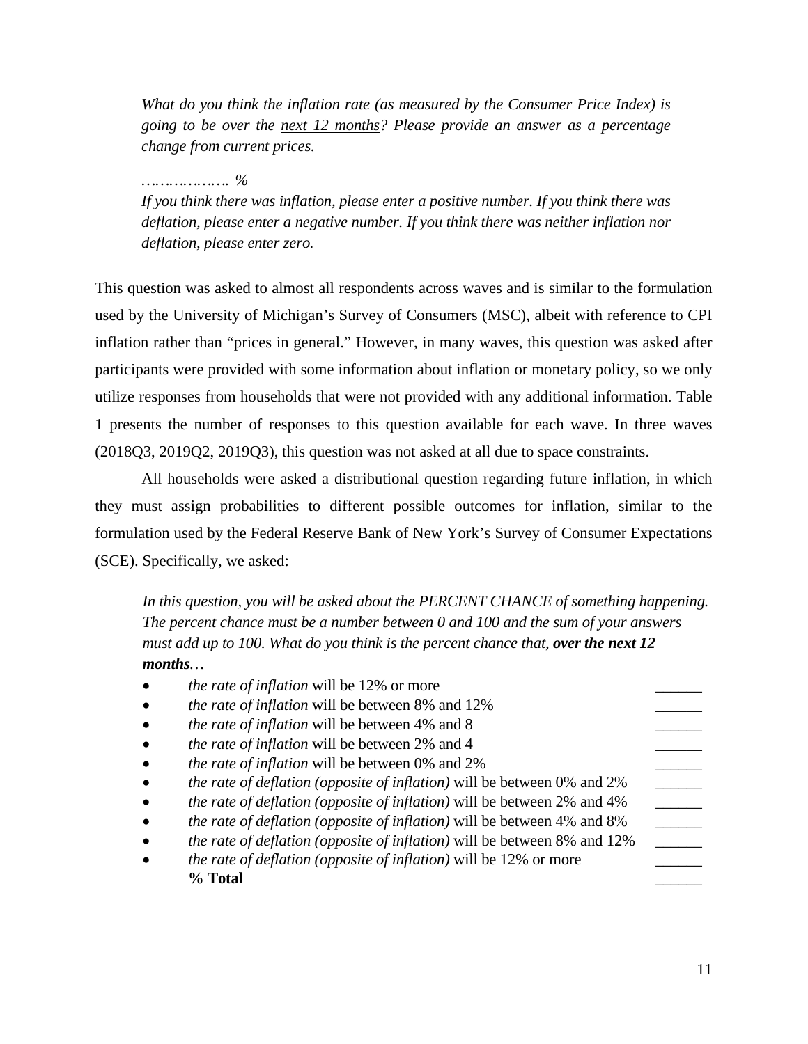*What do you think the inflation rate (as measured by the Consumer Price Index) is going to be over the* *next 12 months*? *Please provide an answer as a percentage change from current prices.*

*………………. %*

*If you think there was inflation, please enter a positive number. If you think there was deflation, please enter a negative number. If you think there was neither inflation nor deflation, please enter zero.*

This question was asked to almost all respondents across waves and is similar to the formulation used by the University of Michigan's Survey of Consumers (MSC), albeit with reference to CPI inflation rather than "prices in general." However, in many waves, this question was asked after participants were provided with some information about inflation or monetary policy, so we only utilize responses from households that were not provided with any additional information. Table 1 presents the number of responses to this question available for each wave. In three waves (2018Q3, 2019Q2, 2019Q3), this question was not asked at all due to space constraints.

All households were asked a distributional question regarding future inflation, in which they must assign probabilities to different possible outcomes for inflation, similar to the formulation used by the Federal Reserve Bank of New York's Survey of Consumer Expectations (SCE). Specifically, we asked:

*In this question, you will be asked about the PERCENT CHANCE of something happening. The percent chance must be a number between 0 and 100 and the sum of your answers must add up to 100. What do you think is the percent chance that,* ***over the next 12 months****…*

- *the rate of inflation* will be 12% or more ______
- *the rate of inflation* will be between 8% and 12% ______
- *the rate of inflation* will be between 4% and 8 ______
- *the rate of inflation* will be between 2% and 4 ______
- *the rate of inflation* will be between 0% and 2% ______
- *the rate of deflation (opposite of inflation)* will be between 0% and 2% ______
- *the rate of deflation (opposite of inflation)* will be between 2% and 4% ______
- *the rate of deflation (opposite of inflation)* will be between 4% and 8% ______
- *the rate of deflation (opposite of inflation)* will be between 8% and 12% ______
- *the rate of deflation (opposite of inflation)* will be 12% or more ______

**% Total** ______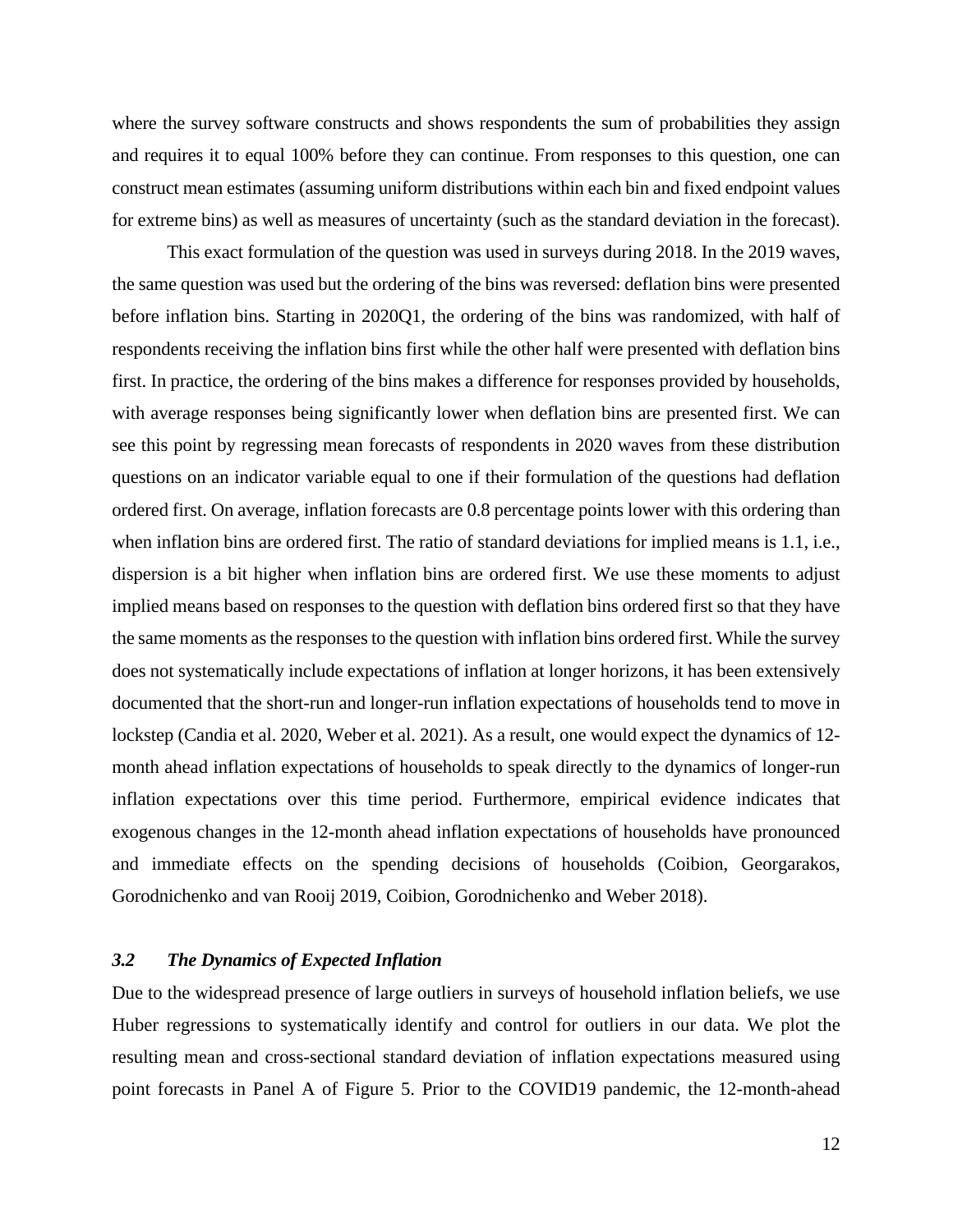where the survey software constructs and shows respondents the sum of probabilities they assign and requires it to equal 100% before they can continue. From responses to this question, one can construct mean estimates (assuming uniform distributions within each bin and fixed endpoint values for extreme bins) as well as measures of uncertainty (such as the standard deviation in the forecast).

This exact formulation of the question was used in surveys during 2018. In the 2019 waves, the same question was used but the ordering of the bins was reversed: deflation bins were presented before inflation bins. Starting in 2020Q1, the ordering of the bins was randomized, with half of respondents receiving the inflation bins first while the other half were presented with deflation bins first. In practice, the ordering of the bins makes a difference for responses provided by households, with average responses being significantly lower when deflation bins are presented first. We can see this point by regressing mean forecasts of respondents in 2020 waves from these distribution questions on an indicator variable equal to one if their formulation of the questions had deflation ordered first. On average, inflation forecasts are 0.8 percentage points lower with this ordering than when inflation bins are ordered first. The ratio of standard deviations for implied means is 1.1, i.e., dispersion is a bit higher when inflation bins are ordered first. We use these moments to adjust implied means based on responses to the question with deflation bins ordered first so that they have the same moments as the responses to the question with inflation bins ordered first. While the survey does not systematically include expectations of inflation at longer horizons, it has been extensively documented that the short-run and longer-run inflation expectations of households tend to move in lockstep (Candia et al. 2020, Weber et al. 2021). As a result, one would expect the dynamics of 12-month ahead inflation expectations of households to speak directly to the dynamics of longer-run inflation expectations over this time period. Furthermore, empirical evidence indicates that exogenous changes in the 12-month ahead inflation expectations of households have pronounced and immediate effects on the spending decisions of households (Coibion, Georgarakos, Gorodnichenko and van Rooij 2019, Coibion, Gorodnichenko and Weber 2018).

### *3.2 The Dynamics of Expected Inflation*

Due to the widespread presence of large outliers in surveys of household inflation beliefs, we use Huber regressions to systematically identify and control for outliers in our data. We plot the resulting mean and cross-sectional standard deviation of inflation expectations measured using point forecasts in Panel A of Figure 5. Prior to the COVID19 pandemic, the 12-month-ahead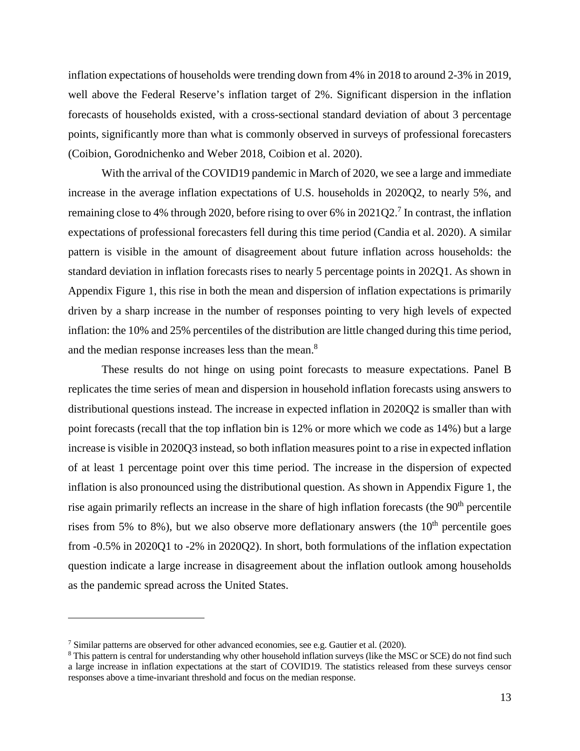inflation expectations of households were trending down from 4% in 2018 to around 2-3% in 2019, well above the Federal Reserve's inflation target of 2%. Significant dispersion in the inflation forecasts of households existed, with a cross-sectional standard deviation of about 3 percentage points, significantly more than what is commonly observed in surveys of professional forecasters (Coibion, Gorodnichenko and Weber 2018, Coibion et al. 2020).

With the arrival of the COVID19 pandemic in March of 2020, we see a large and immediate increase in the average inflation expectations of U.S. households in 2020Q2, to nearly 5%, and remaining close to 4% through 2020, before rising to over 6% in 2021Q2.[7] In contrast, the inflation expectations of professional forecasters fell during this time period (Candia et al. 2020). A similar pattern is visible in the amount of disagreement about future inflation across households: the standard deviation in inflation forecasts rises to nearly 5 percentage points in 202Q1. As shown in Appendix Figure 1, this rise in both the mean and dispersion of inflation expectations is primarily driven by a sharp increase in the number of responses pointing to very high levels of expected inflation: the 10% and 25% percentiles of the distribution are little changed during this time period, and the median response increases less than the mean.[8]

These results do not hinge on using point forecasts to measure expectations. Panel B replicates the time series of mean and dispersion in household inflation forecasts using answers to distributional questions instead. The increase in expected inflation in 2020Q2 is smaller than with point forecasts (recall that the top inflation bin is 12% or more which we code as 14%) but a large increase is visible in 2020Q3 instead, so both inflation measures point to a rise in expected inflation of at least 1 percentage point over this time period. The increase in the dispersion of expected inflation is also pronounced using the distributional question. As shown in Appendix Figure 1, the rise again primarily reflects an increase in the share of high inflation forecasts (the 90th percentile rises from 5% to 8%), but we also observe more deflationary answers (the 10th percentile goes from -0.5% in 2020Q1 to -2% in 2020Q2). In short, both formulations of the inflation expectation question indicate a large increase in disagreement about the inflation outlook among households as the pandemic spread across the United States.

[7] Similar patterns are observed for other advanced economies, see e.g. Gautier et al. (2020).

[8] This pattern is central for understanding why other household inflation surveys (like the MSC or SCE) do not find such a large increase in inflation expectations at the start of COVID19. The statistics released from these surveys censor responses above a time-invariant threshold and focus on the median response.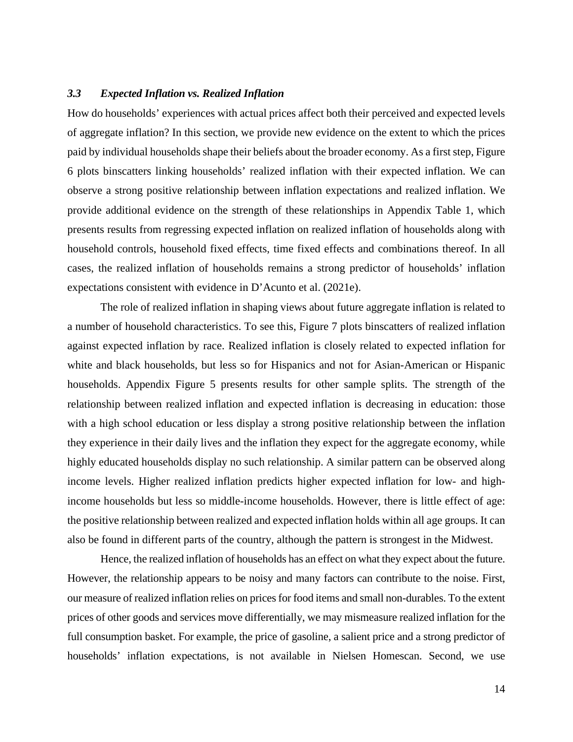### *3.3 Expected Inflation vs. Realized Inflation*

How do households' experiences with actual prices affect both their perceived and expected levels of aggregate inflation? In this section, we provide new evidence on the extent to which the prices paid by individual households shape their beliefs about the broader economy. As a first step, Figure 6 plots binscatters linking households' realized inflation with their expected inflation. We can observe a strong positive relationship between inflation expectations and realized inflation. We provide additional evidence on the strength of these relationships in Appendix Table 1, which presents results from regressing expected inflation on realized inflation of households along with household controls, household fixed effects, time fixed effects and combinations thereof. In all cases, the realized inflation of households remains a strong predictor of households' inflation expectations consistent with evidence in D'Acunto et al. (2021e).

The role of realized inflation in shaping views about future aggregate inflation is related to a number of household characteristics. To see this, Figure 7 plots binscatters of realized inflation against expected inflation by race. Realized inflation is closely related to expected inflation for white and black households, but less so for Hispanics and not for Asian-American or Hispanic households. Appendix Figure 5 presents results for other sample splits. The strength of the relationship between realized inflation and expected inflation is decreasing in education: those with a high school education or less display a strong positive relationship between the inflation they experience in their daily lives and the inflation they expect for the aggregate economy, while highly educated households display no such relationship. A similar pattern can be observed along income levels. Higher realized inflation predicts higher expected inflation for low- and high-income households but less so middle-income households. However, there is little effect of age: the positive relationship between realized and expected inflation holds within all age groups. It can also be found in different parts of the country, although the pattern is strongest in the Midwest.

Hence, the realized inflation of households has an effect on what they expect about the future. However, the relationship appears to be noisy and many factors can contribute to the noise. First, our measure of realized inflation relies on prices for food items and small non-durables. To the extent prices of other goods and services move differentially, we may mismeasure realized inflation for the full consumption basket. For example, the price of gasoline, a salient price and a strong predictor of households' inflation expectations, is not available in Nielsen Homescan. Second, we use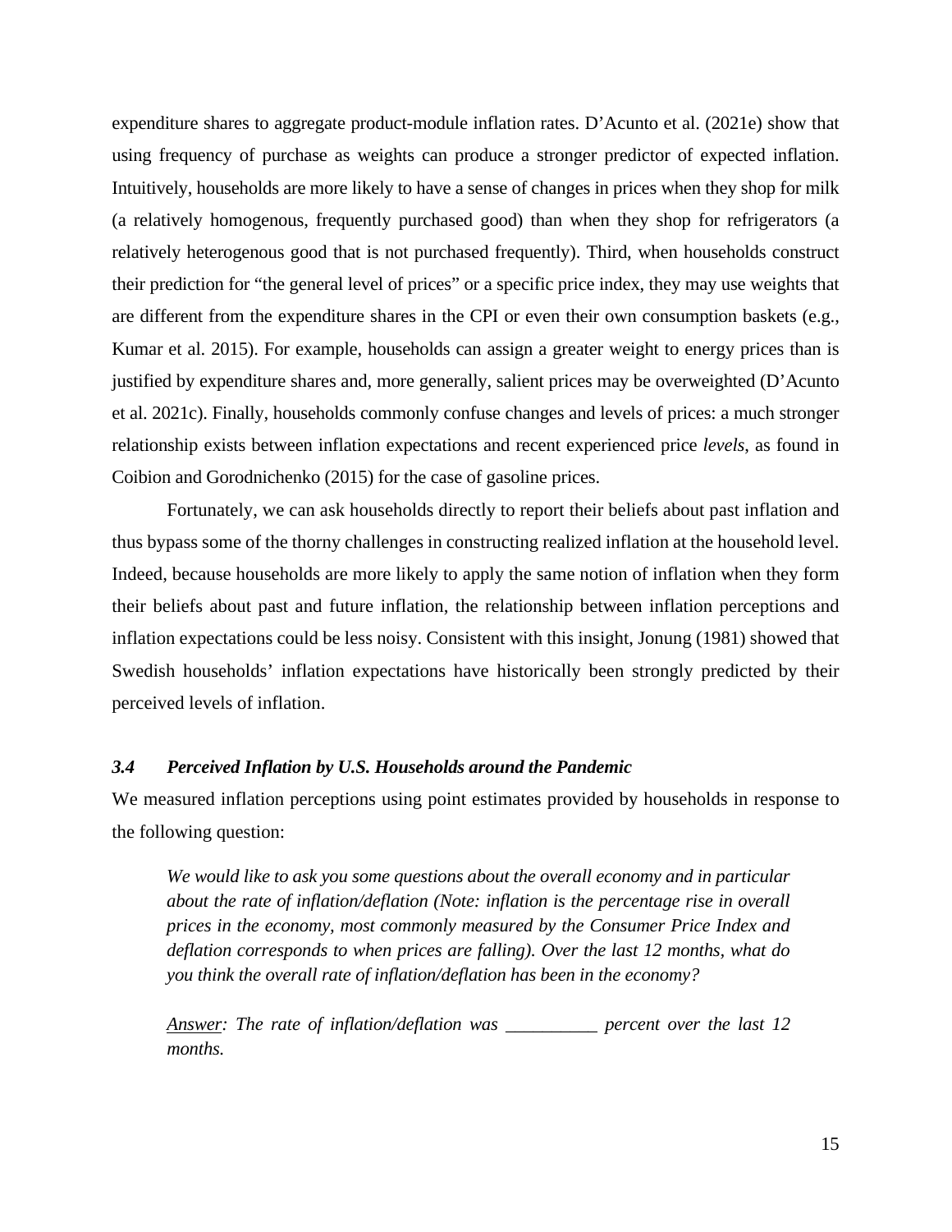expenditure shares to aggregate product-module inflation rates. D'Acunto et al. (2021e) show that using frequency of purchase as weights can produce a stronger predictor of expected inflation. Intuitively, households are more likely to have a sense of changes in prices when they shop for milk (a relatively homogenous, frequently purchased good) than when they shop for refrigerators (a relatively heterogenous good that is not purchased frequently). Third, when households construct their prediction for "the general level of prices" or a specific price index, they may use weights that are different from the expenditure shares in the CPI or even their own consumption baskets (e.g., Kumar et al. 2015). For example, households can assign a greater weight to energy prices than is justified by expenditure shares and, more generally, salient prices may be overweighted (D'Acunto et al. 2021c). Finally, households commonly confuse changes and levels of prices: a much stronger relationship exists between inflation expectations and recent experienced price *levels*, as found in Coibion and Gorodnichenko (2015) for the case of gasoline prices.

Fortunately, we can ask households directly to report their beliefs about past inflation and thus bypass some of the thorny challenges in constructing realized inflation at the household level. Indeed, because households are more likely to apply the same notion of inflation when they form their beliefs about past and future inflation, the relationship between inflation perceptions and inflation expectations could be less noisy. Consistent with this insight, Jonung (1981) showed that Swedish households' inflation expectations have historically been strongly predicted by their perceived levels of inflation.

### *3.4 Perceived Inflation by U.S. Households around the Pandemic*

We measured inflation perceptions using point estimates provided by households in response to the following question:

> *We would like to ask you some questions about the overall economy and in particular about the rate of inflation/deflation (Note: inflation is the percentage rise in overall prices in the economy, most commonly measured by the Consumer Price Index and deflation corresponds to when prices are falling). Over the last 12 months, what do you think the overall rate of inflation/deflation has been in the economy?*
>
> *Answer: The rate of inflation/deflation was __________ percent over the last 12 months.*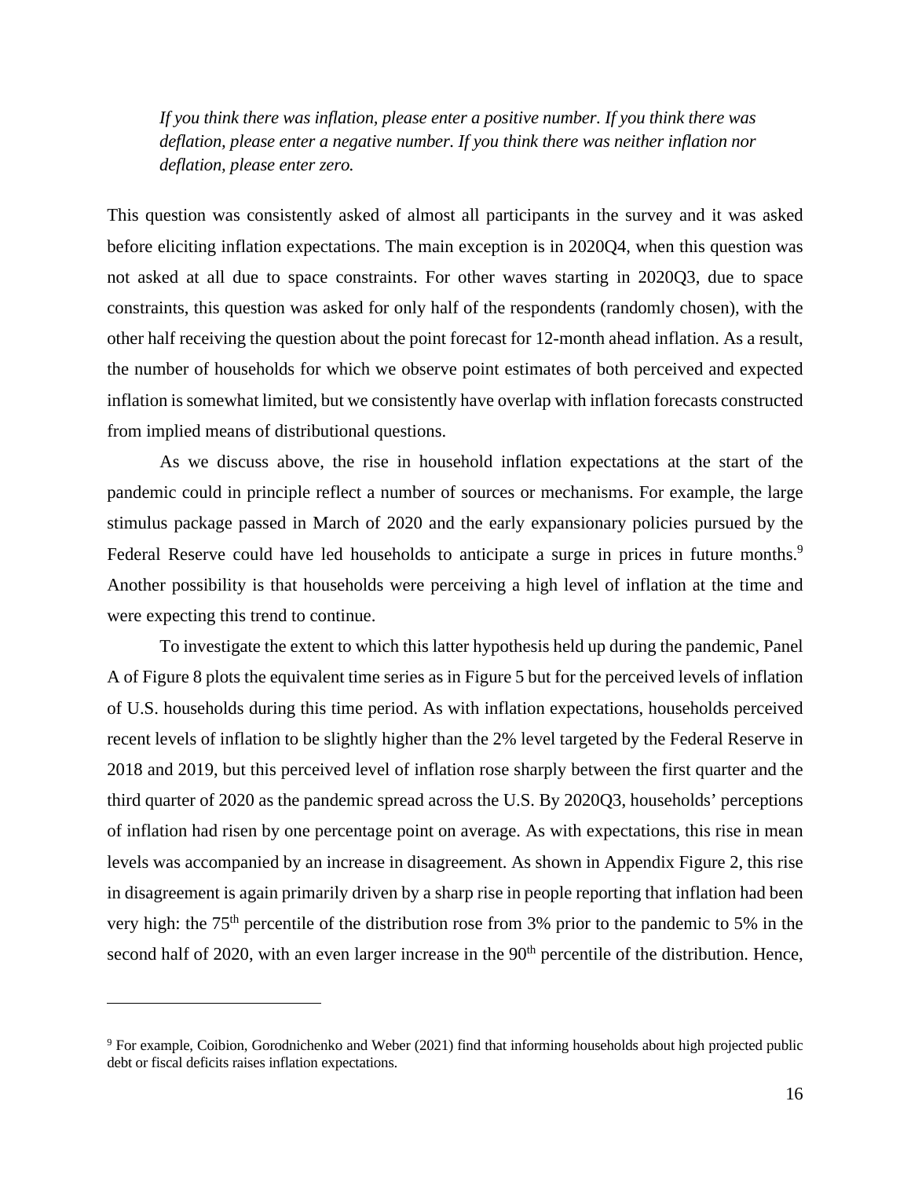*If you think there was inflation, please enter a positive number. If you think there was deflation, please enter a negative number. If you think there was neither inflation nor deflation, please enter zero.*

This question was consistently asked of almost all participants in the survey and it was asked before eliciting inflation expectations. The main exception is in 2020Q4, when this question was not asked at all due to space constraints. For other waves starting in 2020Q3, due to space constraints, this question was asked for only half of the respondents (randomly chosen), with the other half receiving the question about the point forecast for 12-month ahead inflation. As a result, the number of households for which we observe point estimates of both perceived and expected inflation is somewhat limited, but we consistently have overlap with inflation forecasts constructed from implied means of distributional questions.

As we discuss above, the rise in household inflation expectations at the start of the pandemic could in principle reflect a number of sources or mechanisms. For example, the large stimulus package passed in March of 2020 and the early expansionary policies pursued by the Federal Reserve could have led households to anticipate a surge in prices in future months.[9] Another possibility is that households were perceiving a high level of inflation at the time and were expecting this trend to continue.

To investigate the extent to which this latter hypothesis held up during the pandemic, Panel A of Figure 8 plots the equivalent time series as in Figure 5 but for the perceived levels of inflation of U.S. households during this time period. As with inflation expectations, households perceived recent levels of inflation to be slightly higher than the 2% level targeted by the Federal Reserve in 2018 and 2019, but this perceived level of inflation rose sharply between the first quarter and the third quarter of 2020 as the pandemic spread across the U.S. By 2020Q3, households' perceptions of inflation had risen by one percentage point on average. As with expectations, this rise in mean levels was accompanied by an increase in disagreement. As shown in Appendix Figure 2, this rise in disagreement is again primarily driven by a sharp rise in people reporting that inflation had been very high: the 75th percentile of the distribution rose from 3% prior to the pandemic to 5% in the second half of 2020, with an even larger increase in the 90th percentile of the distribution. Hence,

[9] For example, Coibion, Gorodnichenko and Weber (2021) find that informing households about high projected public debt or fiscal deficits raises inflation expectations.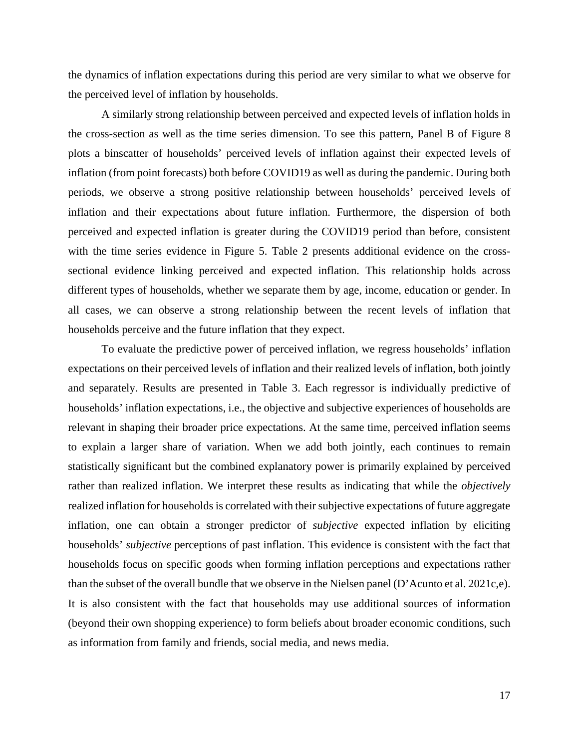the dynamics of inflation expectations during this period are very similar to what we observe for the perceived level of inflation by households.

A similarly strong relationship between perceived and expected levels of inflation holds in the cross-section as well as the time series dimension. To see this pattern, Panel B of Figure 8 plots a binscatter of households' perceived levels of inflation against their expected levels of inflation (from point forecasts) both before COVID19 as well as during the pandemic. During both periods, we observe a strong positive relationship between households' perceived levels of inflation and their expectations about future inflation. Furthermore, the dispersion of both perceived and expected inflation is greater during the COVID19 period than before, consistent with the time series evidence in Figure 5. Table 2 presents additional evidence on the cross-sectional evidence linking perceived and expected inflation. This relationship holds across different types of households, whether we separate them by age, income, education or gender. In all cases, we can observe a strong relationship between the recent levels of inflation that households perceive and the future inflation that they expect.

To evaluate the predictive power of perceived inflation, we regress households' inflation expectations on their perceived levels of inflation and their realized levels of inflation, both jointly and separately. Results are presented in Table 3. Each regressor is individually predictive of households' inflation expectations, i.e., the objective and subjective experiences of households are relevant in shaping their broader price expectations. At the same time, perceived inflation seems to explain a larger share of variation. When we add both jointly, each continues to remain statistically significant but the combined explanatory power is primarily explained by perceived rather than realized inflation. We interpret these results as indicating that while the *objectively* realized inflation for households is correlated with their subjective expectations of future aggregate inflation, one can obtain a stronger predictor of *subjective* expected inflation by eliciting households' *subjective* perceptions of past inflation. This evidence is consistent with the fact that households focus on specific goods when forming inflation perceptions and expectations rather than the subset of the overall bundle that we observe in the Nielsen panel (D'Acunto et al. 2021c,e). It is also consistent with the fact that households may use additional sources of information (beyond their own shopping experience) to form beliefs about broader economic conditions, such as information from family and friends, social media, and news media.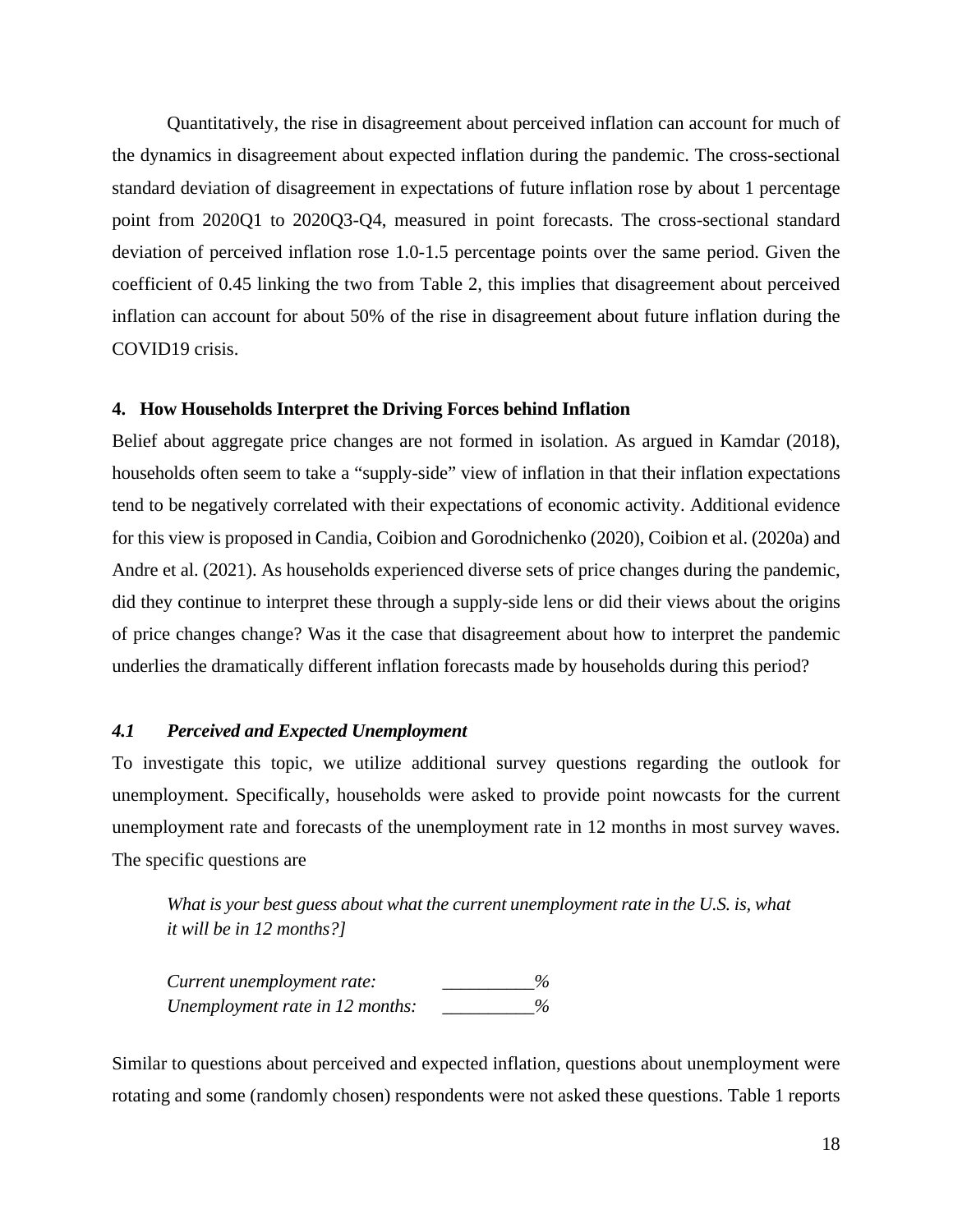Quantitatively, the rise in disagreement about perceived inflation can account for much of the dynamics in disagreement about expected inflation during the pandemic. The cross-sectional standard deviation of disagreement in expectations of future inflation rose by about 1 percentage point from 2020Q1 to 2020Q3-Q4, measured in point forecasts. The cross-sectional standard deviation of perceived inflation rose 1.0-1.5 percentage points over the same period. Given the coefficient of 0.45 linking the two from Table 2, this implies that disagreement about perceived inflation can account for about 50% of the rise in disagreement about future inflation during the COVID19 crisis.

## 4. How Households Interpret the Driving Forces behind Inflation

Belief about aggregate price changes are not formed in isolation. As argued in Kamdar (2018), households often seem to take a "supply-side" view of inflation in that their inflation expectations tend to be negatively correlated with their expectations of economic activity. Additional evidence for this view is proposed in Candia, Coibion and Gorodnichenko (2020), Coibion et al. (2020a) and Andre et al. (2021). As households experienced diverse sets of price changes during the pandemic, did they continue to interpret these through a supply-side lens or did their views about the origins of price changes change? Was it the case that disagreement about how to interpret the pandemic underlies the dramatically different inflation forecasts made by households during this period?

### *4.1 Perceived and Expected Unemployment*

To investigate this topic, we utilize additional survey questions regarding the outlook for unemployment. Specifically, households were asked to provide point nowcasts for the current unemployment rate and forecasts of the unemployment rate in 12 months in most survey waves. The specific questions are

> *What is your best guess about what the current unemployment rate in the U.S. is, what it will be in 12 months?]*
>
> *Current unemployment rate:* __________%
> *Unemployment rate in 12 months:* __________%

Similar to questions about perceived and expected inflation, questions about unemployment were rotating and some (randomly chosen) respondents were not asked these questions. Table 1 reports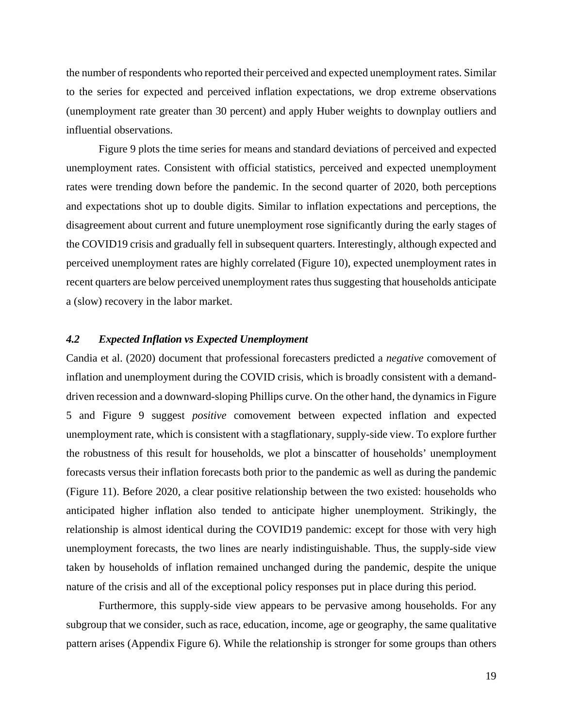the number of respondents who reported their perceived and expected unemployment rates. Similar to the series for expected and perceived inflation expectations, we drop extreme observations (unemployment rate greater than 30 percent) and apply Huber weights to downplay outliers and influential observations.

Figure 9 plots the time series for means and standard deviations of perceived and expected unemployment rates. Consistent with official statistics, perceived and expected unemployment rates were trending down before the pandemic. In the second quarter of 2020, both perceptions and expectations shot up to double digits. Similar to inflation expectations and perceptions, the disagreement about current and future unemployment rose significantly during the early stages of the COVID19 crisis and gradually fell in subsequent quarters. Interestingly, although expected and perceived unemployment rates are highly correlated (Figure 10), expected unemployment rates in recent quarters are below perceived unemployment rates thus suggesting that households anticipate a (slow) recovery in the labor market.

### *4.2 Expected Inflation vs Expected Unemployment*

Candia et al. (2020) document that professional forecasters predicted a *negative* comovement of inflation and unemployment during the COVID crisis, which is broadly consistent with a demand-driven recession and a downward-sloping Phillips curve. On the other hand, the dynamics in Figure 5 and Figure 9 suggest *positive* comovement between expected inflation and expected unemployment rate, which is consistent with a stagflationary, supply-side view. To explore further the robustness of this result for households, we plot a binscatter of households' unemployment forecasts versus their inflation forecasts both prior to the pandemic as well as during the pandemic (Figure 11). Before 2020, a clear positive relationship between the two existed: households who anticipated higher inflation also tended to anticipate higher unemployment. Strikingly, the relationship is almost identical during the COVID19 pandemic: except for those with very high unemployment forecasts, the two lines are nearly indistinguishable. Thus, the supply-side view taken by households of inflation remained unchanged during the pandemic, despite the unique nature of the crisis and all of the exceptional policy responses put in place during this period.

Furthermore, this supply-side view appears to be pervasive among households. For any subgroup that we consider, such as race, education, income, age or geography, the same qualitative pattern arises (Appendix Figure 6). While the relationship is stronger for some groups than others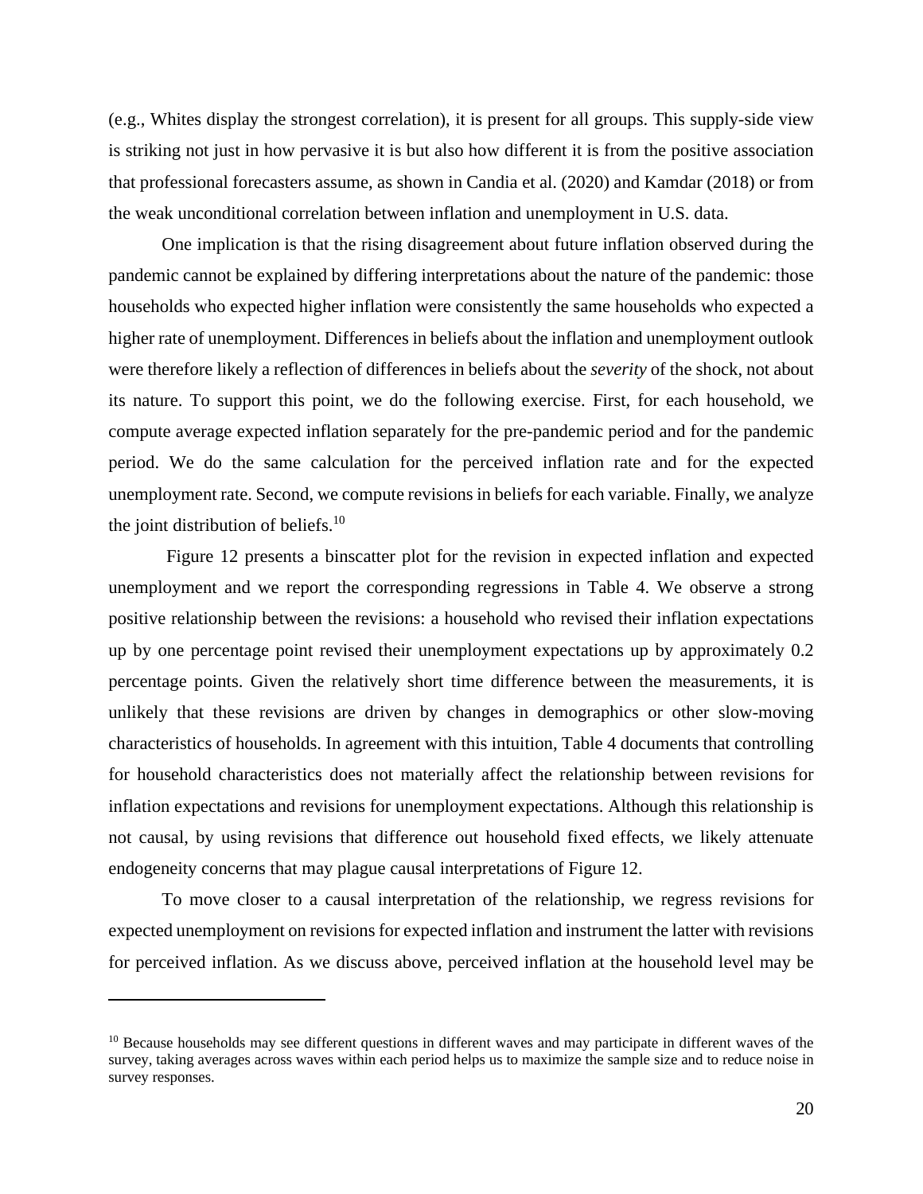(e.g., Whites display the strongest correlation), it is present for all groups. This supply-side view is striking not just in how pervasive it is but also how different it is from the positive association that professional forecasters assume, as shown in Candia et al. (2020) and Kamdar (2018) or from the weak unconditional correlation between inflation and unemployment in U.S. data.

One implication is that the rising disagreement about future inflation observed during the pandemic cannot be explained by differing interpretations about the nature of the pandemic: those households who expected higher inflation were consistently the same households who expected a higher rate of unemployment. Differences in beliefs about the inflation and unemployment outlook were therefore likely a reflection of differences in beliefs about the *severity* of the shock, not about its nature. To support this point, we do the following exercise. First, for each household, we compute average expected inflation separately for the pre-pandemic period and for the pandemic period. We do the same calculation for the perceived inflation rate and for the expected unemployment rate. Second, we compute revisions in beliefs for each variable. Finally, we analyze the joint distribution of beliefs.[10]

Figure 12 presents a binscatter plot for the revision in expected inflation and expected unemployment and we report the corresponding regressions in Table 4. We observe a strong positive relationship between the revisions: a household who revised their inflation expectations up by one percentage point revised their unemployment expectations up by approximately 0.2 percentage points. Given the relatively short time difference between the measurements, it is unlikely that these revisions are driven by changes in demographics or other slow-moving characteristics of households. In agreement with this intuition, Table 4 documents that controlling for household characteristics does not materially affect the relationship between revisions for inflation expectations and revisions for unemployment expectations. Although this relationship is not causal, by using revisions that difference out household fixed effects, we likely attenuate endogeneity concerns that may plague causal interpretations of Figure 12.

To move closer to a causal interpretation of the relationship, we regress revisions for expected unemployment on revisions for expected inflation and instrument the latter with revisions for perceived inflation. As we discuss above, perceived inflation at the household level may be

[10] Because households may see different questions in different waves and may participate in different waves of the survey, taking averages across waves within each period helps us to maximize the sample size and to reduce noise in survey responses.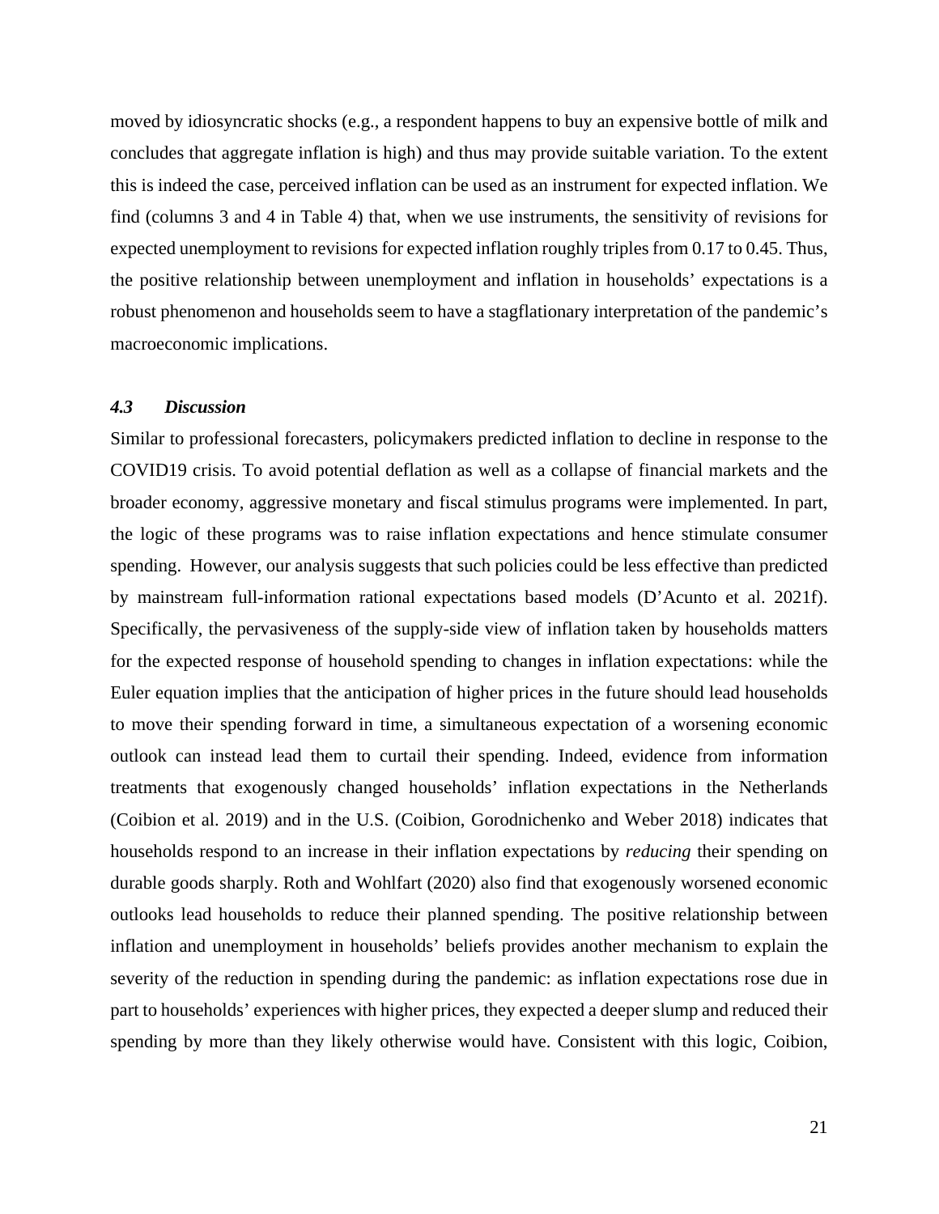moved by idiosyncratic shocks (e.g., a respondent happens to buy an expensive bottle of milk and concludes that aggregate inflation is high) and thus may provide suitable variation. To the extent this is indeed the case, perceived inflation can be used as an instrument for expected inflation. We find (columns 3 and 4 in Table 4) that, when we use instruments, the sensitivity of revisions for expected unemployment to revisions for expected inflation roughly triples from 0.17 to 0.45. Thus, the positive relationship between unemployment and inflation in households' expectations is a robust phenomenon and households seem to have a stagflationary interpretation of the pandemic's macroeconomic implications.

### *4.3 Discussion*

Similar to professional forecasters, policymakers predicted inflation to decline in response to the COVID19 crisis. To avoid potential deflation as well as a collapse of financial markets and the broader economy, aggressive monetary and fiscal stimulus programs were implemented. In part, the logic of these programs was to raise inflation expectations and hence stimulate consumer spending. However, our analysis suggests that such policies could be less effective than predicted by mainstream full-information rational expectations based models (D'Acunto et al. 2021f). Specifically, the pervasiveness of the supply-side view of inflation taken by households matters for the expected response of household spending to changes in inflation expectations: while the Euler equation implies that the anticipation of higher prices in the future should lead households to move their spending forward in time, a simultaneous expectation of a worsening economic outlook can instead lead them to curtail their spending. Indeed, evidence from information treatments that exogenously changed households' inflation expectations in the Netherlands (Coibion et al. 2019) and in the U.S. (Coibion, Gorodnichenko and Weber 2018) indicates that households respond to an increase in their inflation expectations by *reducing* their spending on durable goods sharply. Roth and Wohlfart (2020) also find that exogenously worsened economic outlooks lead households to reduce their planned spending. The positive relationship between inflation and unemployment in households' beliefs provides another mechanism to explain the severity of the reduction in spending during the pandemic: as inflation expectations rose due in part to households' experiences with higher prices, they expected a deeper slump and reduced their spending by more than they likely otherwise would have. Consistent with this logic, Coibion,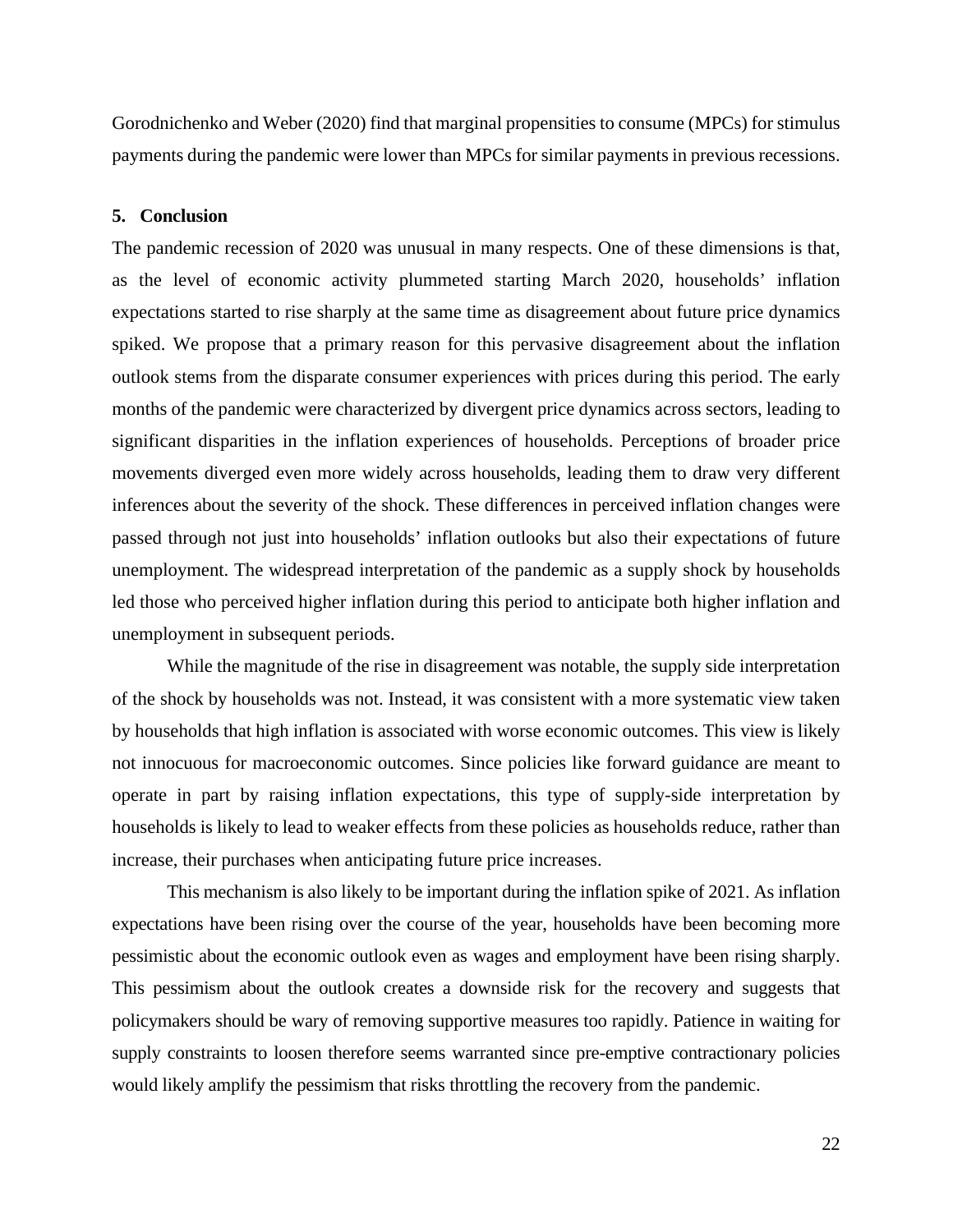Gorodnichenko and Weber (2020) find that marginal propensities to consume (MPCs) for stimulus payments during the pandemic were lower than MPCs for similar payments in previous recessions.

## 5. Conclusion

The pandemic recession of 2020 was unusual in many respects. One of these dimensions is that, as the level of economic activity plummeted starting March 2020, households' inflation expectations started to rise sharply at the same time as disagreement about future price dynamics spiked. We propose that a primary reason for this pervasive disagreement about the inflation outlook stems from the disparate consumer experiences with prices during this period. The early months of the pandemic were characterized by divergent price dynamics across sectors, leading to significant disparities in the inflation experiences of households. Perceptions of broader price movements diverged even more widely across households, leading them to draw very different inferences about the severity of the shock. These differences in perceived inflation changes were passed through not just into households' inflation outlooks but also their expectations of future unemployment. The widespread interpretation of the pandemic as a supply shock by households led those who perceived higher inflation during this period to anticipate both higher inflation and unemployment in subsequent periods.

While the magnitude of the rise in disagreement was notable, the supply side interpretation of the shock by households was not. Instead, it was consistent with a more systematic view taken by households that high inflation is associated with worse economic outcomes. This view is likely not innocuous for macroeconomic outcomes. Since policies like forward guidance are meant to operate in part by raising inflation expectations, this type of supply-side interpretation by households is likely to lead to weaker effects from these policies as households reduce, rather than increase, their purchases when anticipating future price increases.

This mechanism is also likely to be important during the inflation spike of 2021. As inflation expectations have been rising over the course of the year, households have been becoming more pessimistic about the economic outlook even as wages and employment have been rising sharply. This pessimism about the outlook creates a downside risk for the recovery and suggests that policymakers should be wary of removing supportive measures too rapidly. Patience in waiting for supply constraints to loosen therefore seems warranted since pre-emptive contractionary policies would likely amplify the pessimism that risks throttling the recovery from the pandemic.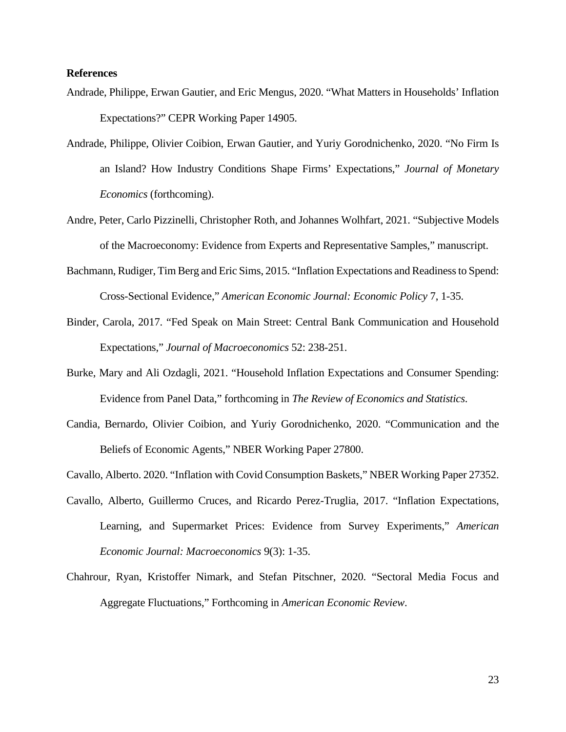**References**

Andrade, Philippe, Erwan Gautier, and Eric Mengus, 2020. "What Matters in Households' Inflation Expectations?" CEPR Working Paper 14905.

Andrade, Philippe, Olivier Coibion, Erwan Gautier, and Yuriy Gorodnichenko, 2020. "No Firm Is an Island? How Industry Conditions Shape Firms' Expectations," *Journal of Monetary Economics* (forthcoming).

Andre, Peter, Carlo Pizzinelli, Christopher Roth, and Johannes Wolhfart, 2021. "Subjective Models of the Macroeconomy: Evidence from Experts and Representative Samples," manuscript.

Bachmann, Rudiger, Tim Berg and Eric Sims, 2015. "Inflation Expectations and Readiness to Spend: Cross-Sectional Evidence," *American Economic Journal: Economic Policy* 7, 1-35.

Binder, Carola, 2017. "Fed Speak on Main Street: Central Bank Communication and Household Expectations," *Journal of Macroeconomics* 52: 238-251.

Burke, Mary and Ali Ozdagli, 2021. "Household Inflation Expectations and Consumer Spending: Evidence from Panel Data," forthcoming in *The Review of Economics and Statistics*.

Candia, Bernardo, Olivier Coibion, and Yuriy Gorodnichenko, 2020. "Communication and the Beliefs of Economic Agents," NBER Working Paper 27800.

Cavallo, Alberto. 2020. "Inflation with Covid Consumption Baskets," NBER Working Paper 27352.

Cavallo, Alberto, Guillermo Cruces, and Ricardo Perez-Truglia, 2017. "Inflation Expectations, Learning, and Supermarket Prices: Evidence from Survey Experiments," *American Economic Journal: Macroeconomics* 9(3): 1-35.

Chahrour, Ryan, Kristoffer Nimark, and Stefan Pitschner, 2020. "Sectoral Media Focus and Aggregate Fluctuations," Forthcoming in *American Economic Review*.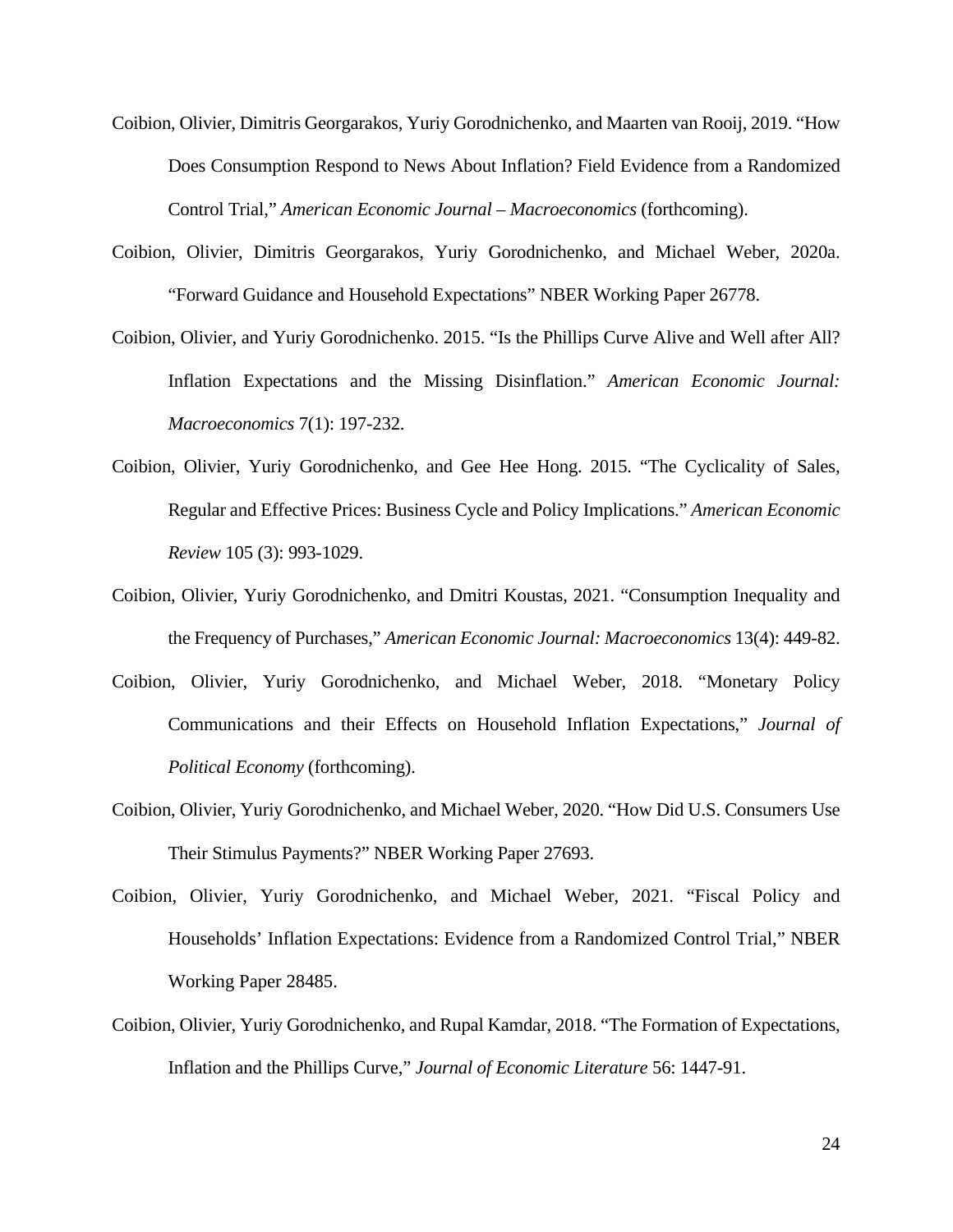Coibion, Olivier, Dimitris Georgarakos, Yuriy Gorodnichenko, and Maarten van Rooij, 2019. "How Does Consumption Respond to News About Inflation? Field Evidence from a Randomized Control Trial," *American Economic Journal – Macroeconomics* (forthcoming).

Coibion, Olivier, Dimitris Georgarakos, Yuriy Gorodnichenko, and Michael Weber, 2020a. "Forward Guidance and Household Expectations" NBER Working Paper 26778.

Coibion, Olivier, and Yuriy Gorodnichenko. 2015. "Is the Phillips Curve Alive and Well after All? Inflation Expectations and the Missing Disinflation." *American Economic Journal: Macroeconomics* 7(1): 197-232.

Coibion, Olivier, Yuriy Gorodnichenko, and Gee Hee Hong. 2015. "The Cyclicality of Sales, Regular and Effective Prices: Business Cycle and Policy Implications." *American Economic Review* 105 (3): 993-1029.

Coibion, Olivier, Yuriy Gorodnichenko, and Dmitri Koustas, 2021. "Consumption Inequality and the Frequency of Purchases," *American Economic Journal: Macroeconomics* 13(4): 449-82.

Coibion, Olivier, Yuriy Gorodnichenko, and Michael Weber, 2018. "Monetary Policy Communications and their Effects on Household Inflation Expectations," *Journal of Political Economy* (forthcoming).

Coibion, Olivier, Yuriy Gorodnichenko, and Michael Weber, 2020. "How Did U.S. Consumers Use Their Stimulus Payments?" NBER Working Paper 27693.

Coibion, Olivier, Yuriy Gorodnichenko, and Michael Weber, 2021. "Fiscal Policy and Households' Inflation Expectations: Evidence from a Randomized Control Trial," NBER Working Paper 28485.

Coibion, Olivier, Yuriy Gorodnichenko, and Rupal Kamdar, 2018. "The Formation of Expectations, Inflation and the Phillips Curve," *Journal of Economic Literature* 56: 1447-91.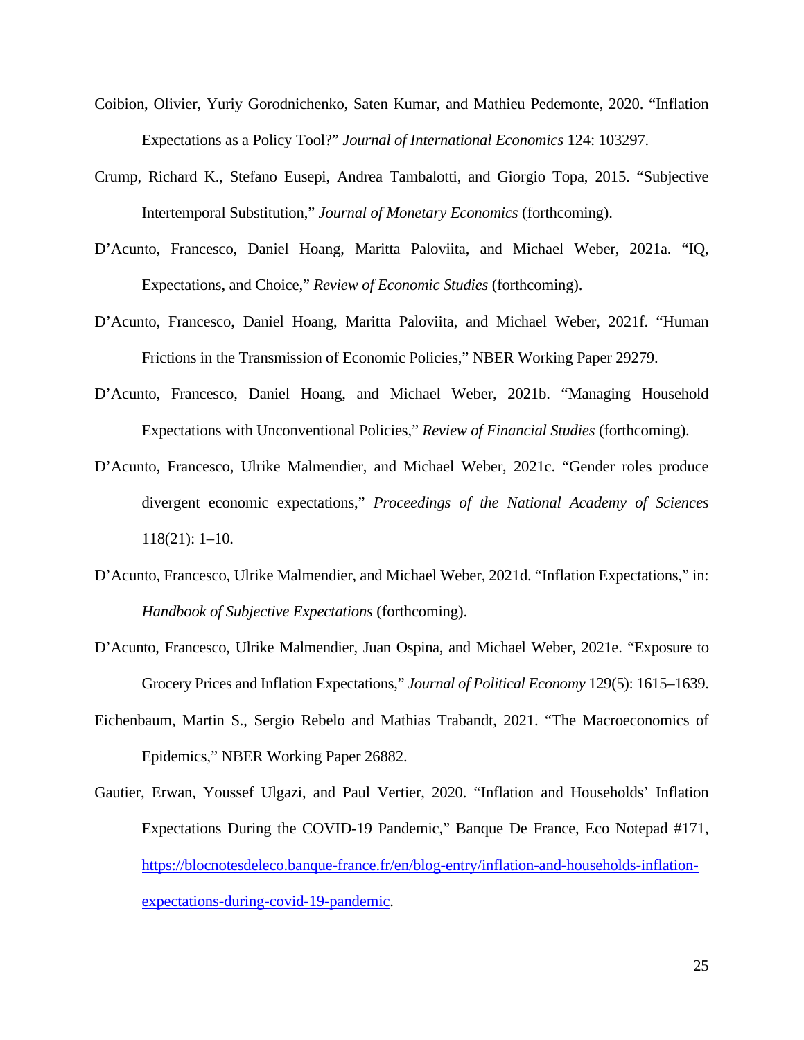Coibion, Olivier, Yuriy Gorodnichenko, Saten Kumar, and Mathieu Pedemonte, 2020. "Inflation Expectations as a Policy Tool?" *Journal of International Economics* 124: 103297.

Crump, Richard K., Stefano Eusepi, Andrea Tambalotti, and Giorgio Topa, 2015. "Subjective Intertemporal Substitution," *Journal of Monetary Economics* (forthcoming).

D'Acunto, Francesco, Daniel Hoang, Maritta Paloviita, and Michael Weber, 2021a. "IQ, Expectations, and Choice," *Review of Economic Studies* (forthcoming).

D'Acunto, Francesco, Daniel Hoang, Maritta Paloviita, and Michael Weber, 2021f. "Human Frictions in the Transmission of Economic Policies," NBER Working Paper 29279.

D'Acunto, Francesco, Daniel Hoang, and Michael Weber, 2021b. "Managing Household Expectations with Unconventional Policies," *Review of Financial Studies* (forthcoming).

D'Acunto, Francesco, Ulrike Malmendier, and Michael Weber, 2021c. "Gender roles produce divergent economic expectations," *Proceedings of the National Academy of Sciences* 118(21): 1–10.

D'Acunto, Francesco, Ulrike Malmendier, and Michael Weber, 2021d. "Inflation Expectations," in: *Handbook of Subjective Expectations* (forthcoming).

D'Acunto, Francesco, Ulrike Malmendier, Juan Ospina, and Michael Weber, 2021e. "Exposure to Grocery Prices and Inflation Expectations," *Journal of Political Economy* 129(5): 1615–1639.

Eichenbaum, Martin S., Sergio Rebelo and Mathias Trabandt, 2021. "The Macroeconomics of Epidemics," NBER Working Paper 26882.

Gautier, Erwan, Youssef Ulgazi, and Paul Vertier, 2020. "Inflation and Households' Inflation Expectations During the COVID-19 Pandemic," Banque De France, Eco Notepad #171, https://blocnotesdeleco.banque-france.fr/en/blog-entry/inflation-and-households-inflation-expectations-during-covid-19-pandemic.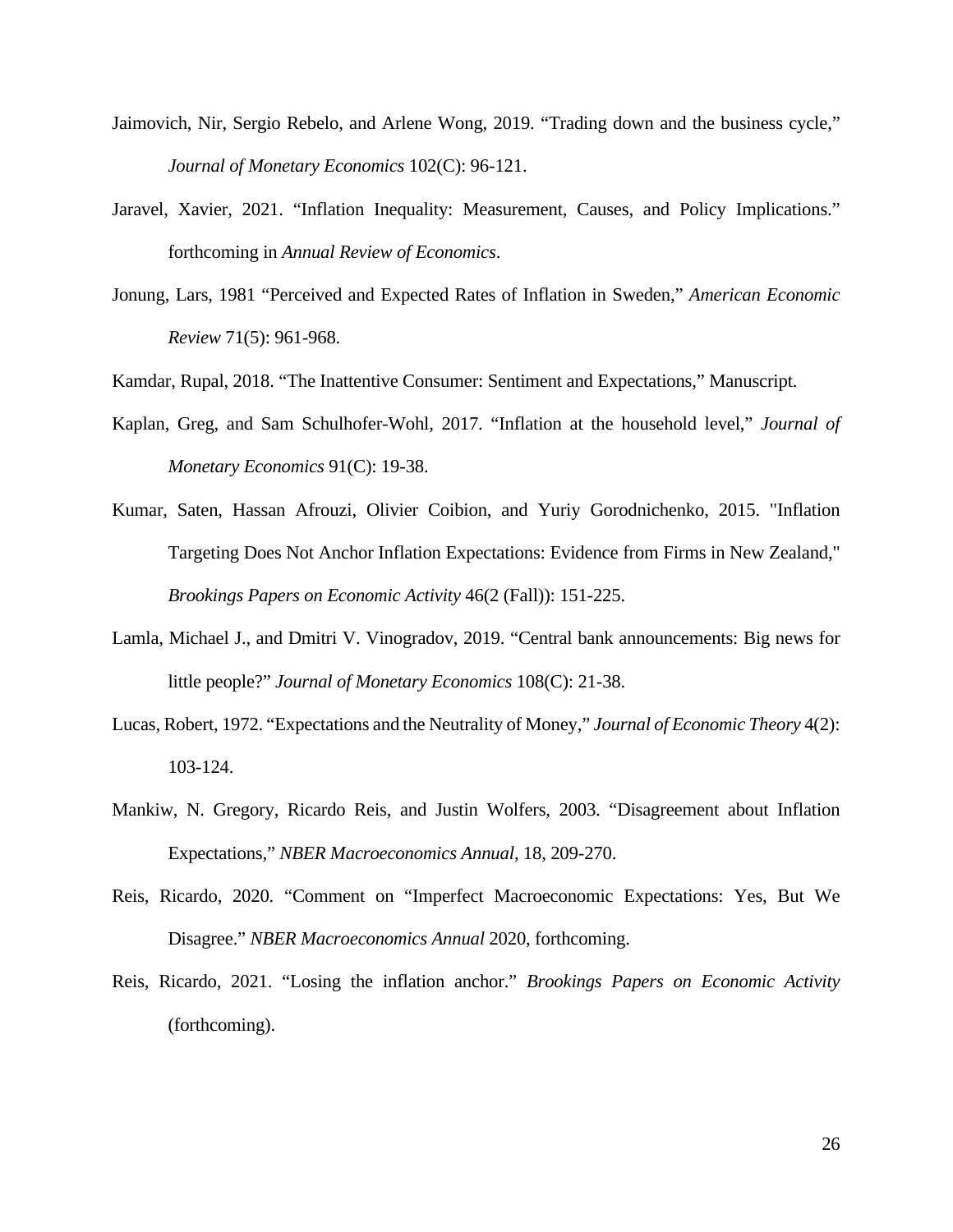Jaimovich, Nir, Sergio Rebelo, and Arlene Wong, 2019. "Trading down and the business cycle," *Journal of Monetary Economics* 102(C): 96-121.

Jaravel, Xavier, 2021. "Inflation Inequality: Measurement, Causes, and Policy Implications." forthcoming in *Annual Review of Economics*.

Jonung, Lars, 1981 "Perceived and Expected Rates of Inflation in Sweden," *American Economic Review* 71(5): 961-968.

Kamdar, Rupal, 2018. "The Inattentive Consumer: Sentiment and Expectations," Manuscript.

Kaplan, Greg, and Sam Schulhofer-Wohl, 2017. "Inflation at the household level," *Journal of Monetary Economics* 91(C): 19-38.

Kumar, Saten, Hassan Afrouzi, Olivier Coibion, and Yuriy Gorodnichenko, 2015. "Inflation Targeting Does Not Anchor Inflation Expectations: Evidence from Firms in New Zealand," *Brookings Papers on Economic Activity* 46(2 (Fall)): 151-225.

Lamla, Michael J., and Dmitri V. Vinogradov, 2019. "Central bank announcements: Big news for little people?" *Journal of Monetary Economics* 108(C): 21-38.

Lucas, Robert, 1972. "Expectations and the Neutrality of Money," *Journal of Economic Theory* 4(2): 103-124.

Mankiw, N. Gregory, Ricardo Reis, and Justin Wolfers, 2003. "Disagreement about Inflation Expectations," *NBER Macroeconomics Annual*, 18, 209-270.

Reis, Ricardo, 2020. "Comment on "Imperfect Macroeconomic Expectations: Yes, But We Disagree." *NBER Macroeconomics Annual* 2020, forthcoming.

Reis, Ricardo, 2021. "Losing the inflation anchor." *Brookings Papers on Economic Activity* (forthcoming).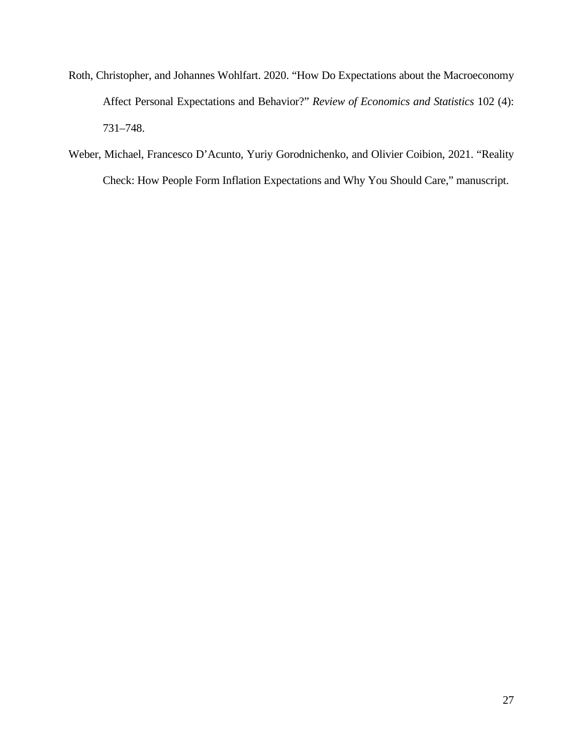Roth, Christopher, and Johannes Wohlfart. 2020. “How Do Expectations about the Macroeconomy Affect Personal Expectations and Behavior?” *Review of Economics and Statistics* 102 (4): 731–748.

Weber, Michael, Francesco D’Acunto, Yuriy Gorodnichenko, and Olivier Coibion, 2021. “Reality Check: How People Form Inflation Expectations and Why You Should Care,” manuscript.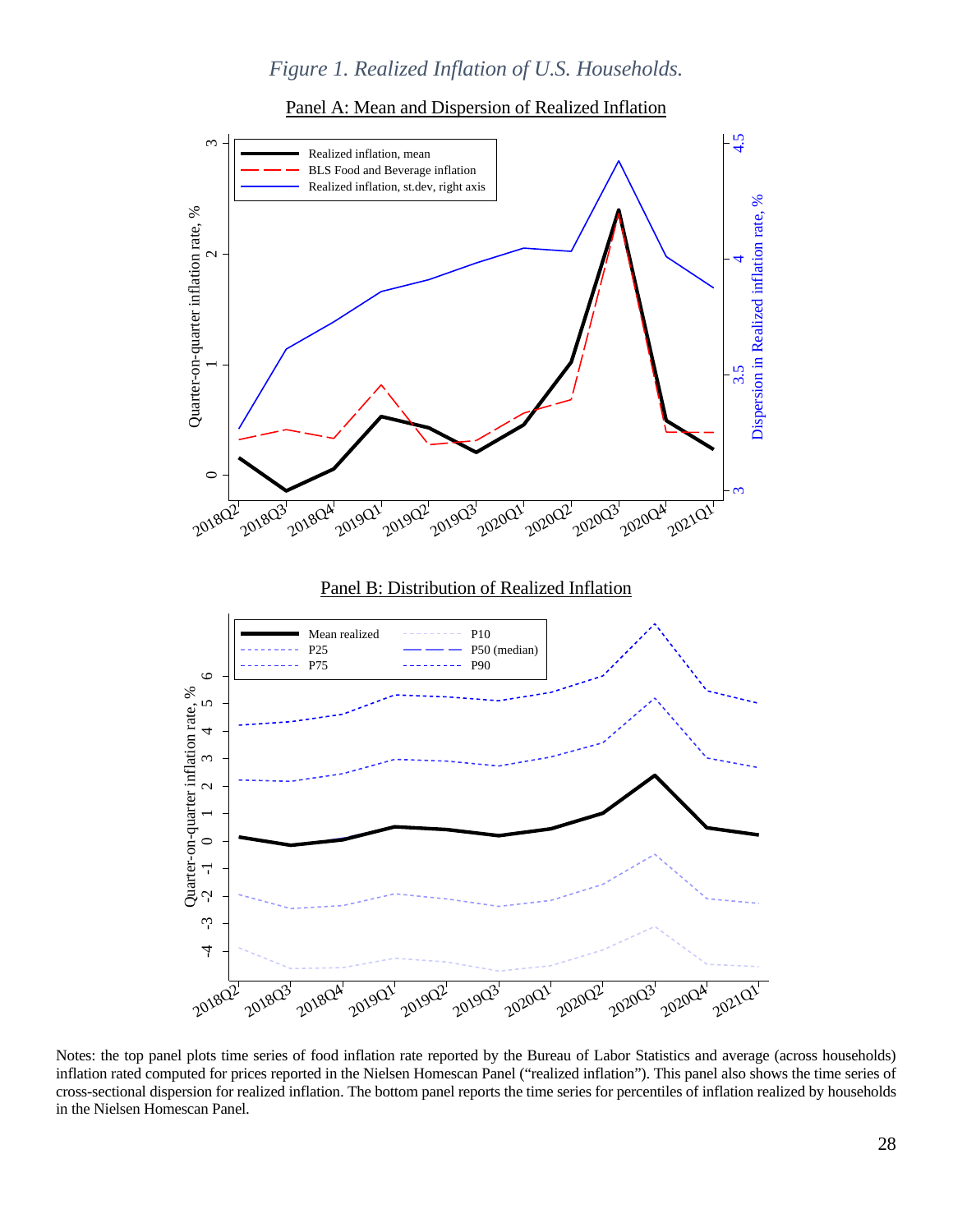*Figure 1. Realized Inflation of U.S. Households.*

Panel A: Mean and Dispersion of Realized Inflation

Panel B: Distribution of Realized Inflation

Notes: the top panel plots time series of food inflation rate reported by the Bureau of Labor Statistics and average (across households) inflation rated computed for prices reported in the Nielsen Homescan Panel ("realized inflation"). This panel also shows the time series of cross-sectional dispersion for realized inflation. The bottom panel reports the time series for percentiles of inflation realized by households in the Nielsen Homescan Panel.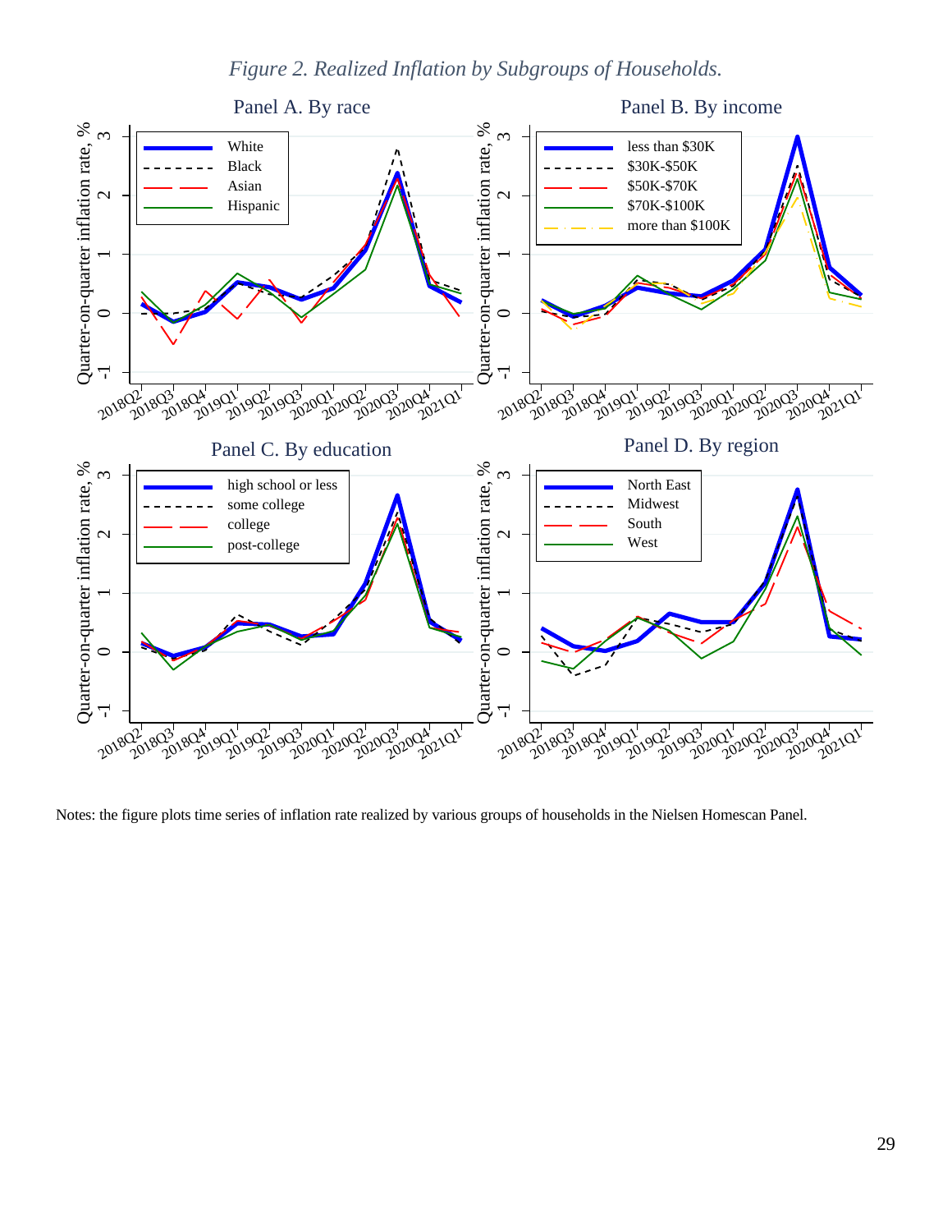*Figure 2. Realized Inflation by Subgroups of Households.*

Notes: the figure plots time series of inflation rate realized by various groups of households in the Nielsen Homescan Panel.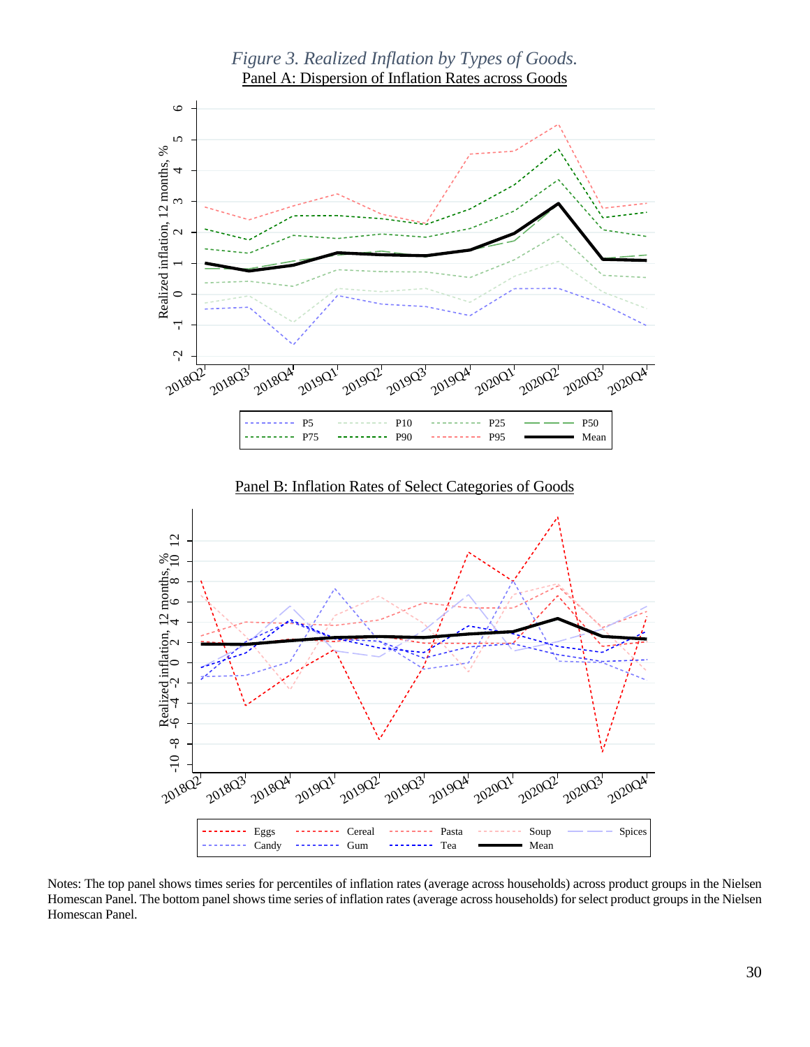*Figure 3. Realized Inflation by Types of Goods.*

Panel A: Dispersion of Inflation Rates across Goods

Panel B: Inflation Rates of Select Categories of Goods

Notes: The top panel shows times series for percentiles of inflation rates (average across households) across product groups in the Nielsen Homescan Panel. The bottom panel shows time series of inflation rates (average across households) for select product groups in the Nielsen Homescan Panel.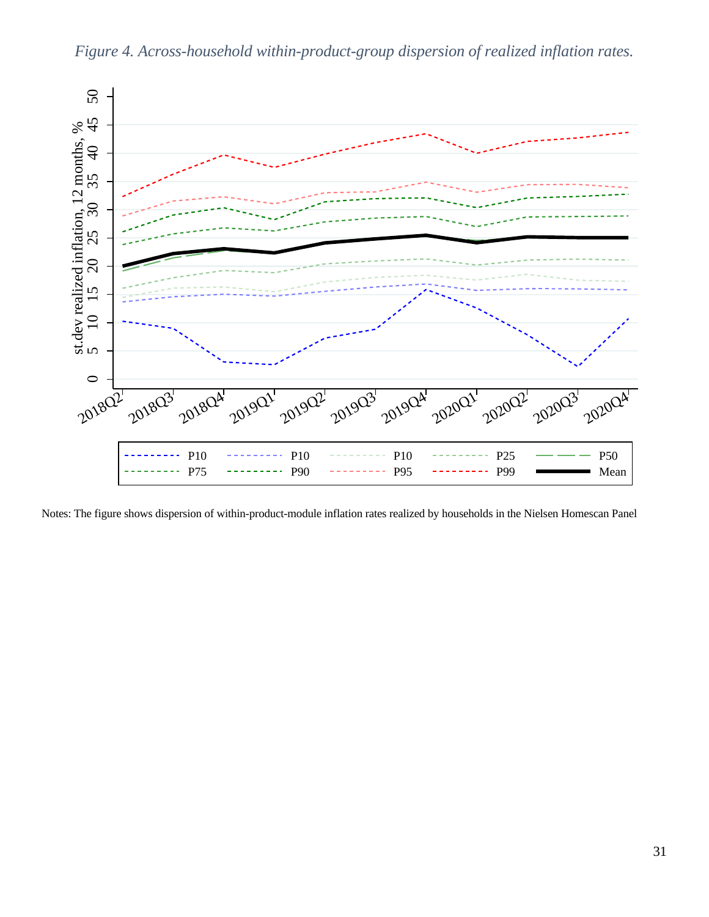*Figure 4. Across-household within-product-group dispersion of realized inflation rates.*

Notes: The figure shows dispersion of within-product-module inflation rates realized by households in the Nielsen Homescan Panel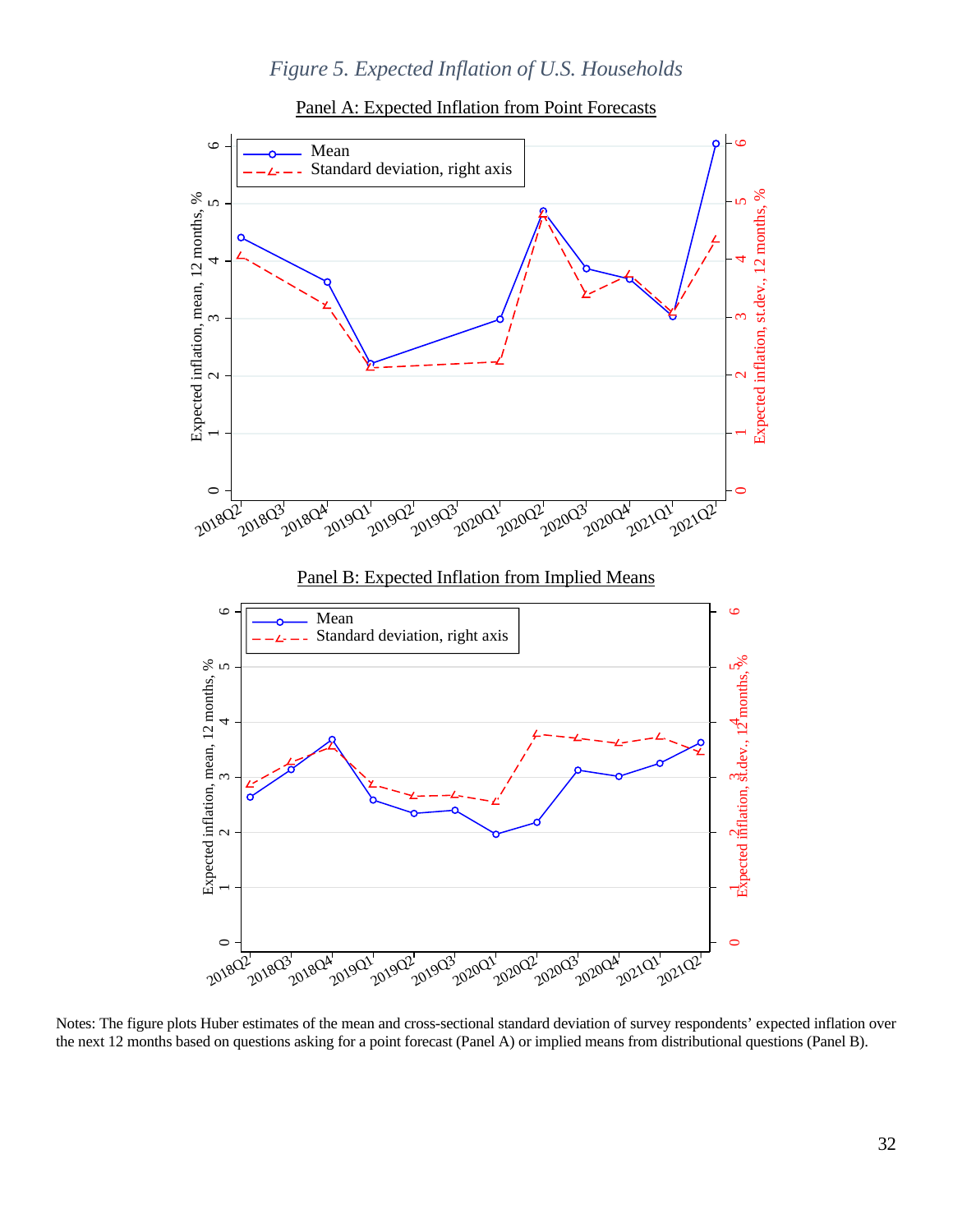*Figure 5. Expected Inflation of U.S. Households*

Panel A: Expected Inflation from Point Forecasts

Panel B: Expected Inflation from Implied Means

Notes: The figure plots Huber estimates of the mean and cross-sectional standard deviation of survey respondents' expected inflation over the next 12 months based on questions asking for a point forecast (Panel A) or implied means from distributional questions (Panel B).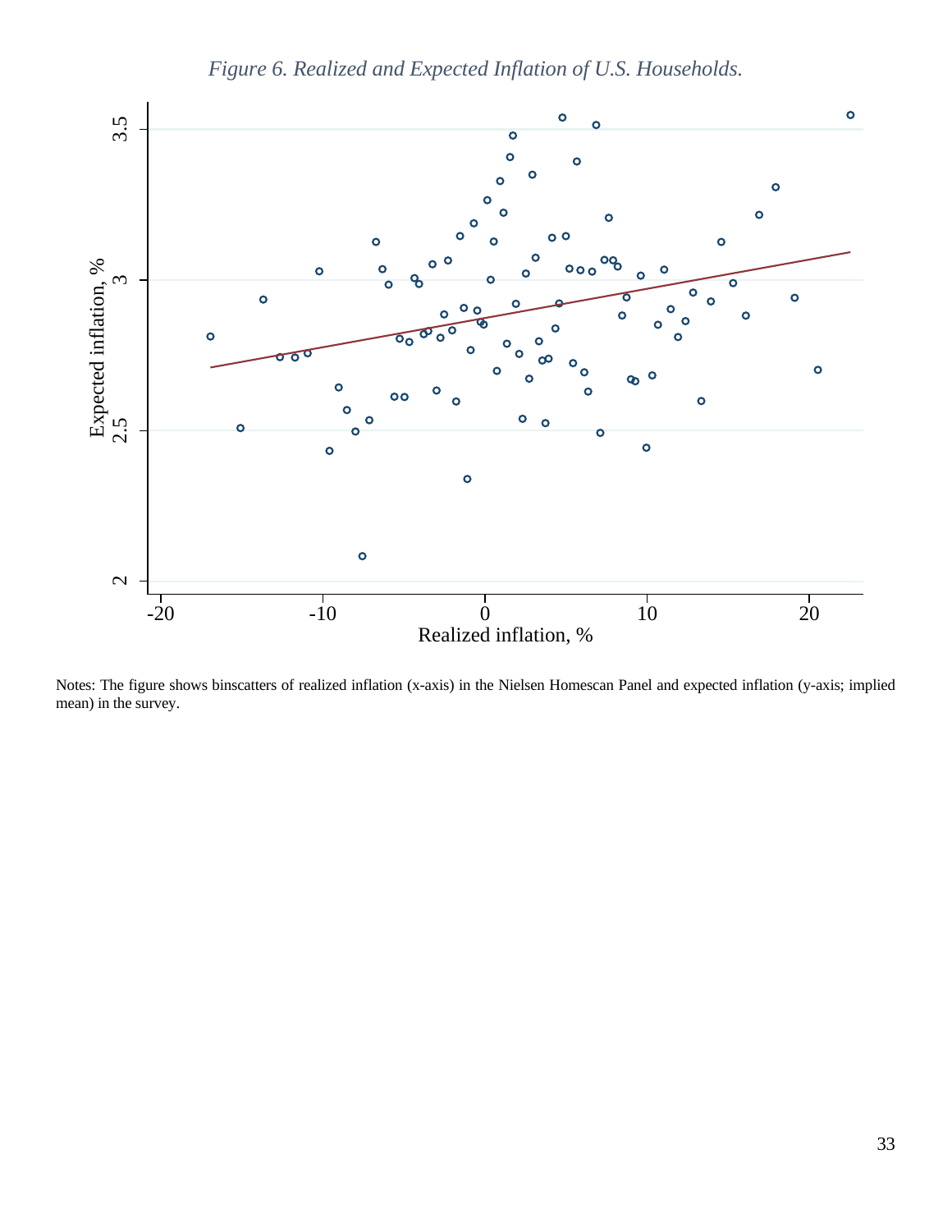*Figure 6. Realized and Expected Inflation of U.S. Households.*

Notes: The figure shows binscatters of realized inflation (x-axis) in the Nielsen Homescan Panel and expected inflation (y-axis; implied mean) in the survey.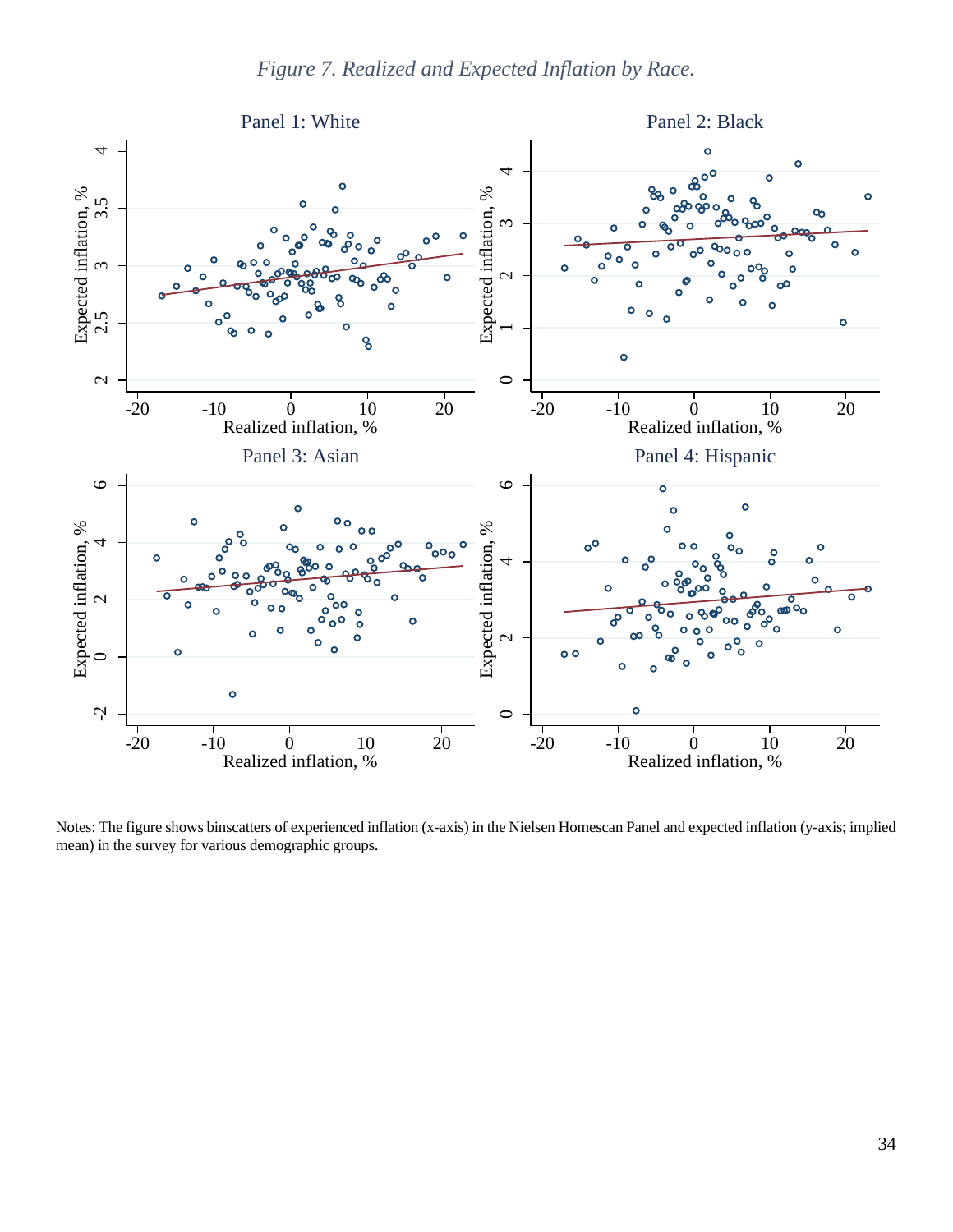*Figure 7. Realized and Expected Inflation by Race.*

Notes: The figure shows binscatters of experienced inflation (x-axis) in the Nielsen Homescan Panel and expected inflation (y-axis; implied mean) in the survey for various demographic groups.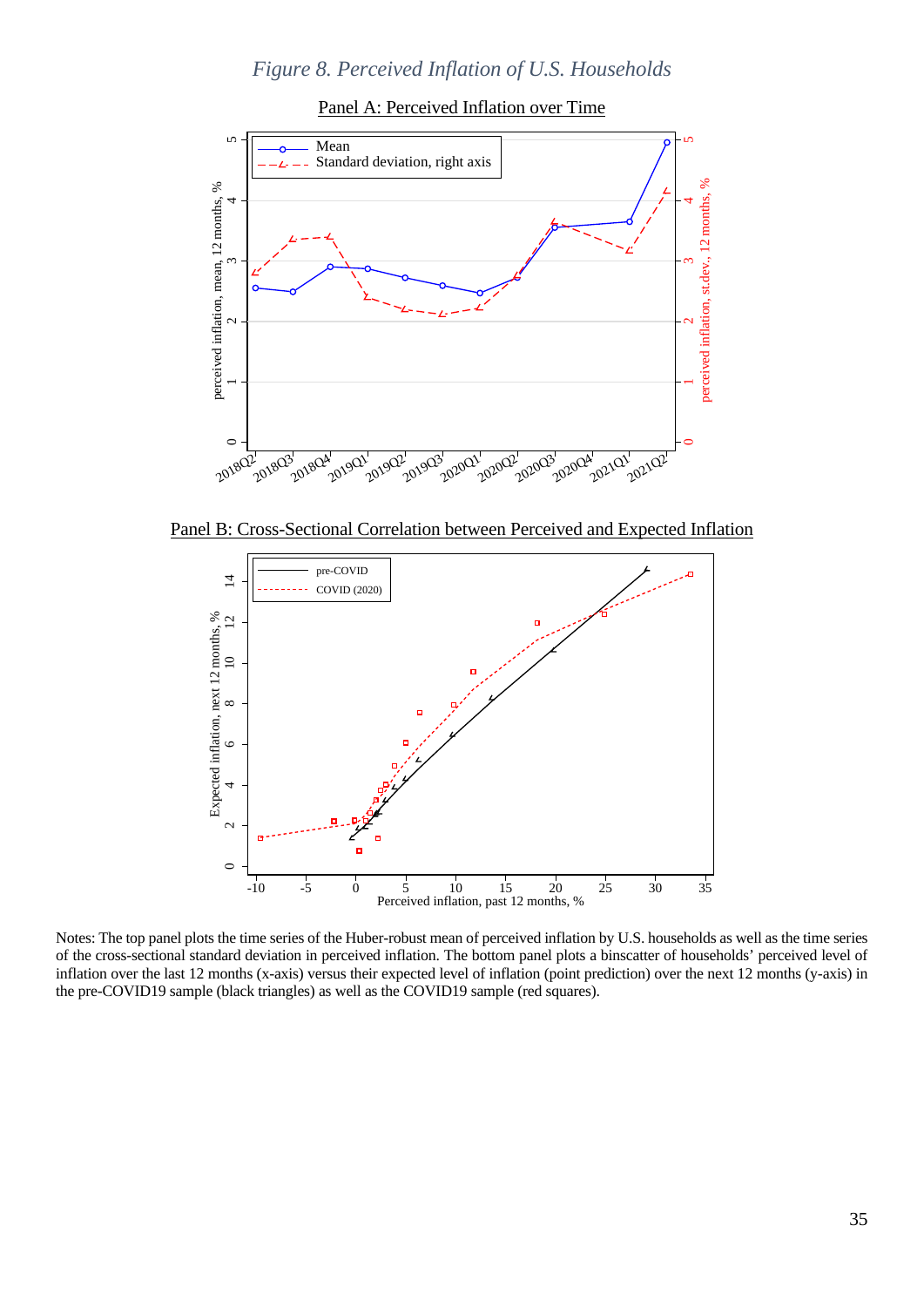*Figure 8. Perceived Inflation of U.S. Households*

Panel A: Perceived Inflation over Time

Panel B: Cross-Sectional Correlation between Perceived and Expected Inflation

Notes: The top panel plots the time series of the Huber-robust mean of perceived inflation by U.S. households as well as the time series of the cross-sectional standard deviation in perceived inflation. The bottom panel plots a binscatter of households' perceived level of inflation over the last 12 months (x-axis) versus their expected level of inflation (point prediction) over the next 12 months (y-axis) in the pre-COVID19 sample (black triangles) as well as the COVID19 sample (red squares).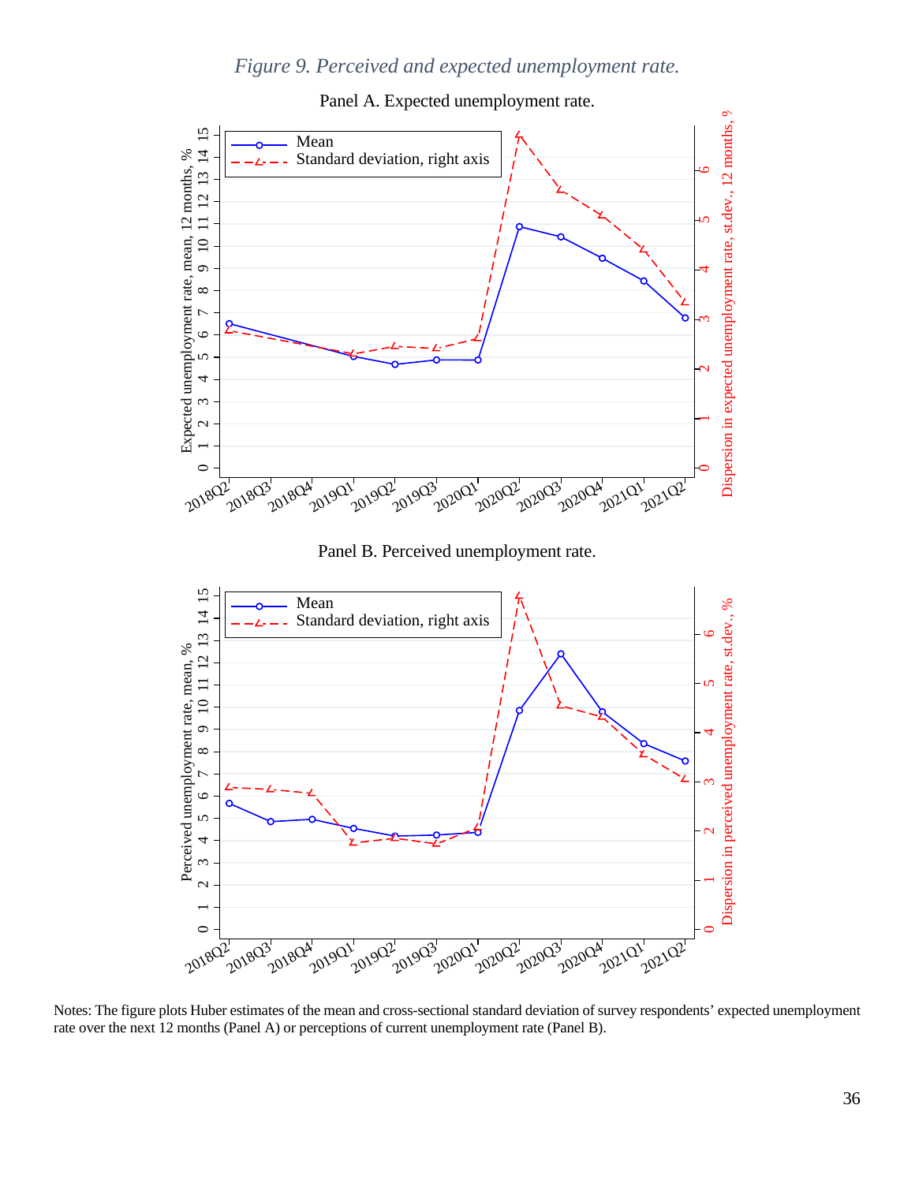*Figure 9. Perceived and expected unemployment rate.*

Panel A. Expected unemployment rate.

Panel B. Perceived unemployment rate.

Notes: The figure plots Huber estimates of the mean and cross-sectional standard deviation of survey respondents' expected unemployment rate over the next 12 months (Panel A) or perceptions of current unemployment rate (Panel B).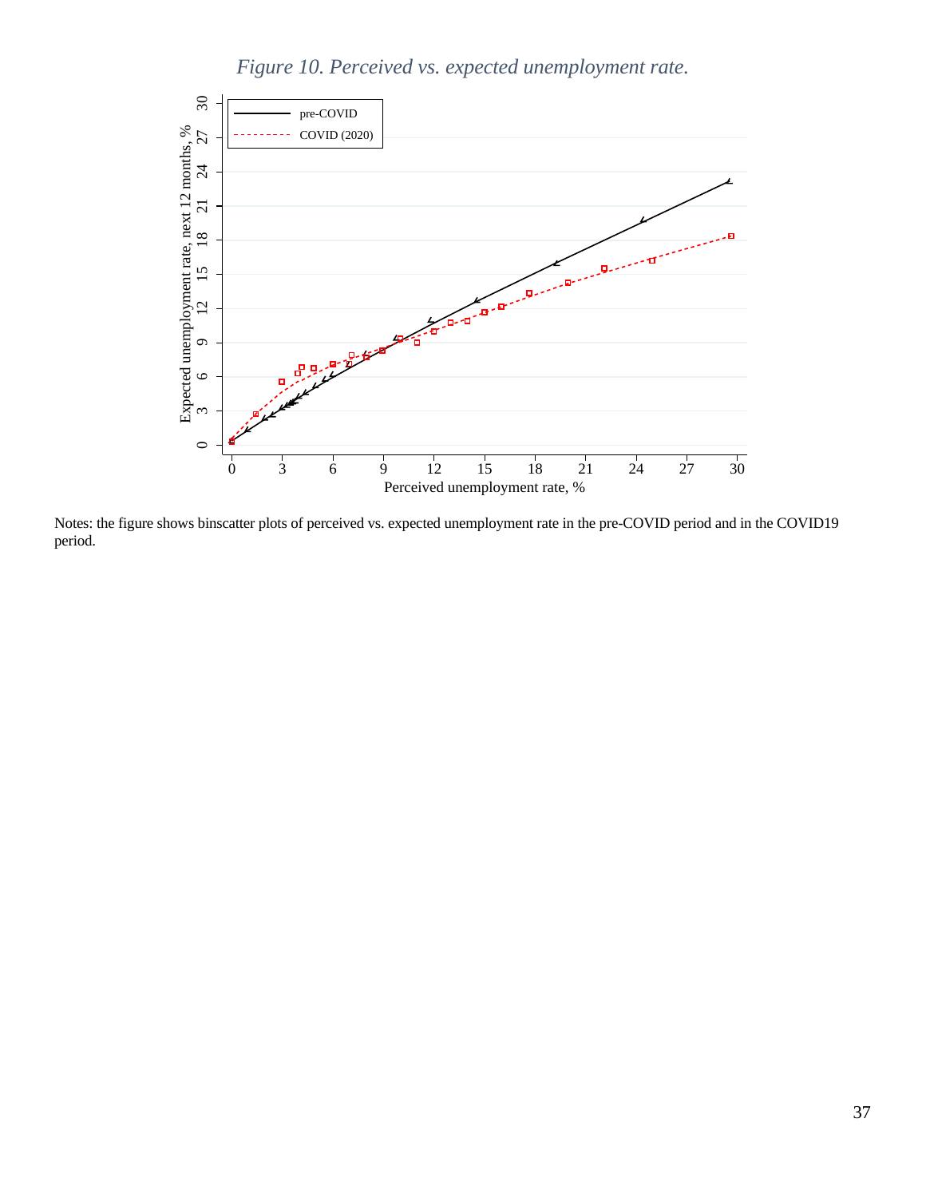*Figure 10. Perceived vs. expected unemployment rate.*

Notes: the figure shows binscatter plots of perceived vs. expected unemployment rate in the pre-COVID period and in the COVID19 period.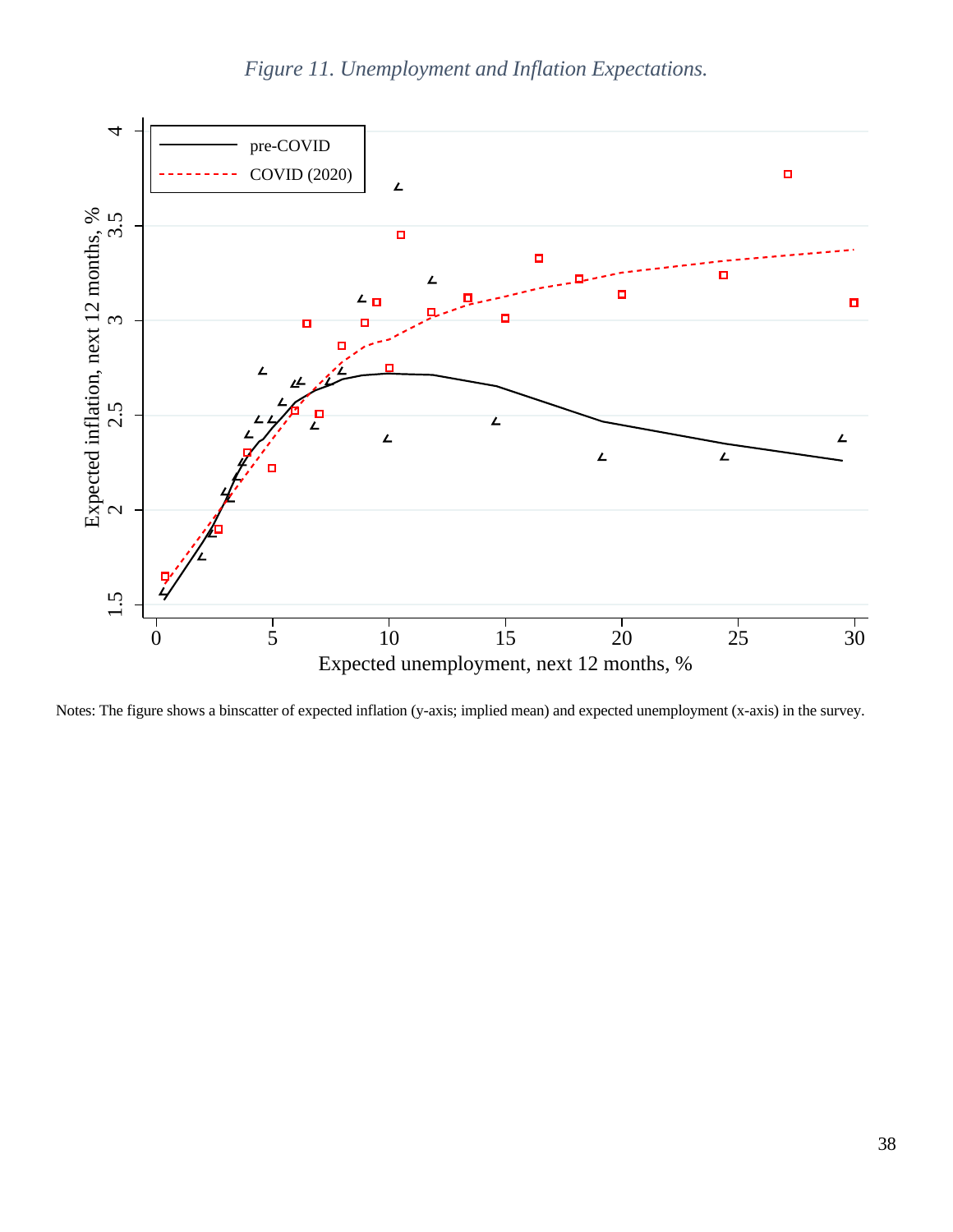*Figure 11. Unemployment and Inflation Expectations.*

Notes: The figure shows a binscatter of expected inflation (y-axis; implied mean) and expected unemployment (x-axis) in the survey.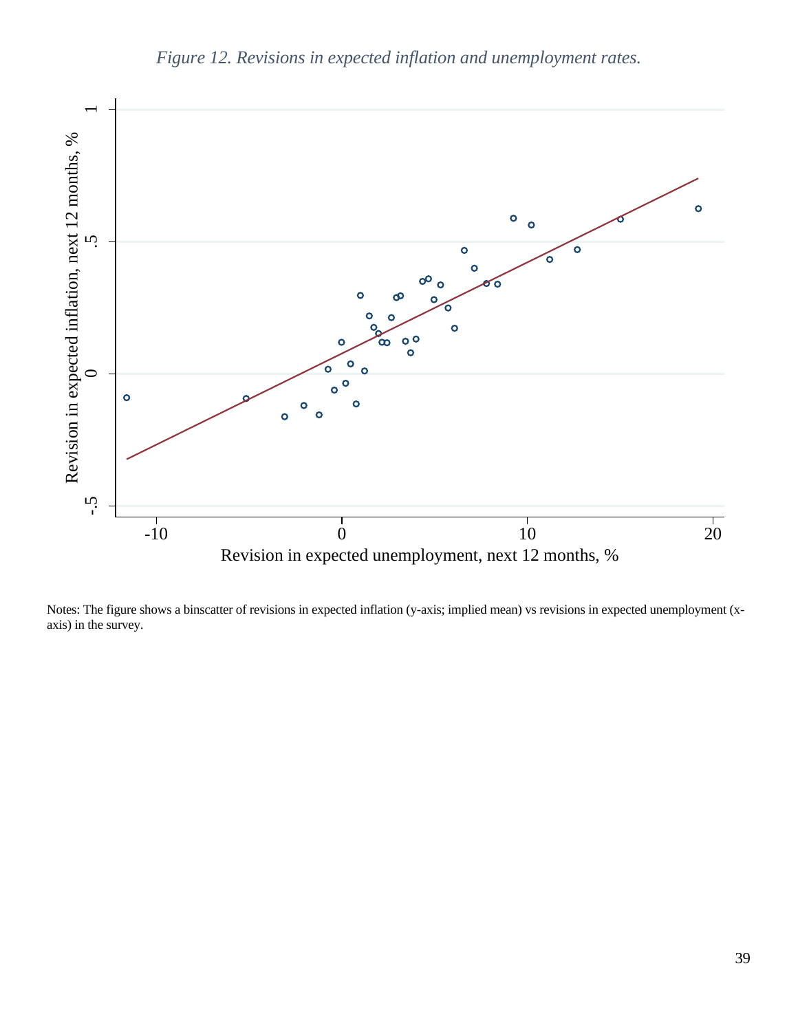*Figure 12. Revisions in expected inflation and unemployment rates.*

Notes: The figure shows a binscatter of revisions in expected inflation (y-axis; implied mean) vs revisions in expected unemployment (x-axis) in the survey.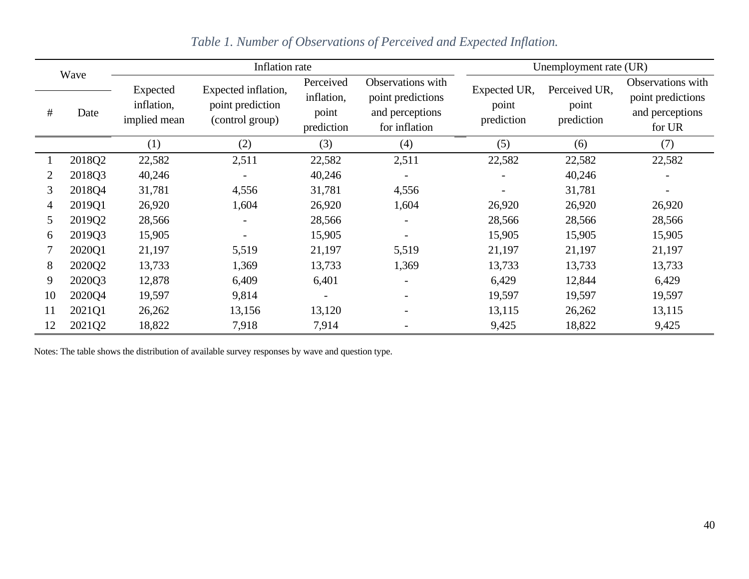*Table 1. Number of Observations of Perceived and Expected Inflation.*

| Wave | | Inflation rate | | | | Unemployment rate (UR) | | |
|---|---|---|---|---|---|---|---|---|
| # | Date | Expected inflation, implied mean | Expected inflation, point prediction (control group) | Perceived inflation, point prediction | Observations with point predictions and perceptions for inflation | Expected UR, point prediction | Perceived UR, point prediction | Observations with point predictions and perceptions for UR |
| | | (1) | (2) | (3) | (4) | (5) | (6) | (7) |
| 1 | 2018Q2 | 22,582 | 2,511 | 22,582 | 2,511 | 22,582 | 22,582 | 22,582 |
| 2 | 2018Q3 | 40,246 | - | 40,246 | - | - | 40,246 | - |
| 3 | 2018Q4 | 31,781 | 4,556 | 31,781 | 4,556 | - | 31,781 | - |
| 4 | 2019Q1 | 26,920 | 1,604 | 26,920 | 1,604 | 26,920 | 26,920 | 26,920 |
| 5 | 2019Q2 | 28,566 | - | 28,566 | - | 28,566 | 28,566 | 28,566 |
| 6 | 2019Q3 | 15,905 | - | 15,905 | - | 15,905 | 15,905 | 15,905 |
| 7 | 2020Q1 | 21,197 | 5,519 | 21,197 | 5,519 | 21,197 | 21,197 | 21,197 |
| 8 | 2020Q2 | 13,733 | 1,369 | 13,733 | 1,369 | 13,733 | 13,733 | 13,733 |
| 9 | 2020Q3 | 12,878 | 6,409 | 6,401 | - | 6,429 | 12,844 | 6,429 |
| 10 | 2020Q4 | 19,597 | 9,814 | - | - | 19,597 | 19,597 | 19,597 |
| 11 | 2021Q1 | 26,262 | 13,156 | 13,120 | - | 13,115 | 26,262 | 13,115 |
| 12 | 2021Q2 | 18,822 | 7,918 | 7,914 | - | 9,425 | 18,822 | 9,425 |

Notes: The table shows the distribution of available survey responses by wave and question type.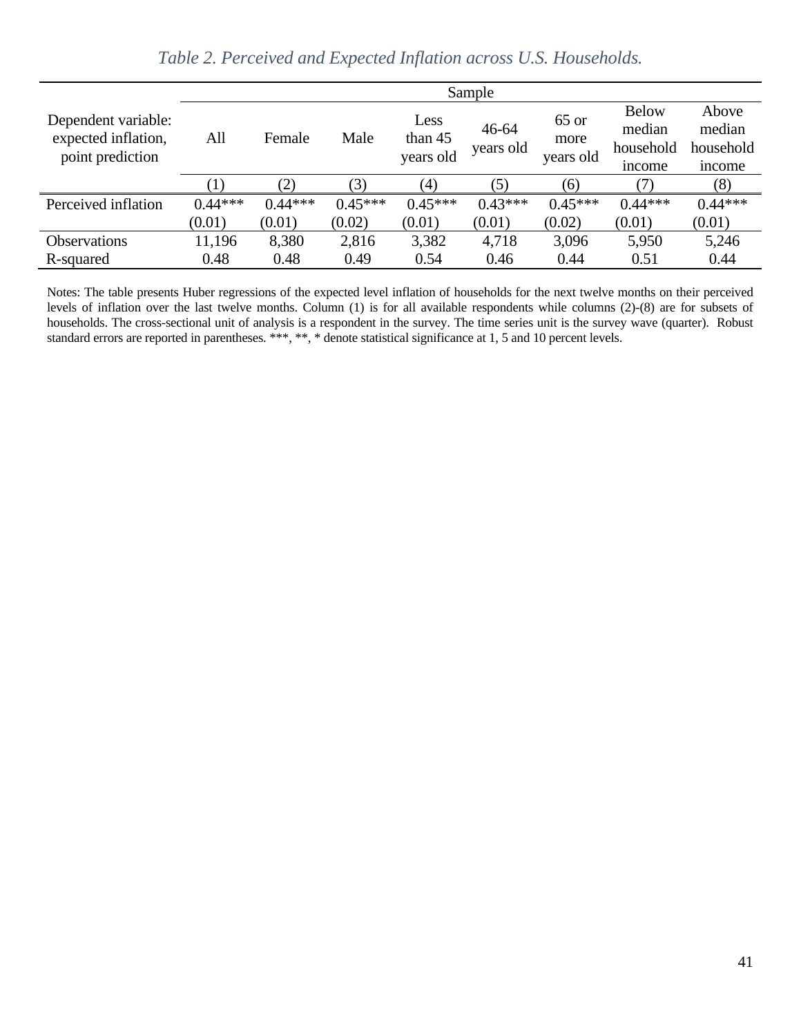*Table 2. Perceived and Expected Inflation across U.S. Households.*

| Dependent variable: expected inflation, point prediction | Sample | | | | | | | |
|---|---|---|---|---|---|---|---|---|
| | All | Female | Male | Less than 45 years old | 46-64 years old | 65 or more years old | Below median household income | Above median household income |
| | (1) | (2) | (3) | (4) | (5) | (6) | (7) | (8) |
| Perceived inflation | 0.44*** | 0.44*** | 0.45*** | 0.45*** | 0.43*** | 0.45*** | 0.44*** | 0.44*** |
| | (0.01) | (0.01) | (0.02) | (0.01) | (0.01) | (0.02) | (0.01) | (0.01) |
| Observations | 11,196 | 8,380 | 2,816 | 3,382 | 4,718 | 3,096 | 5,950 | 5,246 |
| R-squared | 0.48 | 0.48 | 0.49 | 0.54 | 0.46 | 0.44 | 0.51 | 0.44 |

Notes: The table presents Huber regressions of the expected level inflation of households for the next twelve months on their perceived levels of inflation over the last twelve months. Column (1) is for all available respondents while columns (2)-(8) are for subsets of households. The cross-sectional unit of analysis is a respondent in the survey. The time series unit is the survey wave (quarter). Robust standard errors are reported in parentheses. ***, **, * denote statistical significance at 1, 5 and 10 percent levels.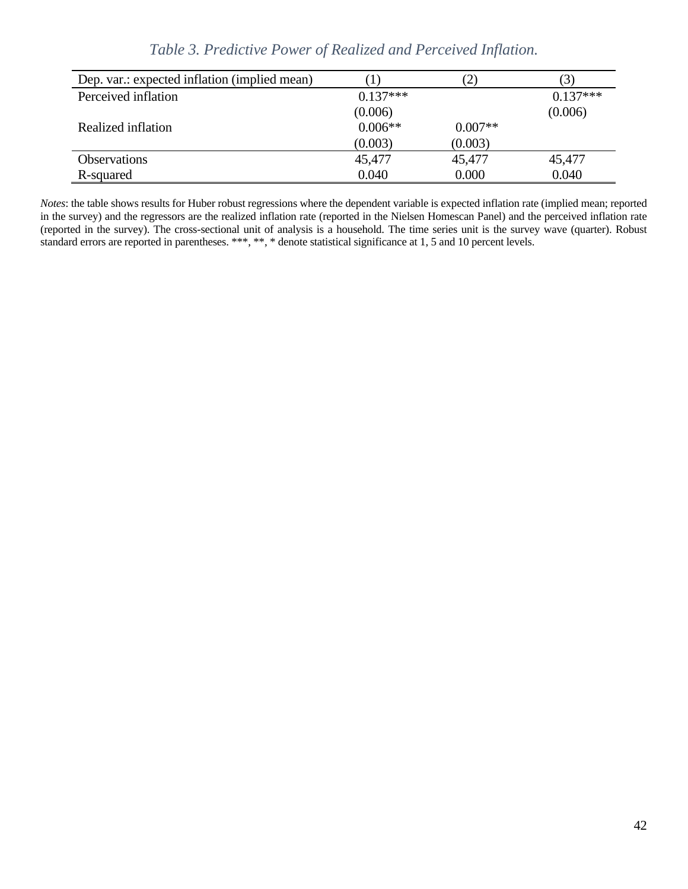*Table 3. Predictive Power of Realized and Perceived Inflation.*

| Dep. var.: expected inflation (implied mean) | (1) | (2) | (3) |
|---|---|---|---|
| Perceived inflation | 0.137*** | | 0.137*** |
| | (0.006) | | (0.006) |
| Realized inflation | 0.006** | 0.007** | |
| | (0.003) | (0.003) | |
| Observations | 45,477 | 45,477 | 45,477 |
| R-squared | 0.040 | 0.000 | 0.040 |

*Notes*: the table shows results for Huber robust regressions where the dependent variable is expected inflation rate (implied mean; reported in the survey) and the regressors are the realized inflation rate (reported in the Nielsen Homescan Panel) and the perceived inflation rate (reported in the survey). The cross-sectional unit of analysis is a household. The time series unit is the survey wave (quarter). Robust standard errors are reported in parentheses. ***, **, * denote statistical significance at 1, 5 and 10 percent levels.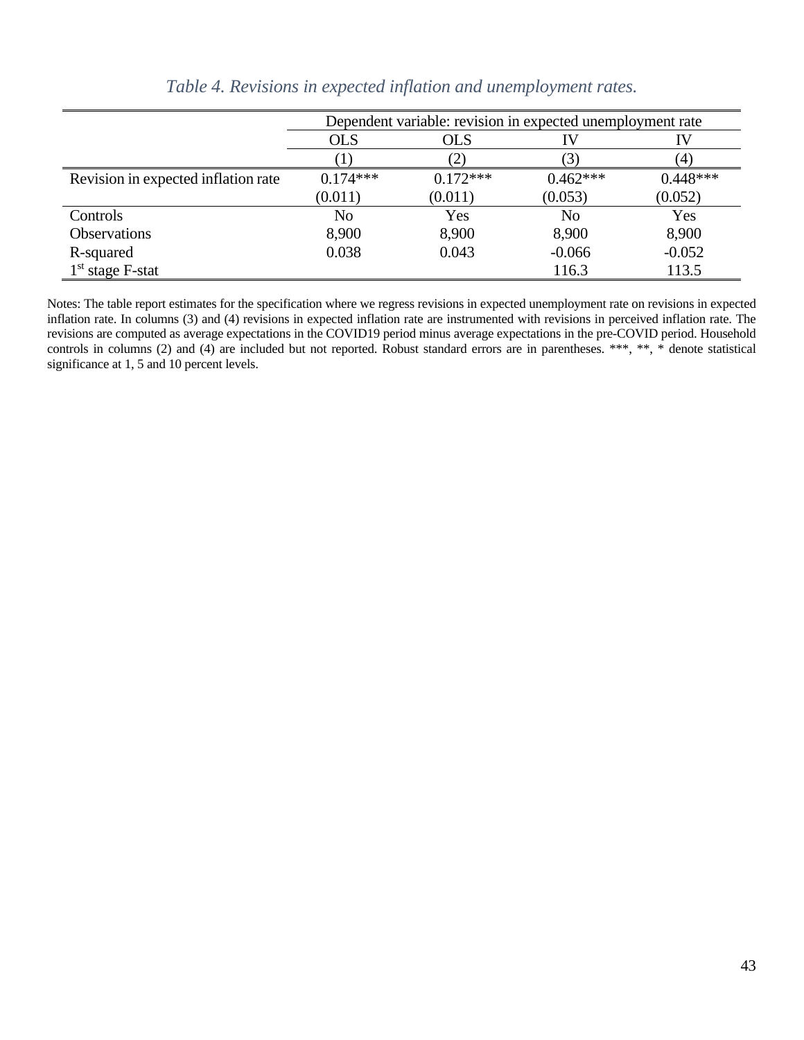*Table 4. Revisions in expected inflation and unemployment rates.*

| | Dependent variable: revision in expected unemployment rate | | | |
|---|---|---|---|---|
| | OLS | OLS | IV | IV |
| | (1) | (2) | (3) | (4) |
| Revision in expected inflation rate | 0.174*** | 0.172*** | 0.462*** | 0.448*** |
| | (0.011) | (0.011) | (0.053) | (0.052) |
| Controls | No | Yes | No | Yes |
| Observations | 8,900 | 8,900 | 8,900 | 8,900 |
| R-squared | 0.038 | 0.043 | -0.066 | -0.052 |
| 1st stage F-stat | | | 116.3 | 113.5 |

Notes: The table report estimates for the specification where we regress revisions in expected unemployment rate on revisions in expected inflation rate. In columns (3) and (4) revisions in expected inflation rate are instrumented with revisions in perceived inflation rate. The revisions are computed as average expectations in the COVID19 period minus average expectations in the pre-COVID period. Household controls in columns (2) and (4) are included but not reported. Robust standard errors are in parentheses. ***, **, * denote statistical significance at 1, 5 and 10 percent levels.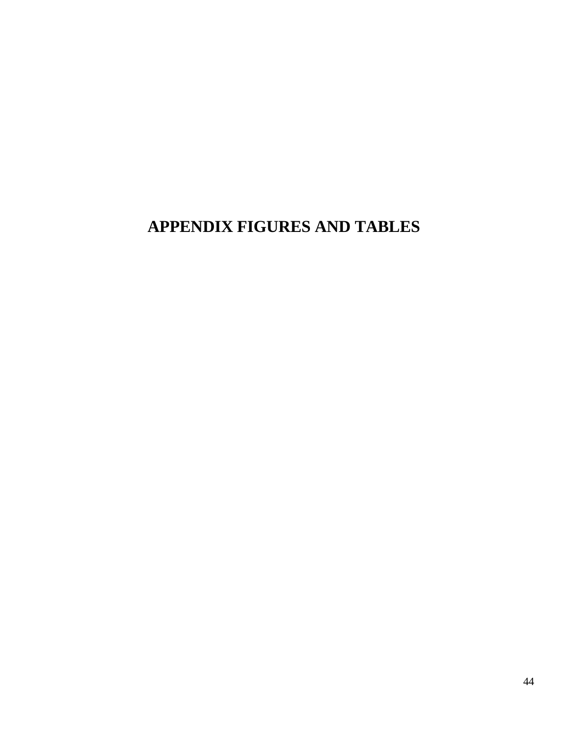# APPENDIX FIGURES AND TABLES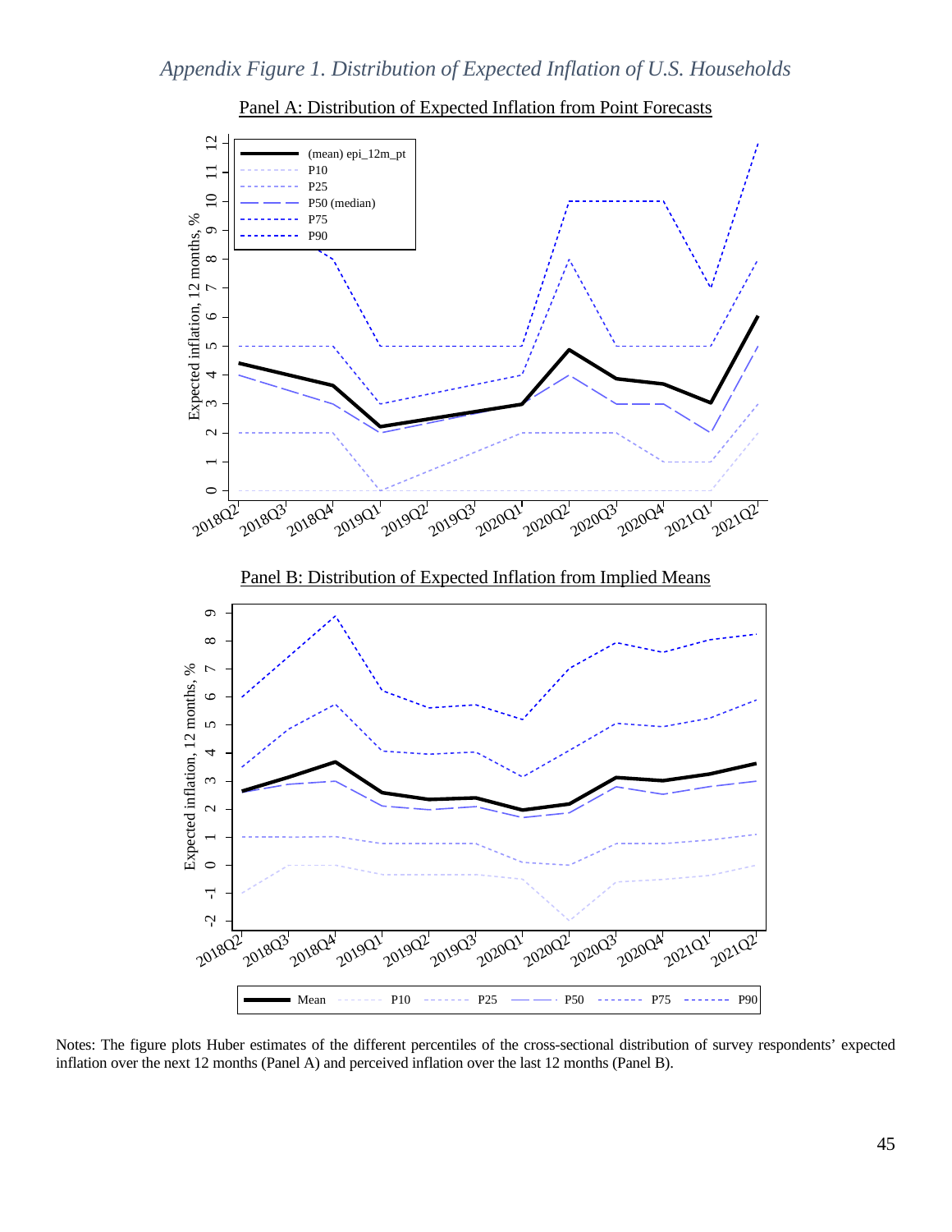*Appendix Figure 1. Distribution of Expected Inflation of U.S. Households*

Panel A: Distribution of Expected Inflation from Point Forecasts

Panel B: Distribution of Expected Inflation from Implied Means

Notes: The figure plots Huber estimates of the different percentiles of the cross-sectional distribution of survey respondents' expected inflation over the next 12 months (Panel A) and perceived inflation over the last 12 months (Panel B).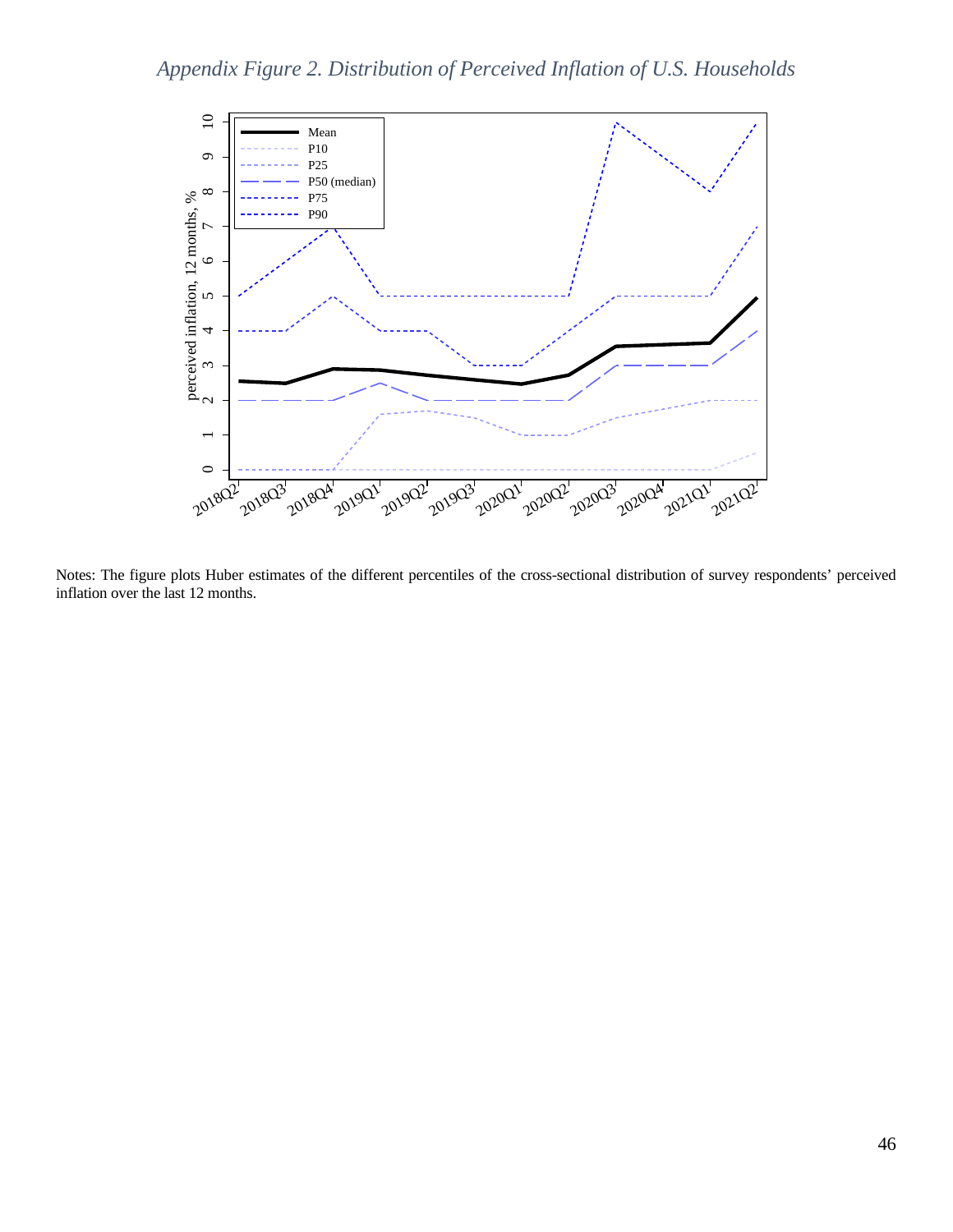*Appendix Figure 2. Distribution of Perceived Inflation of U.S. Households*

Notes: The figure plots Huber estimates of the different percentiles of the cross-sectional distribution of survey respondents' perceived inflation over the last 12 months.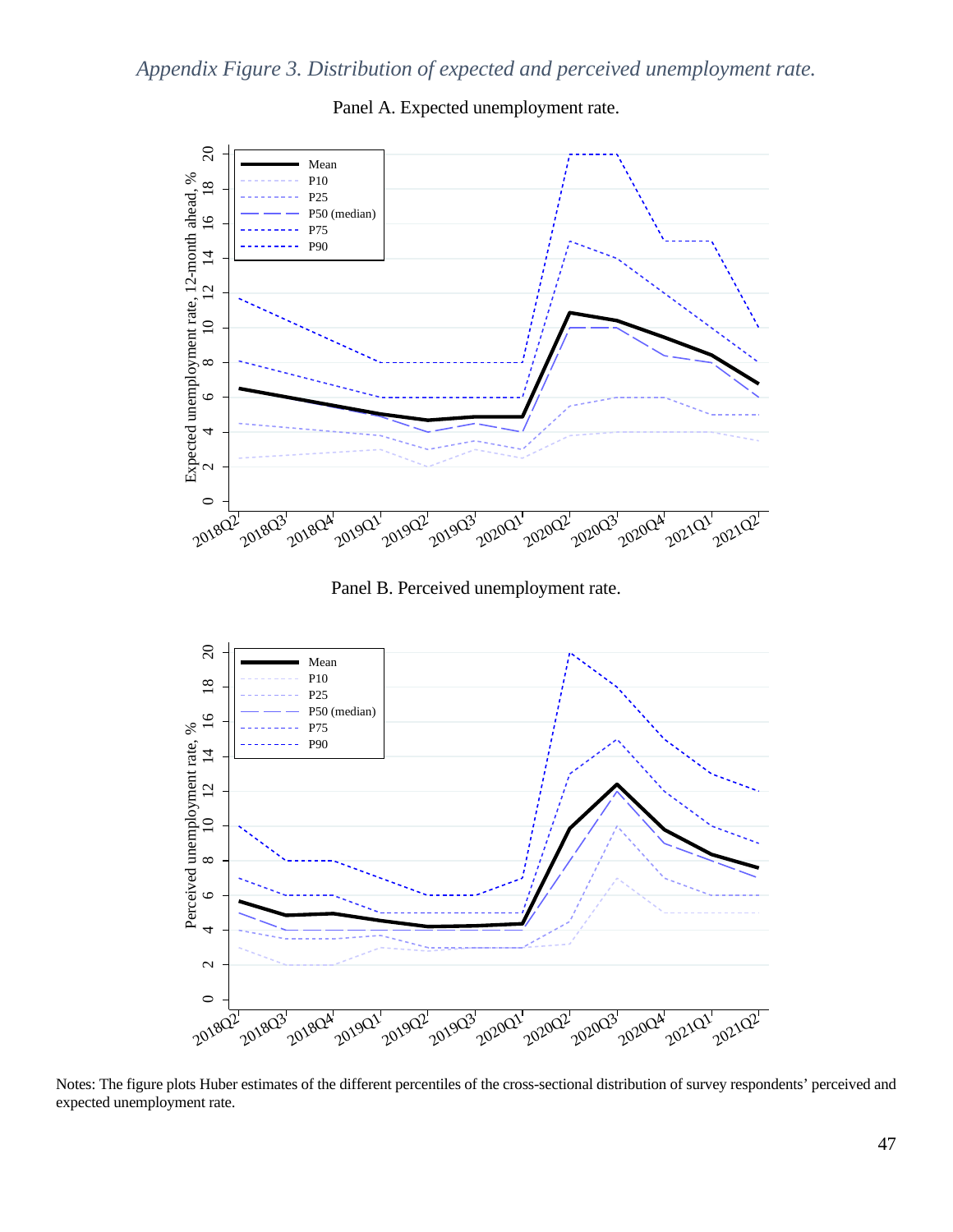*Appendix Figure 3. Distribution of expected and perceived unemployment rate.*

Panel A. Expected unemployment rate.

Panel B. Perceived unemployment rate.

Notes: The figure plots Huber estimates of the different percentiles of the cross-sectional distribution of survey respondents' perceived and expected unemployment rate.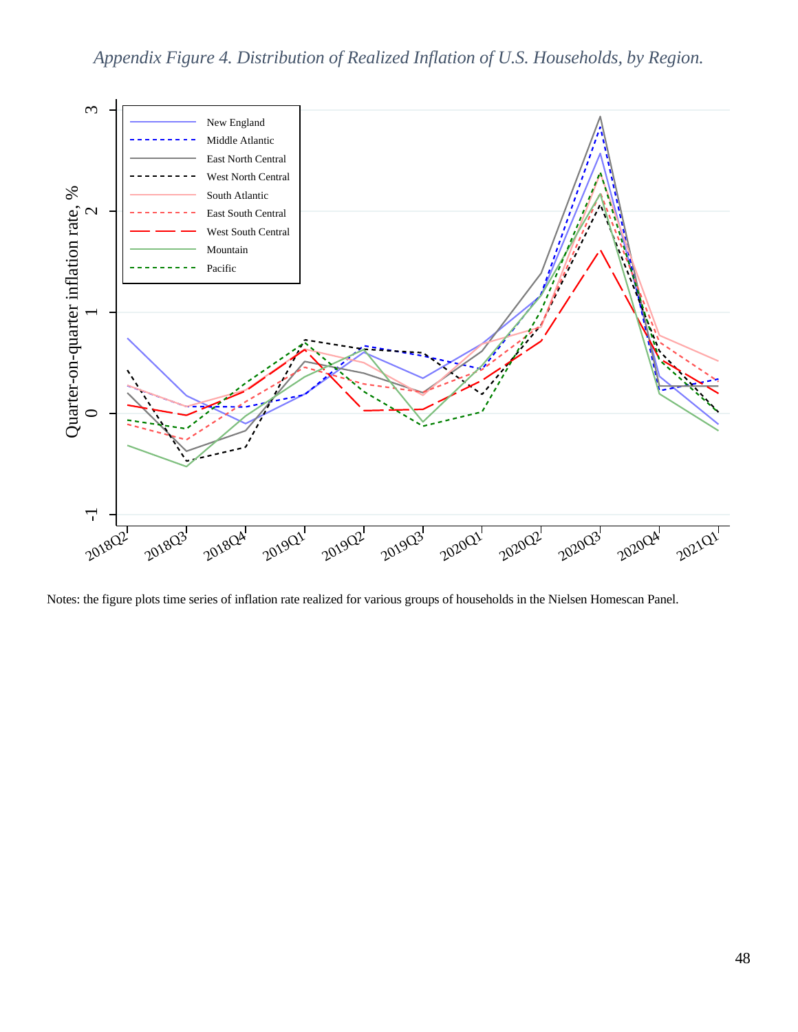*Appendix Figure 4. Distribution of Realized Inflation of U.S. Households, by Region.*

Notes: the figure plots time series of inflation rate realized for various groups of households in the Nielsen Homescan Panel.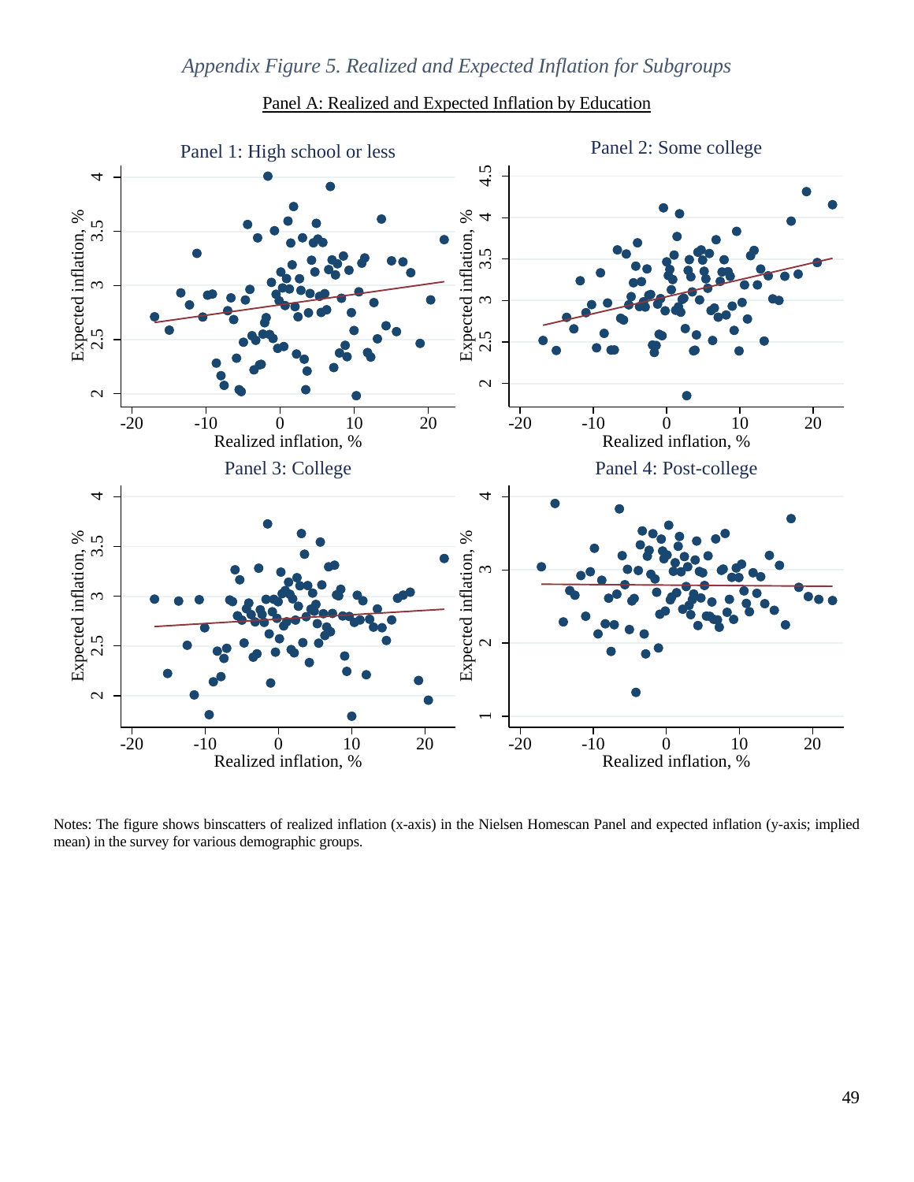*Appendix Figure 5. Realized and Expected Inflation for Subgroups*

Panel A: Realized and Expected Inflation by Education

Panel 1: High school or less

Panel 2: Some college

Panel 3: College

Panel 4: Post-college

Notes: The figure shows binscatters of realized inflation (x-axis) in the Nielsen Homescan Panel and expected inflation (y-axis; implied mean) in the survey for various demographic groups.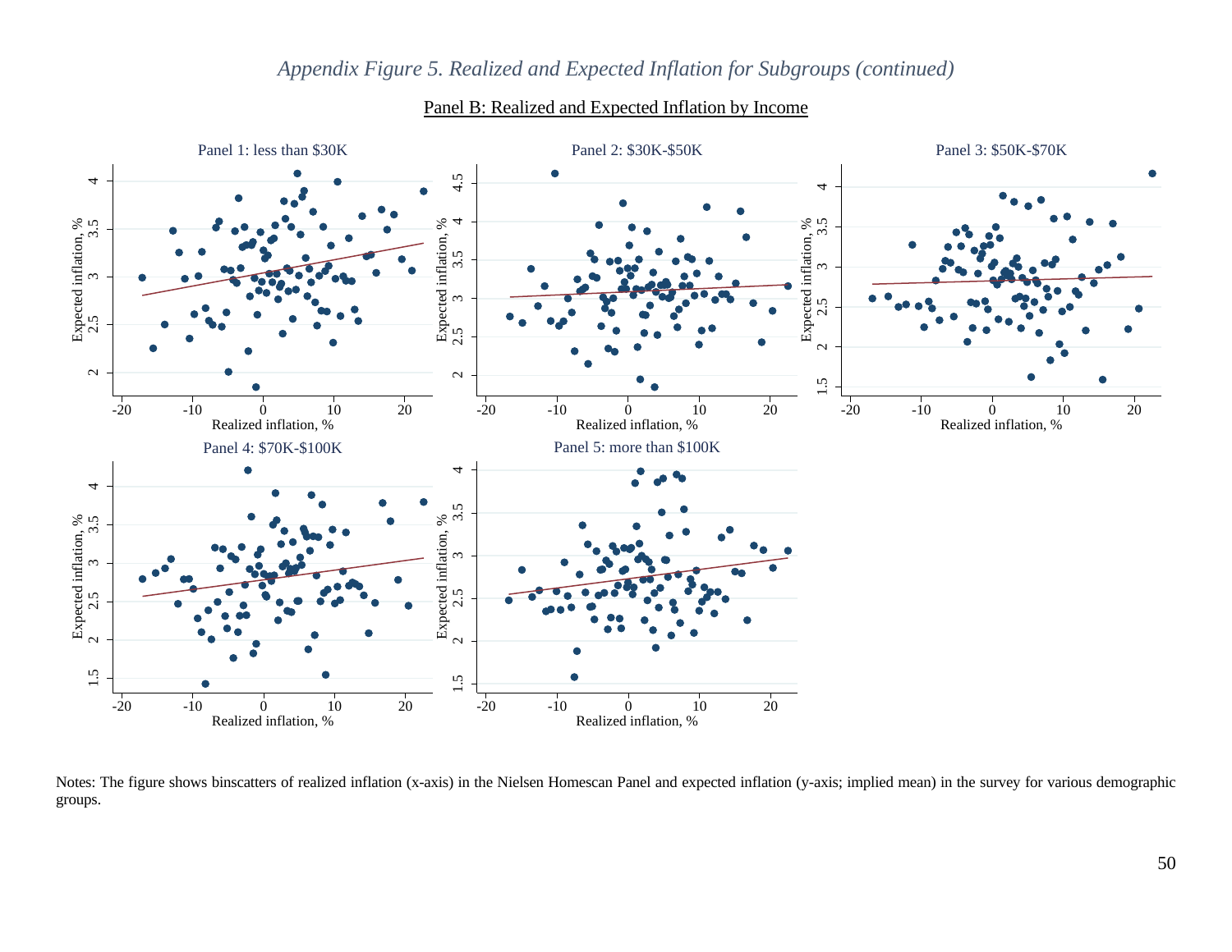*Appendix Figure 5. Realized and Expected Inflation for Subgroups (continued)*

Panel B: Realized and Expected Inflation by Income

Panel 1: less than $30K

Panel 2: $30K-$50K

Panel 3: $50K-$70K

Panel 4: $70K-$100K

Panel 5: more than $100K

Notes: The figure shows binscatters of realized inflation (x-axis) in the Nielsen Homescan Panel and expected inflation (y-axis; implied mean) in the survey for various demographic groups.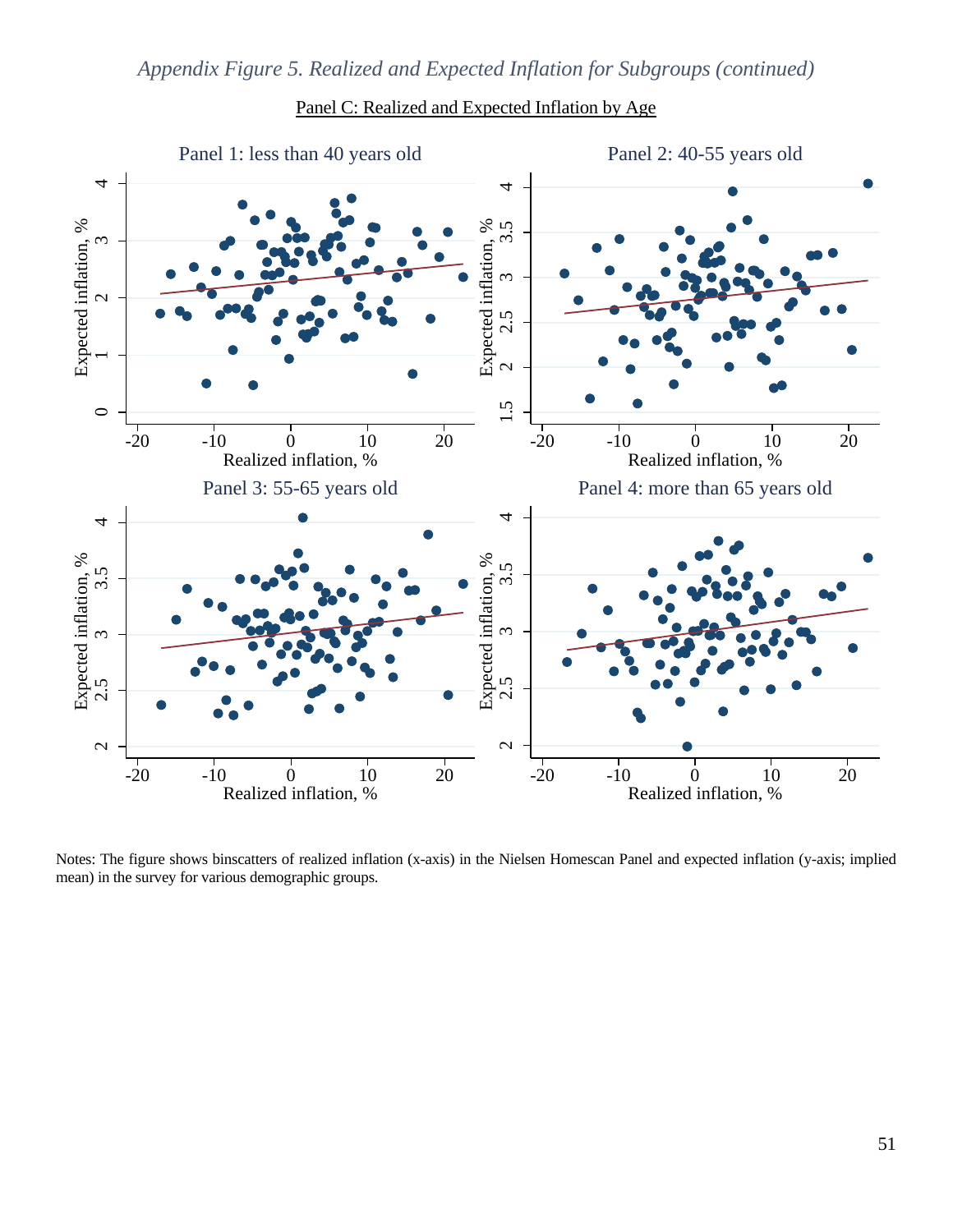*Appendix Figure 5. Realized and Expected Inflation for Subgroups (continued)*

Panel C: Realized and Expected Inflation by Age

Panel 1: less than 40 years old

Panel 2: 40-55 years old

Panel 3: 55-65 years old

Panel 4: more than 65 years old

Notes: The figure shows binscatters of realized inflation (x-axis) in the Nielsen Homescan Panel and expected inflation (y-axis; implied mean) in the survey for various demographic groups.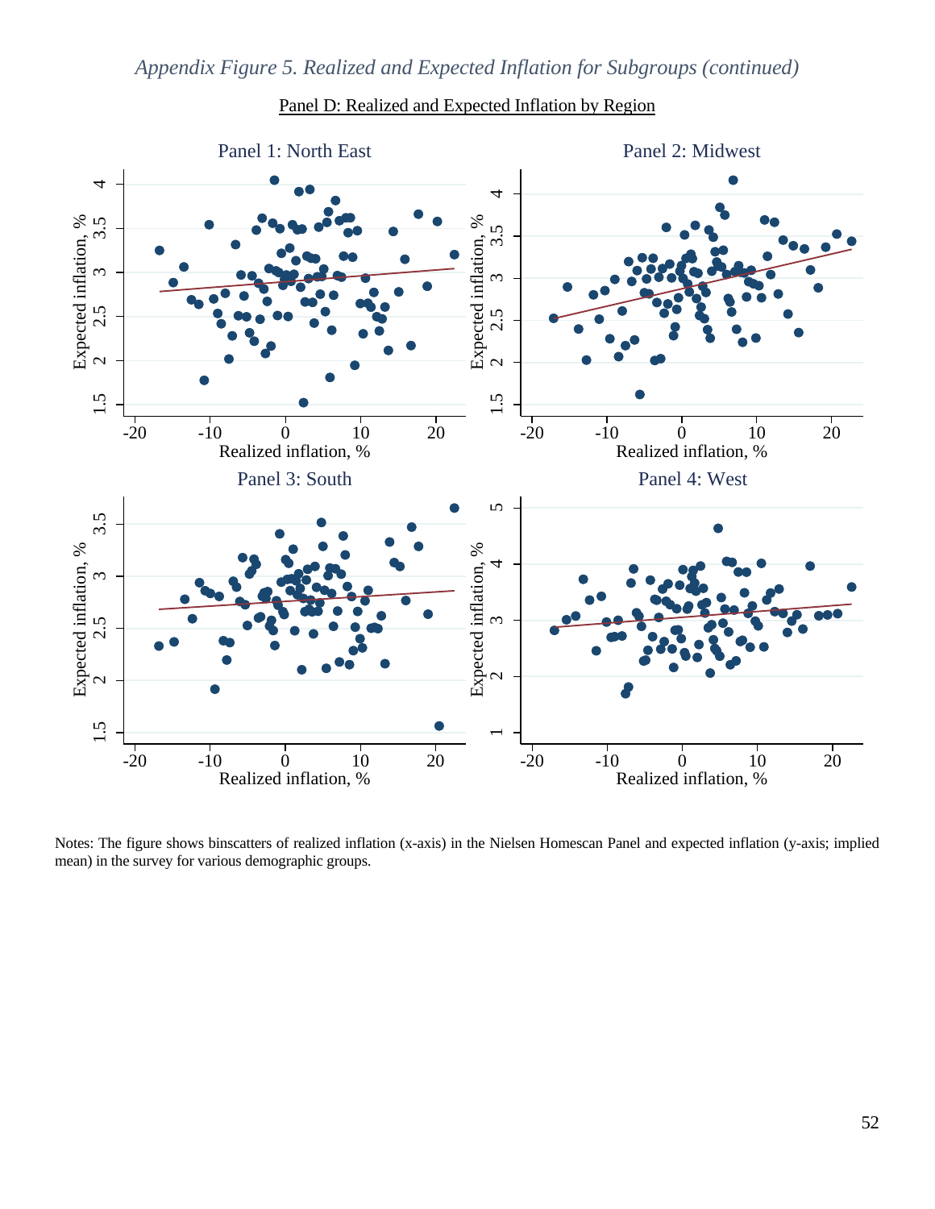*Appendix Figure 5. Realized and Expected Inflation for Subgroups (continued)*

Panel D: Realized and Expected Inflation by Region

Panel 1: North East

Panel 2: Midwest

Panel 3: South

Panel 4: West

Notes: The figure shows binscatters of realized inflation (x-axis) in the Nielsen Homescan Panel and expected inflation (y-axis; implied mean) in the survey for various demographic groups.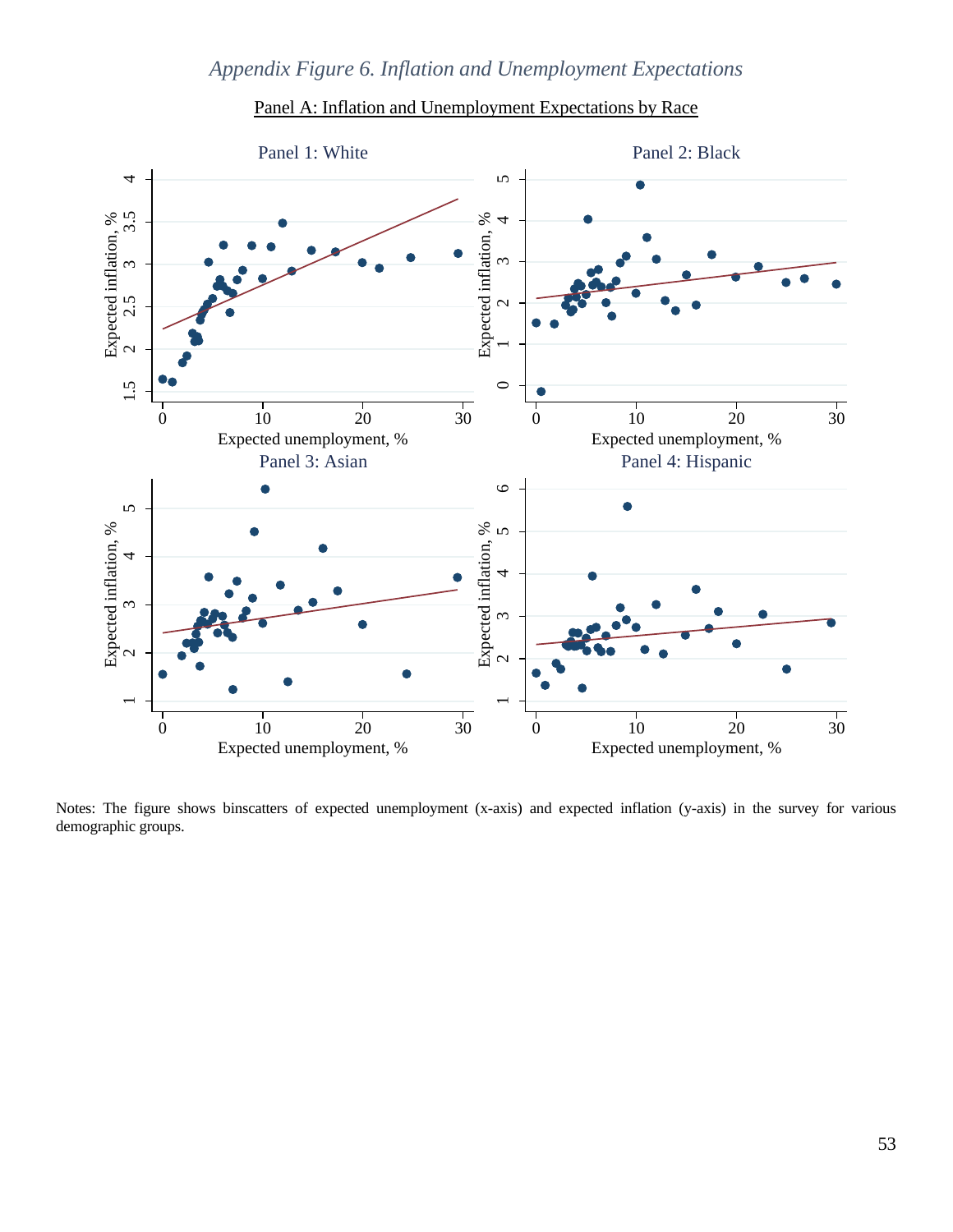*Appendix Figure 6. Inflation and Unemployment Expectations*

Panel A: Inflation and Unemployment Expectations by Race

Panel 1: White

Panel 2: Black

Panel 3: Asian

Panel 4: Hispanic

Notes: The figure shows binscatters of expected unemployment (x-axis) and expected inflation (y-axis) in the survey for various demographic groups.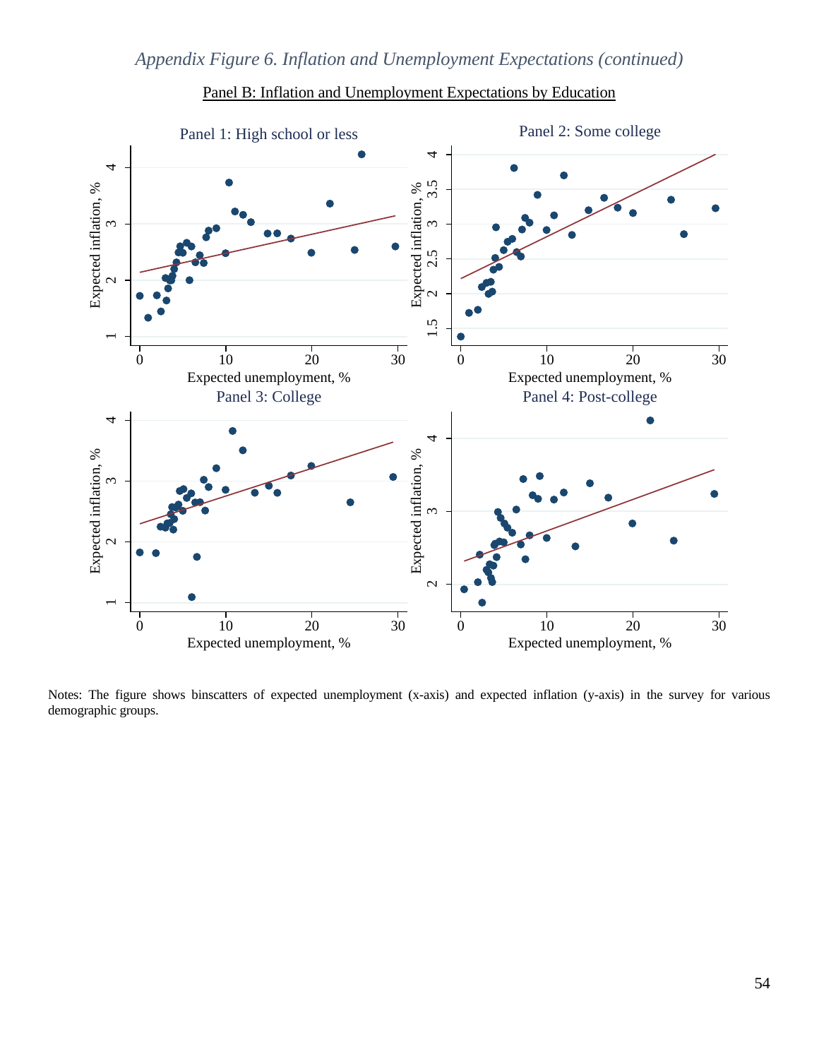*Appendix Figure 6. Inflation and Unemployment Expectations (continued)*

Panel B: Inflation and Unemployment Expectations by Education

Panel 1: High school or less

Panel 2: Some college

Panel 3: College

Panel 4: Post-college

Notes: The figure shows binscatters of expected unemployment (x-axis) and expected inflation (y-axis) in the survey for various demographic groups.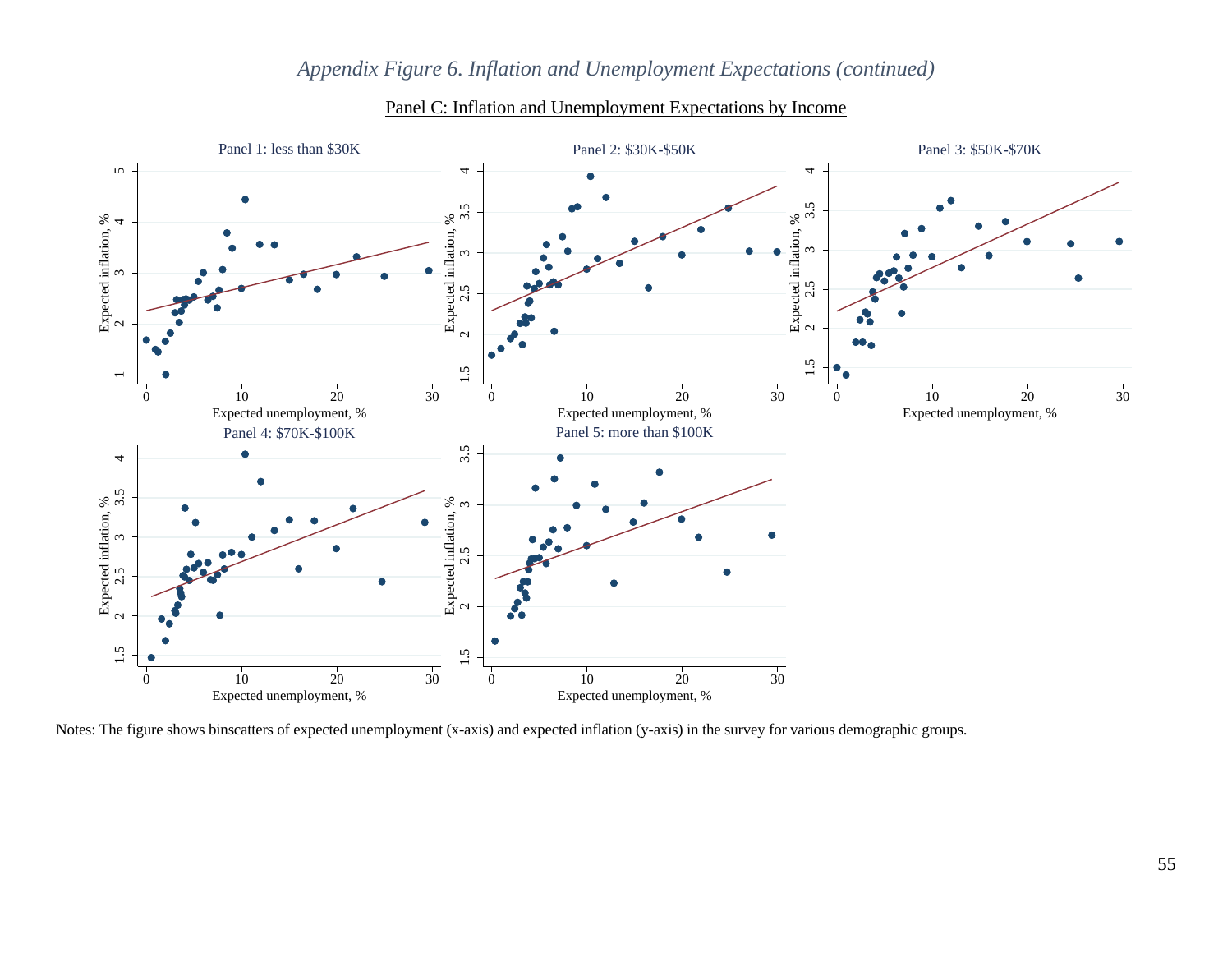*Appendix Figure 6. Inflation and Unemployment Expectations (continued)*

Panel C: Inflation and Unemployment Expectations by Income

Panel 1: less than \$30K

Panel 2: \$30K-\$50K

Panel 3: \$50K-\$70K

Panel 4: \$70K-\$100K

Panel 5: more than \$100K

Notes: The figure shows binscatters of expected unemployment (x-axis) and expected inflation (y-axis) in the survey for various demographic groups.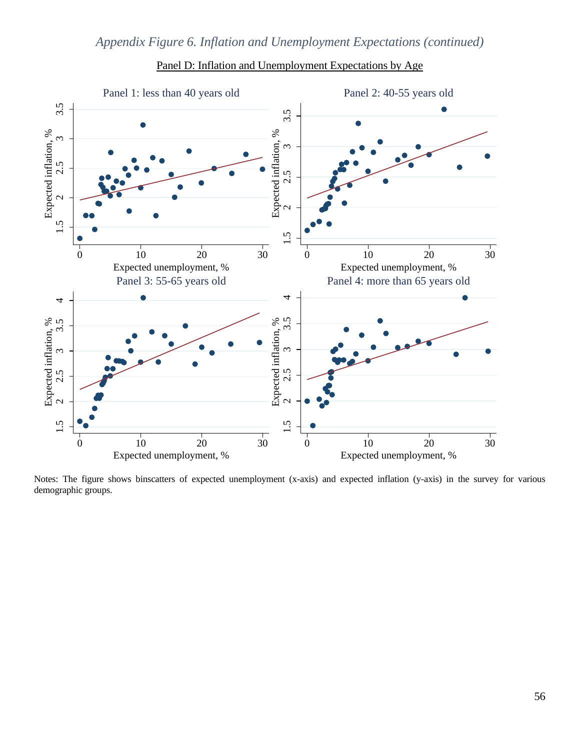*Appendix Figure 6. Inflation and Unemployment Expectations (continued)*

Panel D: Inflation and Unemployment Expectations by Age

Notes: The figure shows binscatters of expected unemployment (x-axis) and expected inflation (y-axis) in the survey for various demographic groups.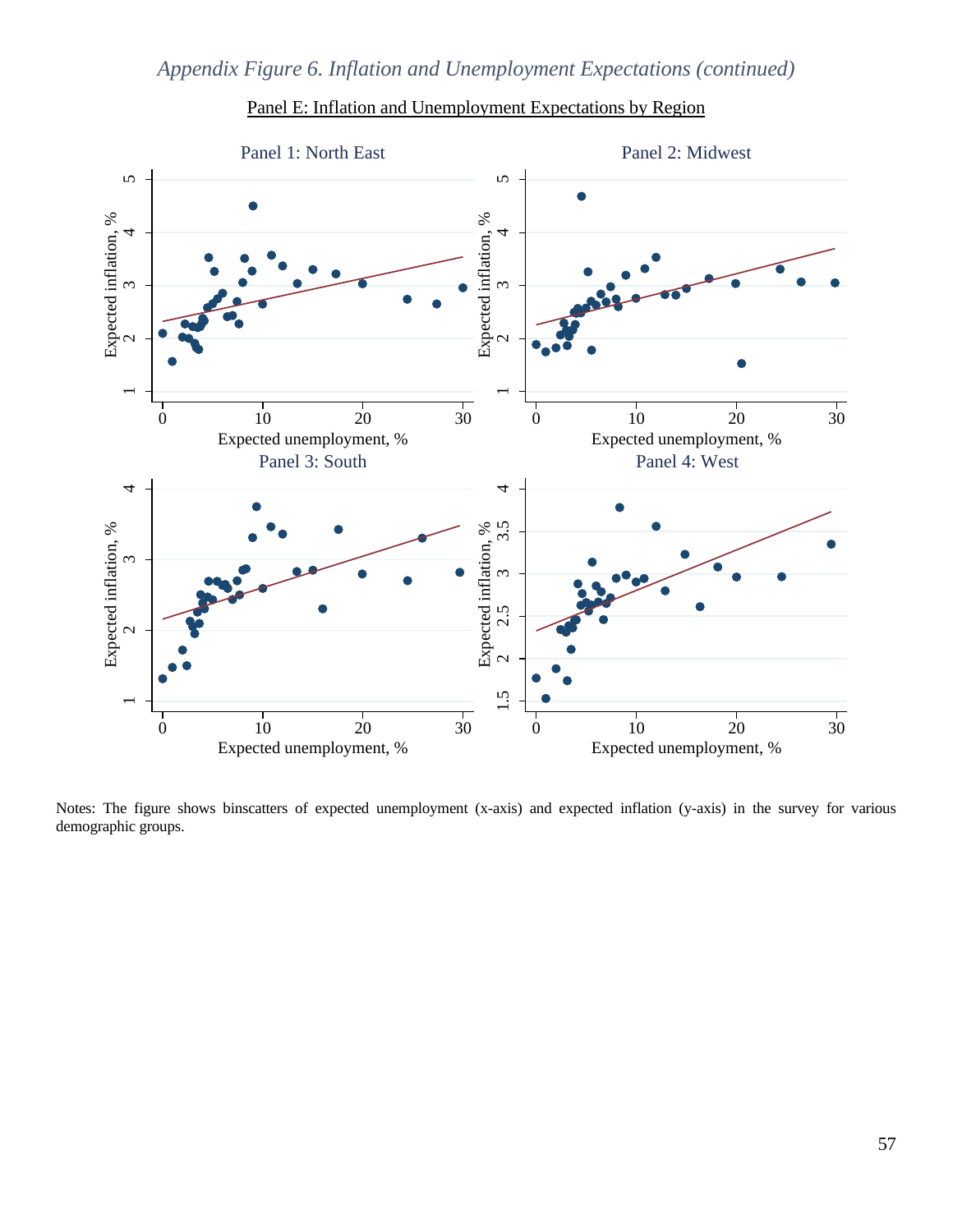*Appendix Figure 6. Inflation and Unemployment Expectations (continued)*

Panel E: Inflation and Unemployment Expectations by Region

Panel 1: North East

Panel 2: Midwest

Panel 3: South

Panel 4: West

Notes: The figure shows binscatters of expected unemployment (x-axis) and expected inflation (y-axis) in the survey for various demographic groups.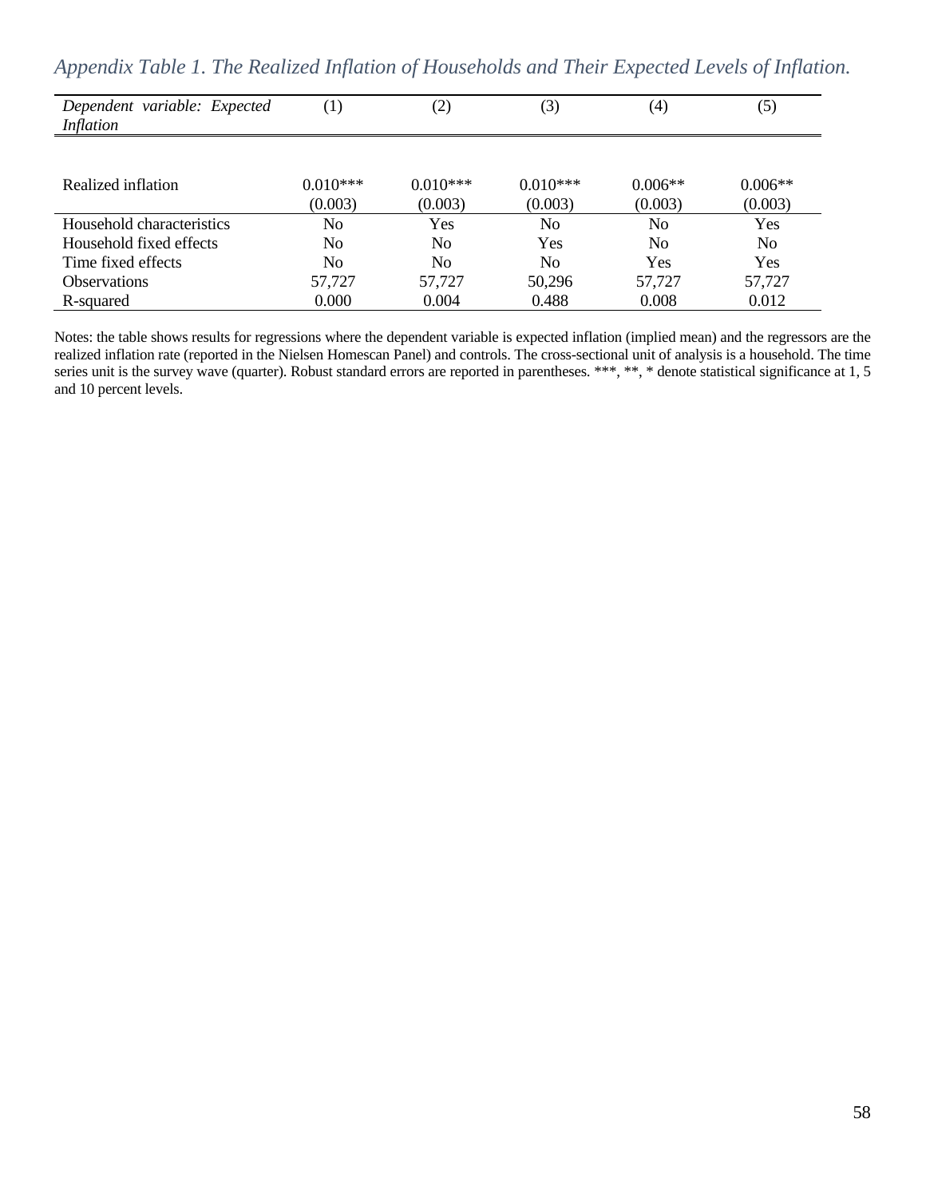*Appendix Table 1. The Realized Inflation of Households and Their Expected Levels of Inflation.*

| *Dependent variable: Expected Inflation* | (1) | (2) | (3) | (4) | (5) |
|---|---|---|---|---|---|
| Realized inflation | 0.010*** | 0.010*** | 0.010*** | 0.006** | 0.006** |
| | (0.003) | (0.003) | (0.003) | (0.003) | (0.003) |
| Household characteristics | No | Yes | No | No | Yes |
| Household fixed effects | No | No | Yes | No | No |
| Time fixed effects | No | No | No | Yes | Yes |
| Observations | 57,727 | 57,727 | 50,296 | 57,727 | 57,727 |
| R-squared | 0.000 | 0.004 | 0.488 | 0.008 | 0.012 |

Notes: the table shows results for regressions where the dependent variable is expected inflation (implied mean) and the regressors are the realized inflation rate (reported in the Nielsen Homescan Panel) and controls. The cross-sectional unit of analysis is a household. The time series unit is the survey wave (quarter). Robust standard errors are reported in parentheses. ***, **, * denote statistical significance at 1, 5 and 10 percent levels.